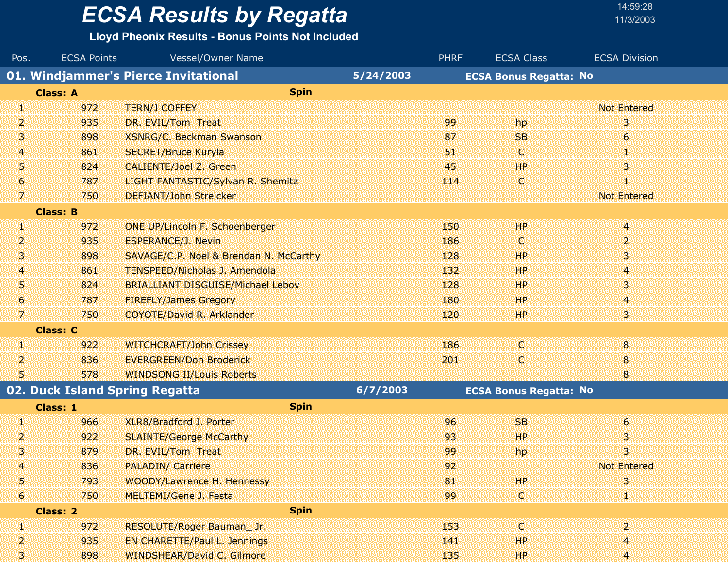# ECSA Results by Regatta

**Lloyd Pheonix Results - Bonus Points Not Included**

14:59:28
11/3/2003

## 01. Windjammer's Pierce Invitational

5/24/2003 — **ECSA Bonus Regatta: No**

**Class: A** — Spin

| Pos. | ECSA Points | Vessel/Owner Name | PHRF | ECSA Class | ECSA Division |
|---|---|---|---|---|---|
| 1 | 972 | TERN/J COFFEY | | | Not Entered |
| 2 | 935 | DR. EVIL/Tom Treat | 99 | hp | 3 |
| 3 | 898 | XSNRG/C. Beckman Swanson | 87 | SB | 6 |
| 4 | 861 | SECRET/Bruce Kuryla | 51 | C | 1 |
| 5 | 824 | CALIENTE/Joel Z. Green | 45 | HP | 3 |
| 6 | 787 | LIGHT FANTASTIC/Sylvan R. Shemitz | 114 | C | 1 |
| 7 | 750 | DEFIANT/John Streicker | | | Not Entered |

**Class: B**

| Pos. | ECSA Points | Vessel/Owner Name | PHRF | ECSA Class | ECSA Division |
|---|---|---|---|---|---|
| 1 | 972 | ONE UP/Lincoln F. Schoenberger | 150 | HP | 4 |
| 2 | 935 | ESPERANCE/J. Nevin | 186 | C | 2 |
| 3 | 898 | SAVAGE/C.P. Noel & Brendan N. McCarthy | 128 | HP | 3 |
| 4 | 861 | TENSPEED/Nicholas J. Amendola | 132 | HP | 4 |
| 5 | 824 | BRIALLIANT DISGUISE/Michael Lebov | 128 | HP | 3 |
| 6 | 787 | FIREFLY/James Gregory | 180 | HP | 4 |
| 7 | 750 | COYOTE/David R. Arklander | 120 | HP | 3 |

**Class: C**

| Pos. | ECSA Points | Vessel/Owner Name | PHRF | ECSA Class | ECSA Division |
|---|---|---|---|---|---|
| 1 | 922 | WITCHCRAFT/John Crissey | 186 | C | 8 |
| 2 | 836 | EVERGREEN/Don Broderick | 201 | C | 8 |
| 5 | 578 | WINDSONG II/Louis Roberts | | | 8 |

## 02. Duck Island Spring Regatta

6/7/2003 — **ECSA Bonus Regatta: No**

**Class: 1** — Spin

| Pos. | ECSA Points | Vessel/Owner Name | PHRF | ECSA Class | ECSA Division |
|---|---|---|---|---|---|
| 1 | 966 | XLR8/Bradford J. Porter | 96 | SB | 6 |
| 2 | 922 | SLAINTE/George McCarthy | 93 | HP | 3 |
| 3 | 879 | DR. EVIL/Tom Treat | 99 | hp | 3 |
| 4 | 836 | PALADIN/ Carriere | 92 | | Not Entered |
| 5 | 793 | WOODY/Lawrence H. Hennessy | 81 | HP | 3 |
| 6 | 750 | MELTEMI/Gene J. Festa | 99 | C | 1 |

**Class: 2** — Spin

| Pos. | ECSA Points | Vessel/Owner Name | PHRF | ECSA Class | ECSA Division |
|---|---|---|---|---|---|
| 1 | 972 | RESOLUTE/Roger Bauman_ Jr. | 153 | C | 2 |
| 2 | 935 | EN CHARETTE/Paul L. Jennings | 141 | HP | 4 |
| 3 | 898 | WINDSHEAR/David C. Gilmore | 135 | HP | 4 |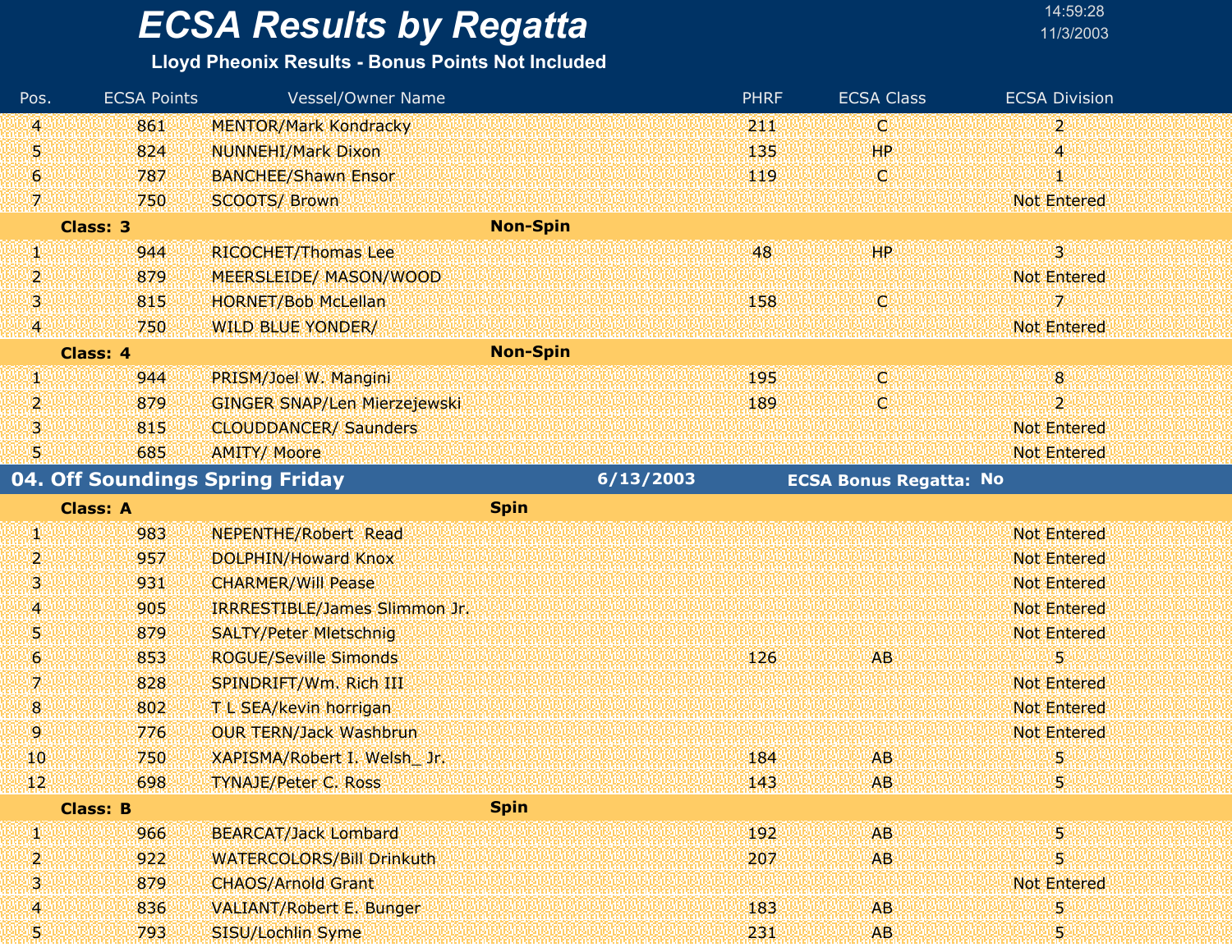# ECSA Results by Regatta

**Lloyd Pheonix Results - Bonus Points Not Included**

| Pos. | ECSA Points | Vessel/Owner Name | PHRF | ECSA Class | ECSA Division |
|---|---|---|---|---|---|
| 4 | 861 | MENTOR/Mark Kondracky | 211 | C | 2 |
| 5 | 824 | NUNNEHI/Mark Dixon | 135 | HP | 4 |
| 6 | 787 | BANCHEE/Shawn Ensor | 119 | C | 1 |
| 7 | 750 | SCOOTS/ Brown | | | Not Entered |
| **Class: 3** | | **Non-Spin** | | | |
| 1 | 944 | RICOCHET/Thomas Lee | 48 | HP | 3 |
| 2 | 879 | MEERSLEIDE/ MASON/WOOD | | | Not Entered |
| 3 | 815 | HORNET/Bob McLellan | 158 | C | 7 |
| 4 | 750 | WILD BLUE YONDER/ | | | Not Entered |
| **Class: 4** | | **Non-Spin** | | | |
| 1 | 944 | PRISM/Joel W. Mangini | 195 | C | 8 |
| 2 | 879 | GINGER SNAP/Len Mierzejewski | 189 | C | 2 |
| 3 | 815 | CLOUDDANCER/ Saunders | | | Not Entered |
| 5 | 685 | AMITY/ Moore | | | Not Entered |

## 04. Off Soundings Spring Friday — 6/13/2003 — ECSA Bonus Regatta: No

| Pos. | ECSA Points | Vessel/Owner Name | PHRF | ECSA Class | ECSA Division |
|---|---|---|---|---|---|
| **Class: A** | | **Spin** | | | |
| 1 | 983 | NEPENTHE/Robert Read | | | Not Entered |
| 2 | 957 | DOLPHIN/Howard Knox | | | Not Entered |
| 3 | 931 | CHARMER/Will Pease | | | Not Entered |
| 4 | 905 | IRRRESTIBLE/James Slimmon Jr. | | | Not Entered |
| 5 | 879 | SALTY/Peter Mletschnig | | | Not Entered |
| 6 | 853 | ROGUE/Seville Simonds | 126 | AB | 5 |
| 7 | 828 | SPINDRIFT/Wm. Rich III | | | Not Entered |
| 8 | 802 | T L SEA/kevin horrigan | | | Not Entered |
| 9 | 776 | OUR TERN/Jack Washbrun | | | Not Entered |
| 10 | 750 | XAPISMA/Robert I. Welsh_ Jr. | 184 | AB | 5 |
| 12 | 698 | TYNAJE/Peter C. Ross | 143 | AB | 5 |
| **Class: B** | | **Spin** | | | |
| 1 | 966 | BEARCAT/Jack Lombard | 192 | AB | 5 |
| 2 | 922 | WATERCOLORS/Bill Drinkuth | 207 | AB | 5 |
| 3 | 879 | CHAOS/Arnold Grant | | | Not Entered |
| 4 | 836 | VALIANT/Robert E. Bunger | 183 | AB | 5 |
| 5 | 793 | SISU/Lochlin Syme | 231 | AB | 5 |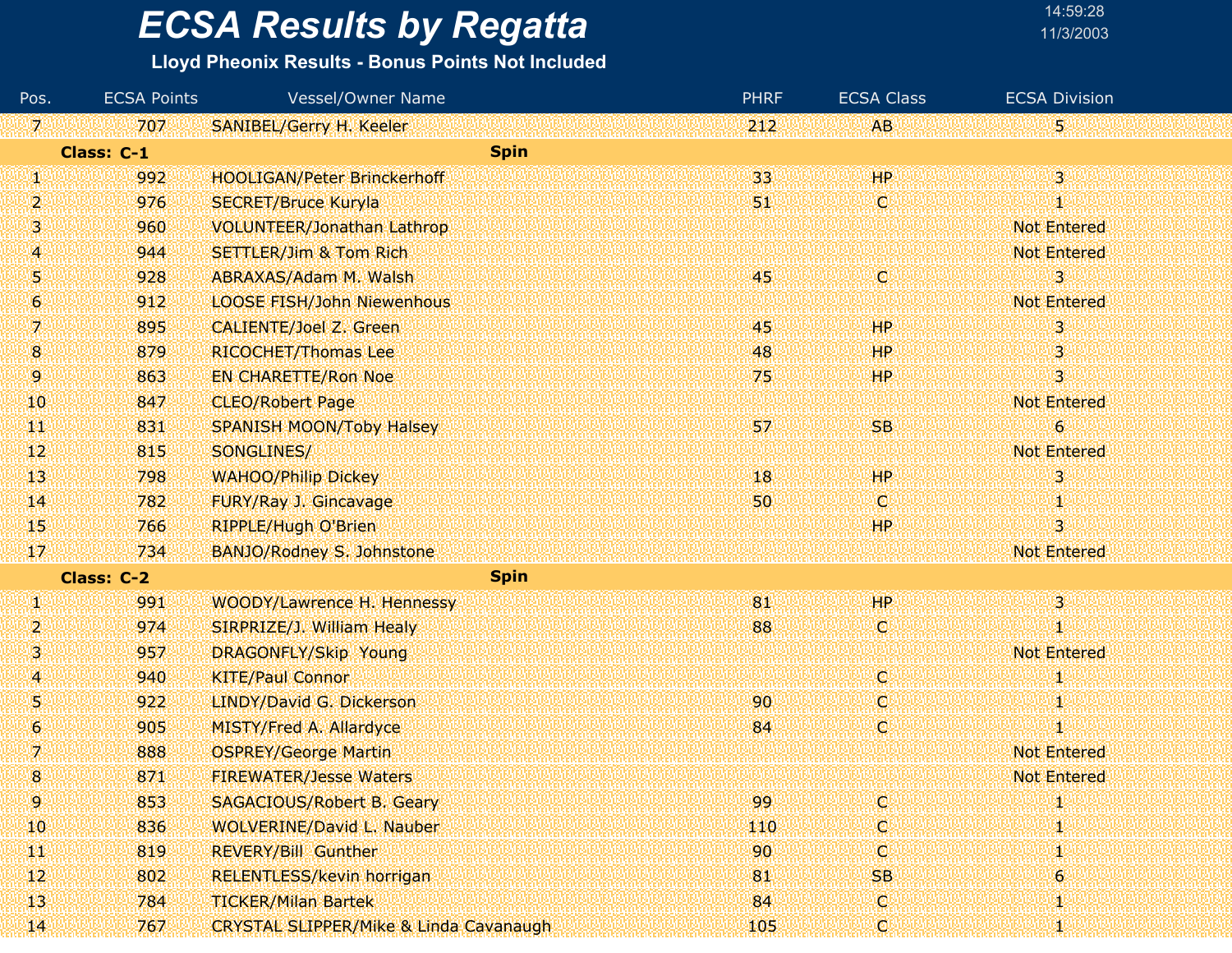# ECSA Results by Regatta

**Lloyd Pheonix Results - Bonus Points Not Included**

| Pos. | ECSA Points | Vessel/Owner Name | PHRF | ECSA Class | ECSA Division |
|---|---|---|---|---|---|
| 7 | 707 | SANIBEL/Gerry H. Keeler | 212 | AB | 5 |
| **Class: C-1** | | **Spin** | | | |
| 1 | 992 | HOOLIGAN/Peter Brinckerhoff | 33 | HP | 3 |
| 2 | 976 | SECRET/Bruce Kuryla | 51 | C | 1 |
| 3 | 960 | VOLUNTEER/Jonathan Lathrop | | | Not Entered |
| 4 | 944 | SETTLER/Jim & Tom Rich | | | Not Entered |
| 5 | 928 | ABRAXAS/Adam M. Walsh | 45 | C | 3 |
| 6 | 912 | LOOSE FISH/John Niewenhous | | | Not Entered |
| 7 | 895 | CALIENTE/Joel Z. Green | 45 | HP | 3 |
| 8 | 879 | RICOCHET/Thomas Lee | 48 | HP | 3 |
| 9 | 863 | EN CHARETTE/Ron Noe | 75 | HP | 3 |
| 10 | 847 | CLEO/Robert Page | | | Not Entered |
| 11 | 831 | SPANISH MOON/Toby Halsey | 57 | SB | 6 |
| 12 | 815 | SONGLINES/ | | | Not Entered |
| 13 | 798 | WAHOO/Philip Dickey | 18 | HP | 3 |
| 14 | 782 | FURY/Ray J. Gincavage | 50 | C | 1 |
| 15 | 766 | RIPPLE/Hugh O'Brien | | HP | 3 |
| 17 | 734 | BANJO/Rodney S. Johnstone | | | Not Entered |
| **Class: C-2** | | **Spin** | | | |
| 1 | 991 | WOODY/Lawrence H. Hennessy | 81 | HP | 3 |
| 2 | 974 | SIRPRIZE/J. William Healy | 88 | C | 1 |
| 3 | 957 | DRAGONFLY/Skip Young | | | Not Entered |
| 4 | 940 | KITE/Paul Connor | | C | 1 |
| 5 | 922 | LINDY/David G. Dickerson | 90 | C | 1 |
| 6 | 905 | MISTY/Fred A. Allardyce | 84 | C | 1 |
| 7 | 888 | OSPREY/George Martin | | | Not Entered |
| 8 | 871 | FIREWATER/Jesse Waters | | | Not Entered |
| 9 | 853 | SAGACIOUS/Robert B. Geary | 99 | C | 1 |
| 10 | 836 | WOLVERINE/David L. Nauber | 110 | C | 1 |
| 11 | 819 | REVERY/Bill Gunther | 90 | C | 1 |
| 12 | 802 | RELENTLESS/kevin horrigan | 81 | SB | 6 |
| 13 | 784 | TICKER/Milan Bartek | 84 | C | 1 |
| 14 | 767 | CRYSTAL SLIPPER/Mike & Linda Cavanaugh | 105 | C | 1 |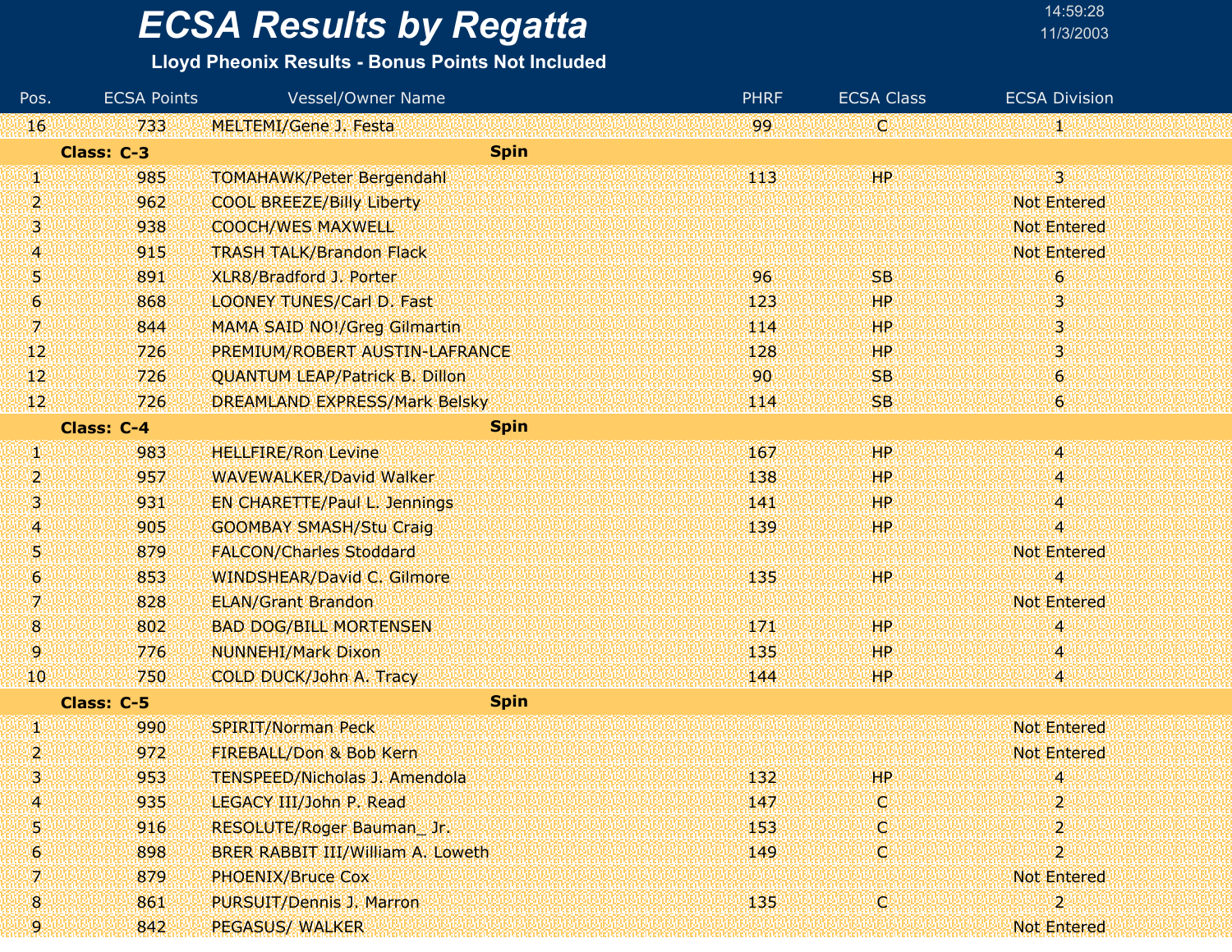# ECSA Results by Regatta

**Lloyd Pheonix Results - Bonus Points Not Included**

| Pos. | ECSA Points | Vessel/Owner Name | PHRF | ECSA Class | ECSA Division |
|---|---|---|---|---|---|
| 16 | 733 | MELTEMI/Gene J. Festa | 99 | C | 1 |
| **Class: C-3** | | **Spin** | | | |
| 1 | 985 | TOMAHAWK/Peter Bergendahl | 113 | HP | 3 |
| 2 | 962 | COOL BREEZE/Billy Liberty | | | Not Entered |
| 3 | 938 | COOCH/WES MAXWELL | | | Not Entered |
| 4 | 915 | TRASH TALK/Brandon Flack | | | Not Entered |
| 5 | 891 | XLR8/Bradford J. Porter | 96 | SB | 6 |
| 6 | 868 | LOONEY TUNES/Carl D. Fast | 123 | HP | 3 |
| 7 | 844 | MAMA SAID NO!/Greg Gilmartin | 114 | HP | 3 |
| 12 | 726 | PREMIUM/ROBERT AUSTIN-LAFRANCE | 128 | HP | 3 |
| 12 | 726 | QUANTUM LEAP/Patrick B. Dillon | 90 | SB | 6 |
| 12 | 726 | DREAMLAND EXPRESS/Mark Belsky | 114 | SB | 6 |
| **Class: C-4** | | **Spin** | | | |
| 1 | 983 | HELLFIRE/Ron Levine | 167 | HP | 4 |
| 2 | 957 | WAVEWALKER/David Walker | 138 | HP | 4 |
| 3 | 931 | EN CHARETTE/Paul L. Jennings | 141 | HP | 4 |
| 4 | 905 | GOOMBAY SMASH/Stu Craig | 139 | HP | 4 |
| 5 | 879 | FALCON/Charles Stoddard | | | Not Entered |
| 6 | 853 | WINDSHEAR/David C. Gilmore | 135 | HP | 4 |
| 7 | 828 | ELAN/Grant Brandon | | | Not Entered |
| 8 | 802 | BAD DOG/BILL MORTENSEN | 171 | HP | 4 |
| 9 | 776 | NUNNEHI/Mark Dixon | 135 | HP | 4 |
| 10 | 750 | COLD DUCK/John A. Tracy | 144 | HP | 4 |
| **Class: C-5** | | **Spin** | | | |
| 1 | 990 | SPIRIT/Norman Peck | | | Not Entered |
| 2 | 972 | FIREBALL/Don & Bob Kern | | | Not Entered |
| 3 | 953 | TENSPEED/Nicholas J. Amendola | 132 | HP | 4 |
| 4 | 935 | LEGACY III/John P. Read | 147 | C | 2 |
| 5 | 916 | RESOLUTE/Roger Bauman_ Jr. | 153 | C | 2 |
| 6 | 898 | BRER RABBIT III/William A. Loweth | 149 | C | 2 |
| 7 | 879 | PHOENIX/Bruce Cox | | | Not Entered |
| 8 | 861 | PURSUIT/Dennis J. Marron | 135 | C | 2 |
| 9 | 842 | PEGASUS/ WALKER | | | Not Entered |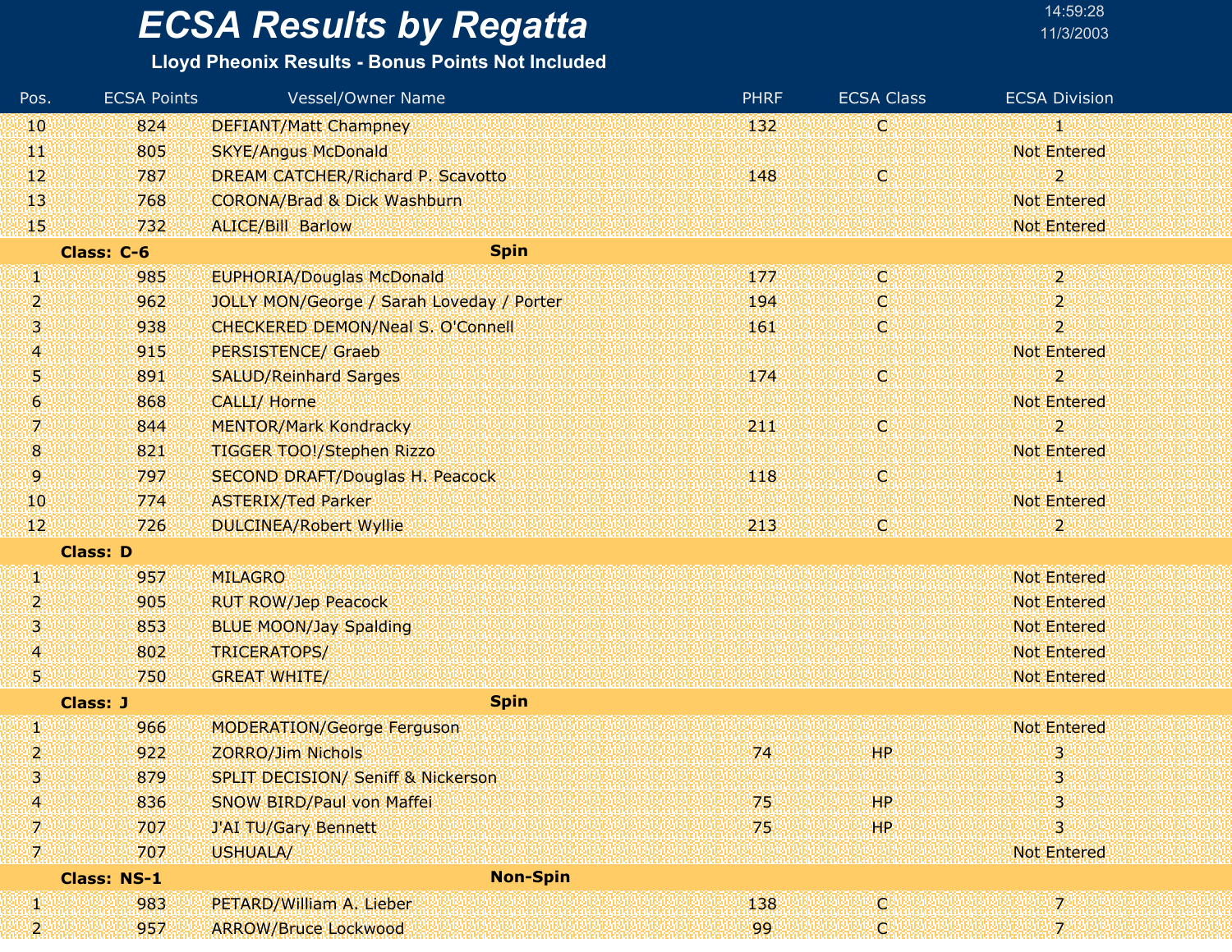# ECSA Results by Regatta

**Lloyd Pheonix Results - Bonus Points Not Included**

14:59:28
11/3/2003

| Pos. | ECSA Points | Vessel/Owner Name | PHRF | ECSA Class | ECSA Division |
|---|---|---|---|---|---|
| 10 | 824 | DEFIANT/Matt Champney | 132 | C | 1 |
| 11 | 805 | SKYE/Angus McDonald | | | Not Entered |
| 12 | 787 | DREAM CATCHER/Richard P. Scavotto | 148 | C | 2 |
| 13 | 768 | CORONA/Brad & Dick Washburn | | | Not Entered |
| 15 | 732 | ALICE/Bill Barlow | | | Not Entered |
| **Class: C-6** | | **Spin** | | | |
| 1 | 985 | EUPHORIA/Douglas McDonald | 177 | C | 2 |
| 2 | 962 | JOLLY MON/George / Sarah Loveday / Porter | 194 | C | 2 |
| 3 | 938 | CHECKERED DEMON/Neal S. O'Connell | 161 | C | 2 |
| 4 | 915 | PERSISTENCE/ Graeb | | | Not Entered |
| 5 | 891 | SALUD/Reinhard Sarges | 174 | C | 2 |
| 6 | 868 | CALLI/ Horne | | | Not Entered |
| 7 | 844 | MENTOR/Mark Kondracky | 211 | C | 2 |
| 8 | 821 | TIGGER TOO!/Stephen Rizzo | | | Not Entered |
| 9 | 797 | SECOND DRAFT/Douglas H. Peacock | 118 | C | 1 |
| 10 | 774 | ASTERIX/Ted Parker | | | Not Entered |
| 12 | 726 | DULCINEA/Robert Wyllie | 213 | C | 2 |
| **Class: D** | | | | | |
| 1 | 957 | MILAGRO | | | Not Entered |
| 2 | 905 | RUT ROW/Jep Peacock | | | Not Entered |
| 3 | 853 | BLUE MOON/Jay Spalding | | | Not Entered |
| 4 | 802 | TRICERATOPS/ | | | Not Entered |
| 5 | 750 | GREAT WHITE/ | | | Not Entered |
| **Class: J** | | **Spin** | | | |
| 1 | 966 | MODERATION/George Ferguson | | | Not Entered |
| 2 | 922 | ZORRO/Jim Nichols | 74 | HP | 3 |
| 3 | 879 | SPLIT DECISION/ Seniff & Nickerson | | | 3 |
| 4 | 836 | SNOW BIRD/Paul von Maffei | 75 | HP | 3 |
| 7 | 707 | J'AI TU/Gary Bennett | 75 | HP | 3 |
| 7 | 707 | USHUALA/ | | | Not Entered |
| **Class: NS-1** | | **Non-Spin** | | | |
| 1 | 983 | PETARD/William A. Lieber | 138 | C | 7 |
| 2 | 957 | ARROW/Bruce Lockwood | 99 | C | 7 |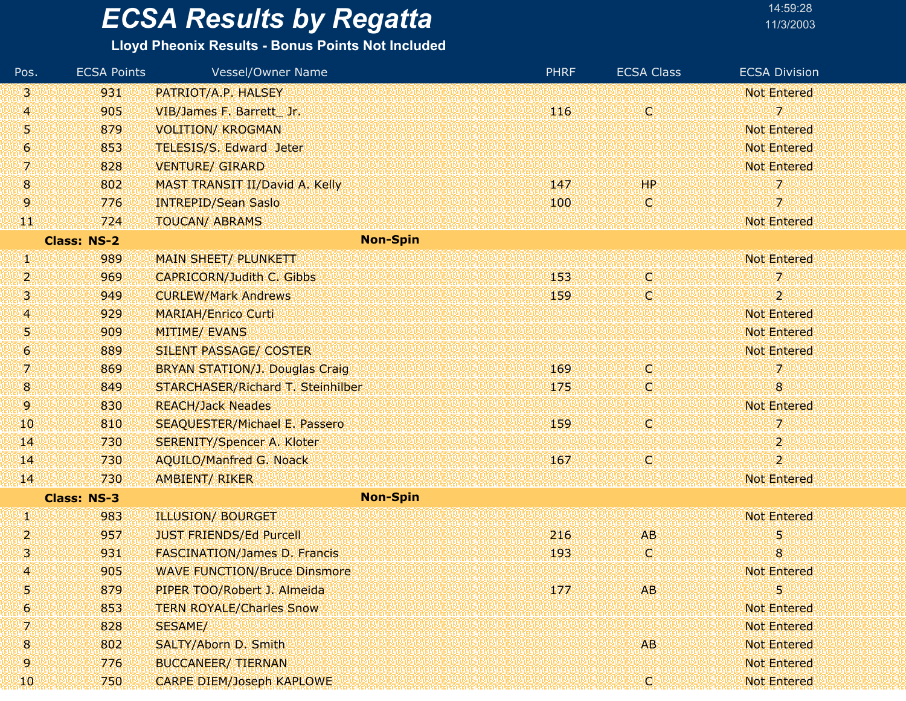# ECSA Results by Regatta

**Lloyd Pheonix Results - Bonus Points Not Included**

| Pos. | ECSA Points | Vessel/Owner Name | PHRF | ECSA Class | ECSA Division |
|---|---|---|---|---|---|
| 3 | 931 | PATRIOT/A.P. HALSEY | | | Not Entered |
| 4 | 905 | VIB/James F. Barrett_ Jr. | 116 | C | 7 |
| 5 | 879 | VOLITION/ KROGMAN | | | Not Entered |
| 6 | 853 | TELESIS/S. Edward Jeter | | | Not Entered |
| 7 | 828 | VENTURE/ GIRARD | | | Not Entered |
| 8 | 802 | MAST TRANSIT II/David A. Kelly | 147 | HP | 7 |
| 9 | 776 | INTREPID/Sean Saslo | 100 | C | 7 |
| 11 | 724 | TOUCAN/ ABRAMS | | | Not Entered |
| **Class: NS-2** | | **Non-Spin** | | | |
| 1 | 989 | MAIN SHEET/ PLUNKETT | | | Not Entered |
| 2 | 969 | CAPRICORN/Judith C. Gibbs | 153 | C | 7 |
| 3 | 949 | CURLEW/Mark Andrews | 159 | C | 2 |
| 4 | 929 | MARIAH/Enrico Curti | | | Not Entered |
| 5 | 909 | MITIME/ EVANS | | | Not Entered |
| 6 | 889 | SILENT PASSAGE/ COSTER | | | Not Entered |
| 7 | 869 | BRYAN STATION/J. Douglas Craig | 169 | C | 7 |
| 8 | 849 | STARCHASER/Richard T. Steinhilber | 175 | C | 8 |
| 9 | 830 | REACH/Jack Neades | | | Not Entered |
| 10 | 810 | SEAQUESTER/Michael E. Passero | 159 | C | 7 |
| 14 | 730 | SERENITY/Spencer A. Kloter | | | 2 |
| 14 | 730 | AQUILO/Manfred G. Noack | 167 | C | 2 |
| 14 | 730 | AMBIENT/ RIKER | | | Not Entered |
| **Class: NS-3** | | **Non-Spin** | | | |
| 1 | 983 | ILLUSION/ BOURGET | | | Not Entered |
| 2 | 957 | JUST FRIENDS/Ed Purcell | 216 | AB | 5 |
| 3 | 931 | FASCINATION/James D. Francis | 193 | C | 8 |
| 4 | 905 | WAVE FUNCTION/Bruce Dinsmore | | | Not Entered |
| 5 | 879 | PIPER TOO/Robert J. Almeida | 177 | AB | 5 |
| 6 | 853 | TERN ROYALE/Charles Snow | | | Not Entered |
| 7 | 828 | SESAME/ | | | Not Entered |
| 8 | 802 | SALTY/Aborn D. Smith | | AB | Not Entered |
| 9 | 776 | BUCCANEER/ TIERNAN | | | Not Entered |
| 10 | 750 | CARPE DIEM/Joseph KAPLOWE | | C | Not Entered |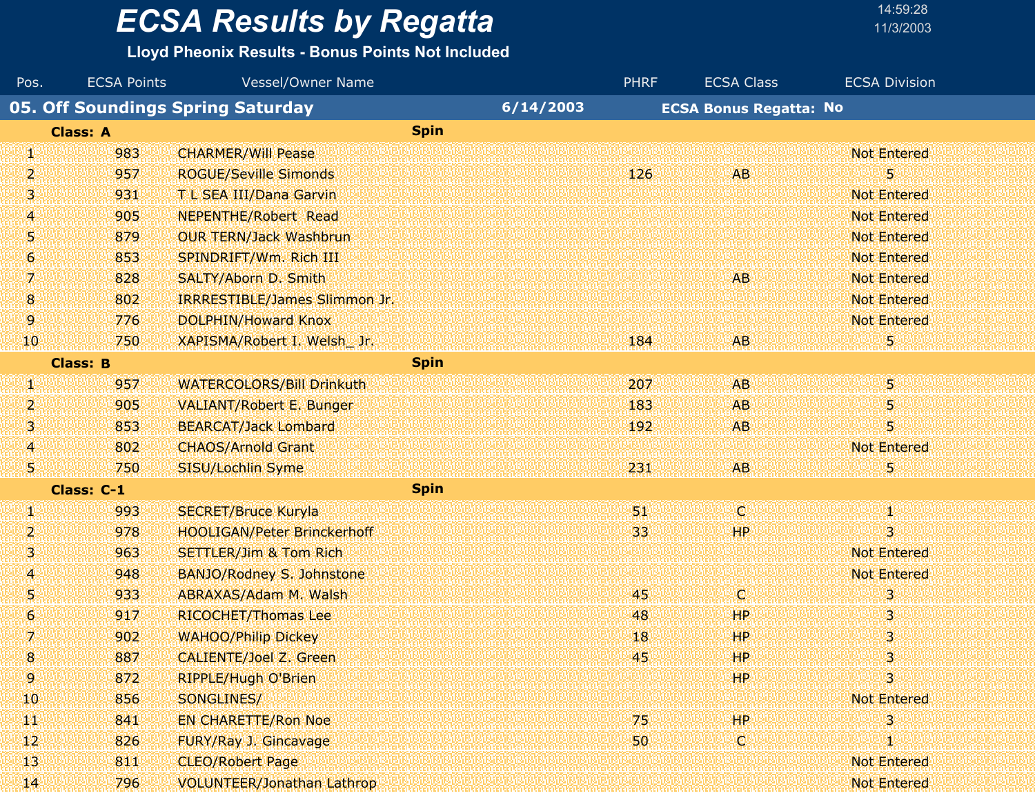# ECSA Results by Regatta

**Lloyd Pheonix Results - Bonus Points Not Included**

14:59:28
11/3/2003

## 05. Off Soundings Spring Saturday — 6/14/2003 — ECSA Bonus Regatta: No

### Class: A — Spin

| Pos. | ECSA Points | Vessel/Owner Name | PHRF | ECSA Class | ECSA Division |
|---|---|---|---|---|---|
| 1 | 983 | CHARMER/Will Pease | | | Not Entered |
| 2 | 957 | ROGUE/Seville Simonds | 126 | AB | 5 |
| 3 | 931 | T L SEA III/Dana Garvin | | | Not Entered |
| 4 | 905 | NEPENTHE/Robert Read | | | Not Entered |
| 5 | 879 | OUR TERN/Jack Washbrun | | | Not Entered |
| 6 | 853 | SPINDRIFT/Wm. Rich III | | | Not Entered |
| 7 | 828 | SALTY/Aborn D. Smith | | AB | Not Entered |
| 8 | 802 | IRRRESTIBLE/James Slimmon Jr. | | | Not Entered |
| 9 | 776 | DOLPHIN/Howard Knox | | | Not Entered |
| 10 | 750 | XAPISMA/Robert I. Welsh_ Jr. | 184 | AB | 5 |

### Class: B — Spin

| Pos. | ECSA Points | Vessel/Owner Name | PHRF | ECSA Class | ECSA Division |
|---|---|---|---|---|---|
| 1 | 957 | WATERCOLORS/Bill Drinkuth | 207 | AB | 5 |
| 2 | 905 | VALIANT/Robert E. Bunger | 183 | AB | 5 |
| 3 | 853 | BEARCAT/Jack Lombard | 192 | AB | 5 |
| 4 | 802 | CHAOS/Arnold Grant | | | Not Entered |
| 5 | 750 | SISU/Lochlin Syme | 231 | AB | 5 |

### Class: C-1 — Spin

| Pos. | ECSA Points | Vessel/Owner Name | PHRF | ECSA Class | ECSA Division |
|---|---|---|---|---|---|
| 1 | 993 | SECRET/Bruce Kuryla | 51 | C | 1 |
| 2 | 978 | HOOLIGAN/Peter Brinckerhoff | 33 | HP | 3 |
| 3 | 963 | SETTLER/Jim & Tom Rich | | | Not Entered |
| 4 | 948 | BANJO/Rodney S. Johnstone | | | Not Entered |
| 5 | 933 | ABRAXAS/Adam M. Walsh | 45 | C | 3 |
| 6 | 917 | RICOCHET/Thomas Lee | 48 | HP | 3 |
| 7 | 902 | WAHOO/Philip Dickey | 18 | HP | 3 |
| 8 | 887 | CALIENTE/Joel Z. Green | 45 | HP | 3 |
| 9 | 872 | RIPPLE/Hugh O'Brien | | HP | 3 |
| 10 | 856 | SONGLINES/ | | | Not Entered |
| 11 | 841 | EN CHARETTE/Ron Noe | 75 | HP | 3 |
| 12 | 826 | FURY/Ray J. Gincavage | 50 | C | 1 |
| 13 | 811 | CLEO/Robert Page | | | Not Entered |
| 14 | 796 | VOLUNTEER/Jonathan Lathrop | | | Not Entered |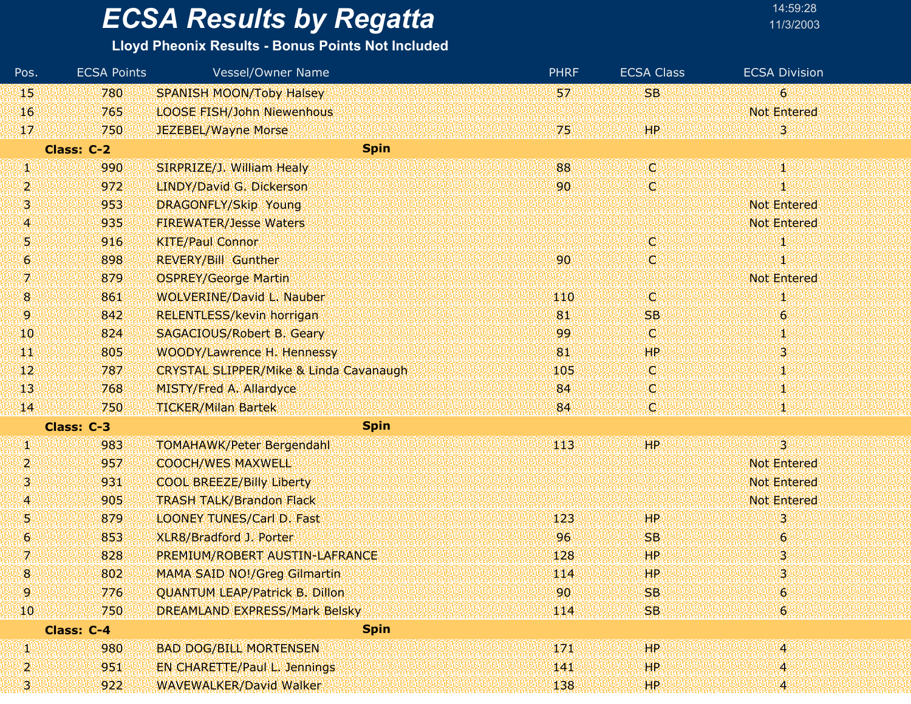# ECSA Results by Regatta

**Lloyd Pheonix Results - Bonus Points Not Included**

14:59:28
11/3/2003

| Pos. | ECSA Points | Vessel/Owner Name | PHRF | ECSA Class | ECSA Division |
|---|---|---|---|---|---|
| 15 | 780 | SPANISH MOON/Toby Halsey | 57 | SB | 6 |
| 16 | 765 | LOOSE FISH/John Niewenhous | | | Not Entered |
| 17 | 750 | JEZEBEL/Wayne Morse | 75 | HP | 3 |
| **Class: C-2** | | **Spin** | | | |
| 1 | 990 | SIRPRIZE/J. William Healy | 88 | C | 1 |
| 2 | 972 | LINDY/David G. Dickerson | 90 | C | 1 |
| 3 | 953 | DRAGONFLY/Skip Young | | | Not Entered |
| 4 | 935 | FIREWATER/Jesse Waters | | | Not Entered |
| 5 | 916 | KITE/Paul Connor | | C | 1 |
| 6 | 898 | REVERY/Bill Gunther | 90 | C | 1 |
| 7 | 879 | OSPREY/George Martin | | | Not Entered |
| 8 | 861 | WOLVERINE/David L. Nauber | 110 | C | 1 |
| 9 | 842 | RELENTLESS/kevin horrigan | 81 | SB | 6 |
| 10 | 824 | SAGACIOUS/Robert B. Geary | 99 | C | 1 |
| 11 | 805 | WOODY/Lawrence H. Hennessy | 81 | HP | 3 |
| 12 | 787 | CRYSTAL SLIPPER/Mike & Linda Cavanaugh | 105 | C | 1 |
| 13 | 768 | MISTY/Fred A. Allardyce | 84 | C | 1 |
| 14 | 750 | TICKER/Milan Bartek | 84 | C | 1 |
| **Class: C-3** | | **Spin** | | | |
| 1 | 983 | TOMAHAWK/Peter Bergendahl | 113 | HP | 3 |
| 2 | 957 | COOCH/WES MAXWELL | | | Not Entered |
| 3 | 931 | COOL BREEZE/Billy Liberty | | | Not Entered |
| 4 | 905 | TRASH TALK/Brandon Flack | | | Not Entered |
| 5 | 879 | LOONEY TUNES/Carl D. Fast | 123 | HP | 3 |
| 6 | 853 | XLR8/Bradford J. Porter | 96 | SB | 6 |
| 7 | 828 | PREMIUM/ROBERT AUSTIN-LAFRANCE | 128 | HP | 3 |
| 8 | 802 | MAMA SAID NO!/Greg Gilmartin | 114 | HP | 3 |
| 9 | 776 | QUANTUM LEAP/Patrick B. Dillon | 90 | SB | 6 |
| 10 | 750 | DREAMLAND EXPRESS/Mark Belsky | 114 | SB | 6 |
| **Class: C-4** | | **Spin** | | | |
| 1 | 980 | BAD DOG/BILL MORTENSEN | 171 | HP | 4 |
| 2 | 951 | EN CHARETTE/Paul L. Jennings | 141 | HP | 4 |
| 3 | 922 | WAVEWALKER/David Walker | 138 | HP | 4 |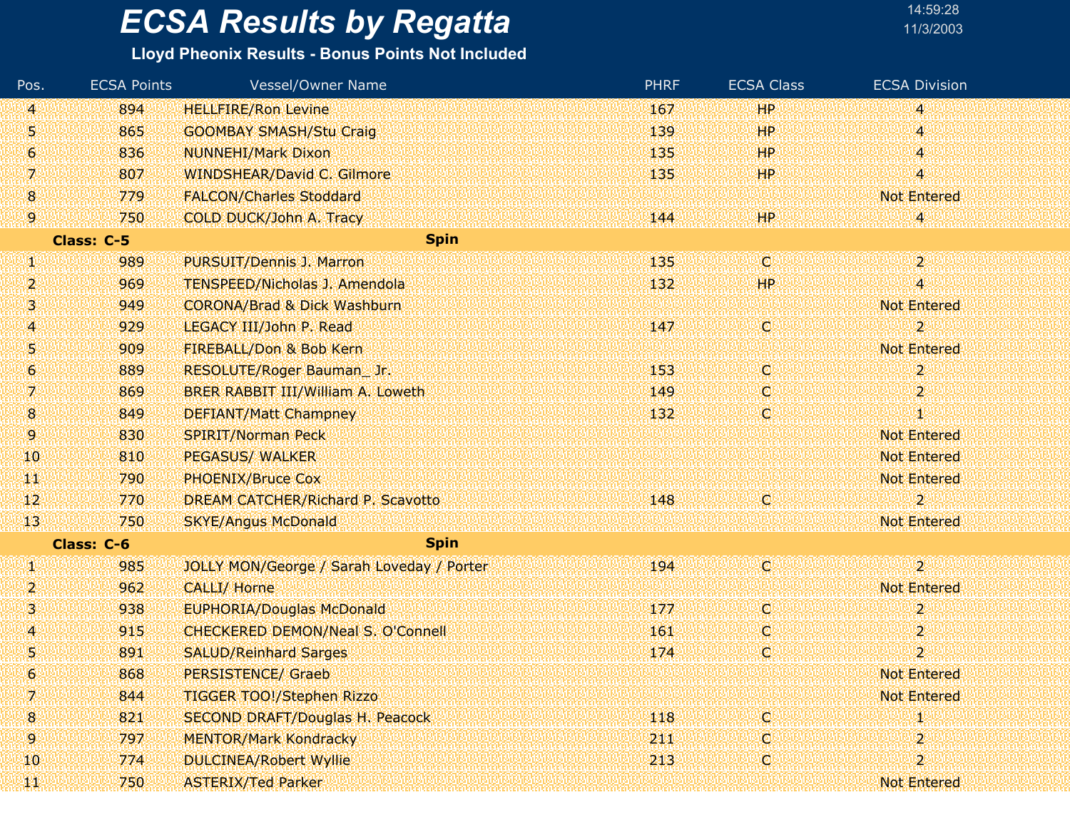# ECSA Results by Regatta

**Lloyd Pheonix Results - Bonus Points Not Included**

14:59:28
11/3/2003

| Pos. | ECSA Points | Vessel/Owner Name | PHRF | ECSA Class | ECSA Division |
|---|---|---|---|---|---|
| 4 | 894 | HELLFIRE/Ron Levine | 167 | HP | 4 |
| 5 | 865 | GOOMBAY SMASH/Stu Craig | 139 | HP | 4 |
| 6 | 836 | NUNNEHI/Mark Dixon | 135 | HP | 4 |
| 7 | 807 | WINDSHEAR/David C. Gilmore | 135 | HP | 4 |
| 8 | 779 | FALCON/Charles Stoddard | | | Not Entered |
| 9 | 750 | COLD DUCK/John A. Tracy | 144 | HP | 4 |
| **Class: C-5** | | **Spin** | | | |
| 1 | 989 | PURSUIT/Dennis J. Marron | 135 | C | 2 |
| 2 | 969 | TENSPEED/Nicholas J. Amendola | 132 | HP | 4 |
| 3 | 949 | CORONA/Brad & Dick Washburn | | | Not Entered |
| 4 | 929 | LEGACY III/John P. Read | 147 | C | 2 |
| 5 | 909 | FIREBALL/Don & Bob Kern | | | Not Entered |
| 6 | 889 | RESOLUTE/Roger Bauman_ Jr. | 153 | C | 2 |
| 7 | 869 | BRER RABBIT III/William A. Loweth | 149 | C | 2 |
| 8 | 849 | DEFIANT/Matt Champney | 132 | C | 1 |
| 9 | 830 | SPIRIT/Norman Peck | | | Not Entered |
| 10 | 810 | PEGASUS/ WALKER | | | Not Entered |
| 11 | 790 | PHOENIX/Bruce Cox | | | Not Entered |
| 12 | 770 | DREAM CATCHER/Richard P. Scavotto | 148 | C | 2 |
| 13 | 750 | SKYE/Angus McDonald | | | Not Entered |
| **Class: C-6** | | **Spin** | | | |
| 1 | 985 | JOLLY MON/George / Sarah Loveday / Porter | 194 | C | 2 |
| 2 | 962 | CALLI/ Horne | | | Not Entered |
| 3 | 938 | EUPHORIA/Douglas McDonald | 177 | C | 2 |
| 4 | 915 | CHECKERED DEMON/Neal S. O'Connell | 161 | C | 2 |
| 5 | 891 | SALUD/Reinhard Sarges | 174 | C | 2 |
| 6 | 868 | PERSISTENCE/ Graeb | | | Not Entered |
| 7 | 844 | TIGGER TOO!/Stephen Rizzo | | | Not Entered |
| 8 | 821 | SECOND DRAFT/Douglas H. Peacock | 118 | C | 1 |
| 9 | 797 | MENTOR/Mark Kondracky | 211 | C | 2 |
| 10 | 774 | DULCINEA/Robert Wyllie | 213 | C | 2 |
| 11 | 750 | ASTERIX/Ted Parker | | | Not Entered |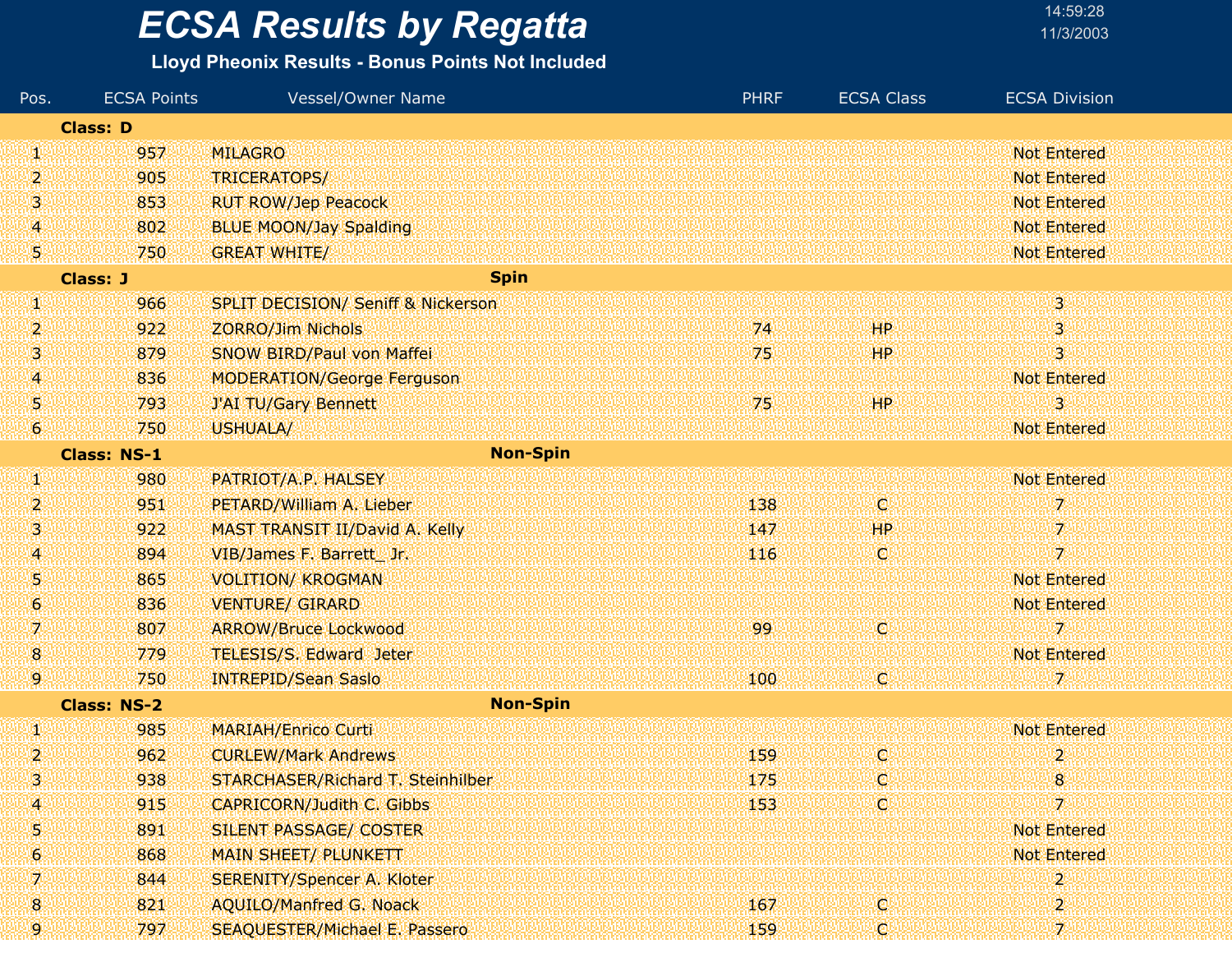# ECSA Results by Regatta

**Lloyd Pheonix Results - Bonus Points Not Included**

| Pos. | ECSA Points | Vessel/Owner Name | PHRF | ECSA Class | ECSA Division |
|---|---|---|---|---|---|
| **Class: D** | | | | | |
| 1 | 957 | MILAGRO | | | Not Entered |
| 2 | 905 | TRICERATOPS/ | | | Not Entered |
| 3 | 853 | RUT ROW/Jep Peacock | | | Not Entered |
| 4 | 802 | BLUE MOON/Jay Spalding | | | Not Entered |
| 5 | 750 | GREAT WHITE/ | | | Not Entered |
| **Class: J** | | **Spin** | | | |
| 1 | 966 | SPLIT DECISION/ Seniff & Nickerson | | | 3 |
| 2 | 922 | ZORRO/Jim Nichols | 74 | HP | 3 |
| 3 | 879 | SNOW BIRD/Paul von Maffei | 75 | HP | 3 |
| 4 | 836 | MODERATION/George Ferguson | | | Not Entered |
| 5 | 793 | J'AI TU/Gary Bennett | 75 | HP | 3 |
| 6 | 750 | USHUALA/ | | | Not Entered |
| **Class: NS-1** | | **Non-Spin** | | | |
| 1 | 980 | PATRIOT/A.P. HALSEY | | | Not Entered |
| 2 | 951 | PETARD/William A. Lieber | 138 | C | 7 |
| 3 | 922 | MAST TRANSIT II/David A. Kelly | 147 | HP | 7 |
| 4 | 894 | VIB/James F. Barrett_ Jr. | 116 | C | 7 |
| 5 | 865 | VOLITION/ KROGMAN | | | Not Entered |
| 6 | 836 | VENTURE/ GIRARD | | | Not Entered |
| 7 | 807 | ARROW/Bruce Lockwood | 99 | C | 7 |
| 8 | 779 | TELESIS/S. Edward Jeter | | | Not Entered |
| 9 | 750 | INTREPID/Sean Saslo | 100 | C | 7 |
| **Class: NS-2** | | **Non-Spin** | | | |
| 1 | 985 | MARIAH/Enrico Curti | | | Not Entered |
| 2 | 962 | CURLEW/Mark Andrews | 159 | C | 2 |
| 3 | 938 | STARCHASER/Richard T. Steinhilber | 175 | C | 8 |
| 4 | 915 | CAPRICORN/Judith C. Gibbs | 153 | C | 7 |
| 5 | 891 | SILENT PASSAGE/ COSTER | | | Not Entered |
| 6 | 868 | MAIN SHEET/ PLUNKETT | | | Not Entered |
| 7 | 844 | SERENITY/Spencer A. Kloter | | | 2 |
| 8 | 821 | AQUILO/Manfred G. Noack | 167 | C | 2 |
| 9 | 797 | SEAQUESTER/Michael E. Passero | 159 | C | 7 |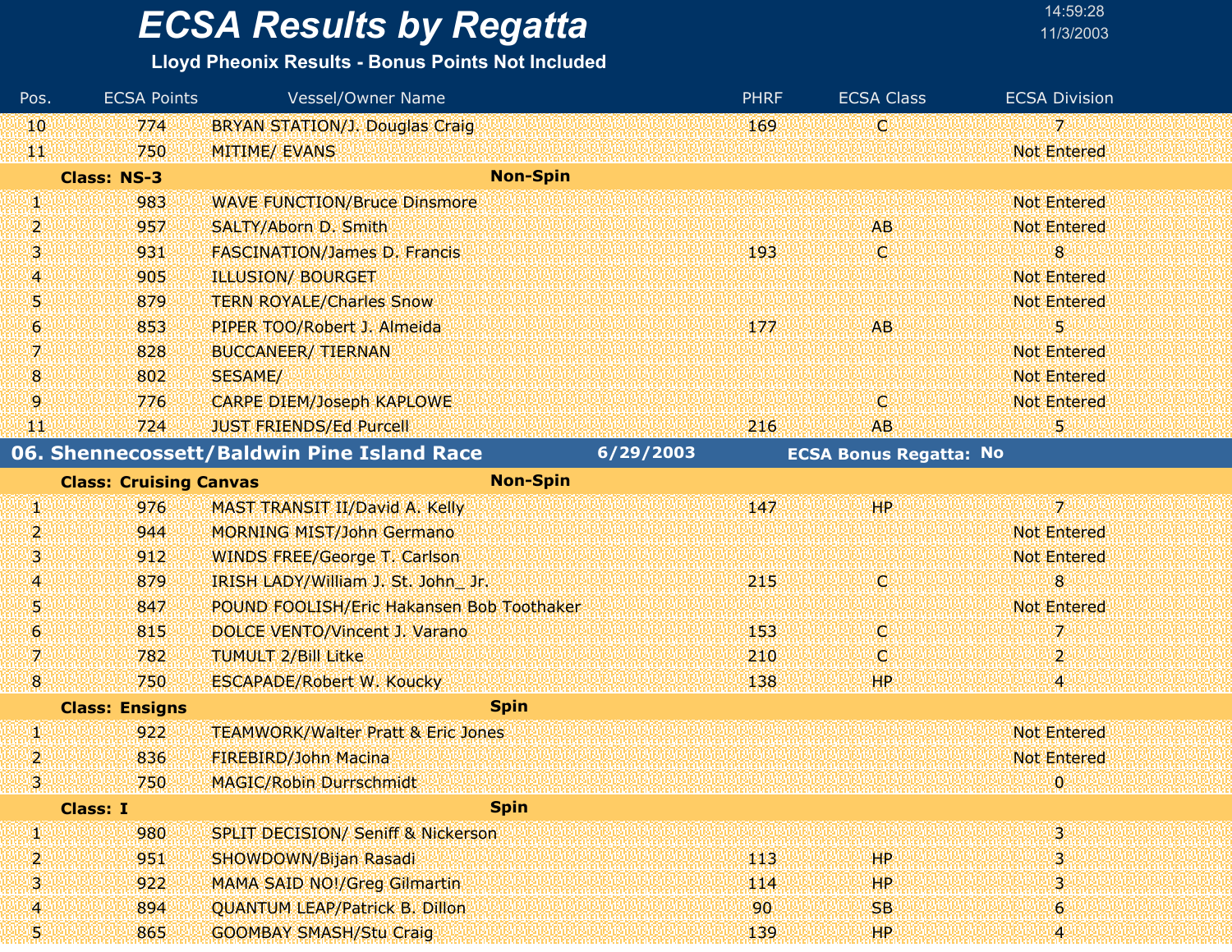# ECSA Results by Regatta

**Lloyd Pheonix Results - Bonus Points Not Included**

14:59:28
11/3/2003

| Pos. | ECSA Points | Vessel/Owner Name | PHRF | ECSA Class | ECSA Division |
|---|---|---|---|---|---|
| 10 | 774 | BRYAN STATION/J. Douglas Craig | 169 | C | 7 |
| 11 | 750 | MITIME/ EVANS | | | Not Entered |
| **Class: NS-3** | | **Non-Spin** | | | |
| 1 | 983 | WAVE FUNCTION/Bruce Dinsmore | | | Not Entered |
| 2 | 957 | SALTY/Aborn D. Smith | | AB | Not Entered |
| 3 | 931 | FASCINATION/James D. Francis | 193 | C | 8 |
| 4 | 905 | ILLUSION/ BOURGET | | | Not Entered |
| 5 | 879 | TERN ROYALE/Charles Snow | | | Not Entered |
| 6 | 853 | PIPER TOO/Robert J. Almeida | 177 | AB | 5 |
| 7 | 828 | BUCCANEER/ TIERNAN | | | Not Entered |
| 8 | 802 | SESAME/ | | | Not Entered |
| 9 | 776 | CARPE DIEM/Joseph KAPLOWE | | C | Not Entered |
| 11 | 724 | JUST FRIENDS/Ed Purcell | 216 | AB | 5 |

## 06. Shennecossett/Baldwin Pine Island Race — 6/29/2003 — ECSA Bonus Regatta: No

| Pos. | ECSA Points | Vessel/Owner Name | PHRF | ECSA Class | ECSA Division |
|---|---|---|---|---|---|
| **Class: Cruising Canvas** | | **Non-Spin** | | | |
| 1 | 976 | MAST TRANSIT II/David A. Kelly | 147 | HP | 7 |
| 2 | 944 | MORNING MIST/John Germano | | | Not Entered |
| 3 | 912 | WINDS FREE/George T. Carlson | | | Not Entered |
| 4 | 879 | IRISH LADY/William J. St. John_ Jr. | 215 | C | 8 |
| 5 | 847 | POUND FOOLISH/Eric Hakansen Bob Toothaker | | | Not Entered |
| 6 | 815 | DOLCE VENTO/Vincent J. Varano | 153 | C | 7 |
| 7 | 782 | TUMULT 2/Bill Litke | 210 | C | 2 |
| 8 | 750 | ESCAPADE/Robert W. Koucky | 138 | HP | 4 |
| **Class: Ensigns** | | **Spin** | | | |
| 1 | 922 | TEAMWORK/Walter Pratt & Eric Jones | | | Not Entered |
| 2 | 836 | FIREBIRD/John Macina | | | Not Entered |
| 3 | 750 | MAGIC/Robin Durrschmidt | | | 0 |
| **Class: I** | | **Spin** | | | |
| 1 | 980 | SPLIT DECISION/ Seniff & Nickerson | | | 3 |
| 2 | 951 | SHOWDOWN/Bijan Rasadi | 113 | HP | 3 |
| 3 | 922 | MAMA SAID NO!/Greg Gilmartin | 114 | HP | 3 |
| 4 | 894 | QUANTUM LEAP/Patrick B. Dillon | 90 | SB | 6 |
| 5 | 865 | GOOMBAY SMASH/Stu Craig | 139 | HP | 4 |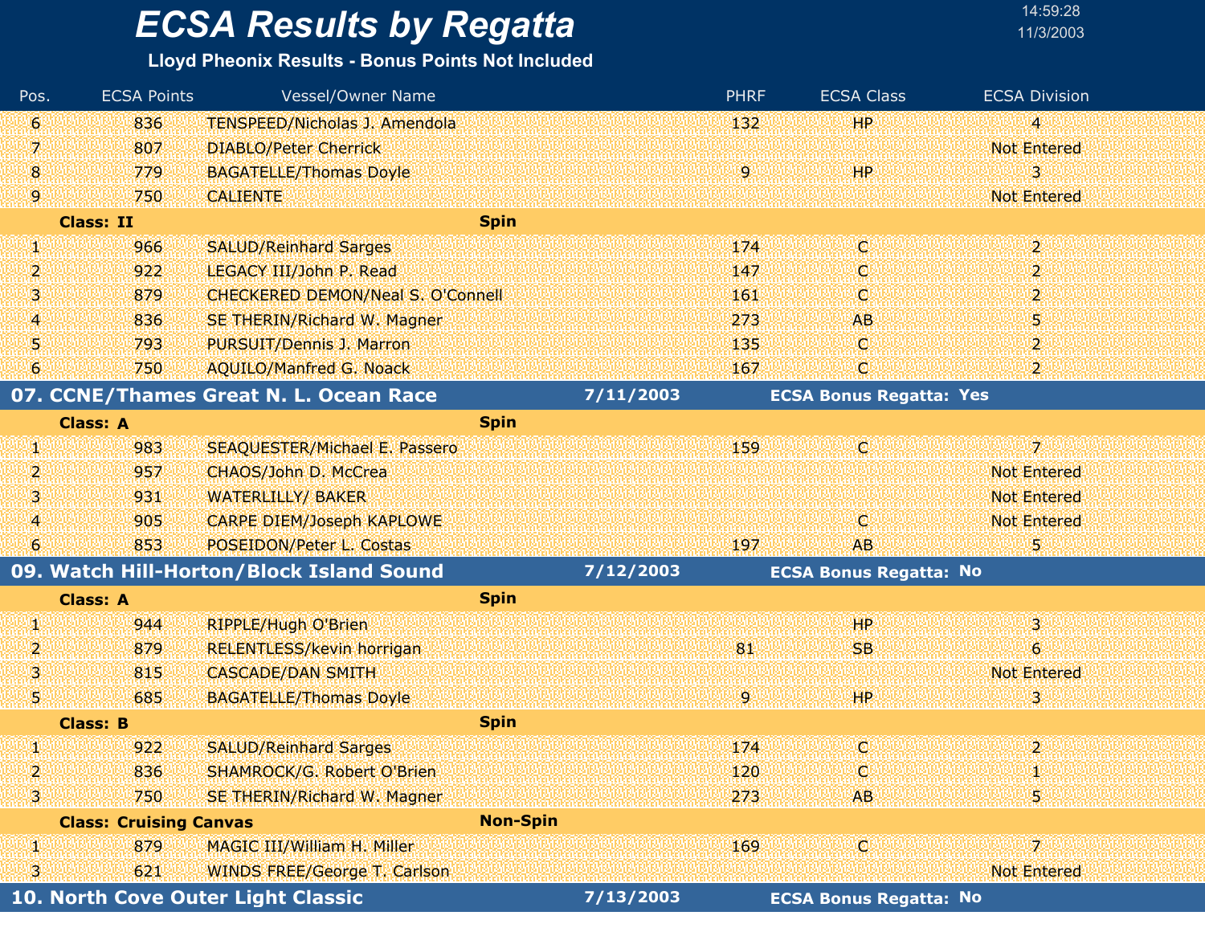# ECSA Results by Regatta

**Lloyd Pheonix Results - Bonus Points Not Included**

| Pos. | ECSA Points | Vessel/Owner Name | PHRF | ECSA Class | ECSA Division |
|---|---|---|---|---|---|
| 6 | 836 | TENSPEED/Nicholas J. Amendola | 132 | HP | 4 |
| 7 | 807 | DIABLO/Peter Cherrick | | | Not Entered |
| 8 | 779 | BAGATELLE/Thomas Doyle | 9 | HP | 3 |
| 9 | 750 | CALIENTE | | | Not Entered |
| **Class: II** | | **Spin** | | | |
| 1 | 966 | SALUD/Reinhard Sarges | 174 | C | 2 |
| 2 | 922 | LEGACY III/John P. Read | 147 | C | 2 |
| 3 | 879 | CHECKERED DEMON/Neal S. O'Connell | 161 | C | 2 |
| 4 | 836 | SE THERIN/Richard W. Magner | 273 | AB | 5 |
| 5 | 793 | PURSUIT/Dennis J. Marron | 135 | C | 2 |
| 6 | 750 | AQUILO/Manfred G. Noack | 167 | C | 2 |

## 07. CCNE/Thames Great N. L. Ocean Race — 7/11/2003 — ECSA Bonus Regatta: Yes

| Pos. | ECSA Points | Vessel/Owner Name | PHRF | ECSA Class | ECSA Division |
|---|---|---|---|---|---|
| **Class: A** | | **Spin** | | | |
| 1 | 983 | SEAQUESTER/Michael E. Passero | 159 | C | 7 |
| 2 | 957 | CHAOS/John D. McCrea | | | Not Entered |
| 3 | 931 | WATERLILLY/ BAKER | | | Not Entered |
| 4 | 905 | CARPE DIEM/Joseph KAPLOWE | | C | Not Entered |
| 6 | 853 | POSEIDON/Peter L. Costas | 197 | AB | 5 |

## 09. Watch Hill-Horton/Block Island Sound — 7/12/2003 — ECSA Bonus Regatta: No

| Pos. | ECSA Points | Vessel/Owner Name | PHRF | ECSA Class | ECSA Division |
|---|---|---|---|---|---|
| **Class: A** | | **Spin** | | | |
| 1 | 944 | RIPPLE/Hugh O'Brien | | HP | 3 |
| 2 | 879 | RELENTLESS/kevin horrigan | 81 | SB | 6 |
| 3 | 815 | CASCADE/DAN SMITH | | | Not Entered |
| 5 | 685 | BAGATELLE/Thomas Doyle | 9 | HP | 3 |
| **Class: B** | | **Spin** | | | |
| 1 | 922 | SALUD/Reinhard Sarges | 174 | C | 2 |
| 2 | 836 | SHAMROCK/G. Robert O'Brien | 120 | C | 1 |
| 3 | 750 | SE THERIN/Richard W. Magner | 273 | AB | 5 |
| **Class: Cruising Canvas** | | **Non-Spin** | | | |
| 1 | 879 | MAGIC III/William H. Miller | 169 | C | 7 |
| 3 | 621 | WINDS FREE/George T. Carlson | | | Not Entered |

## 10. North Cove Outer Light Classic — 7/13/2003 — ECSA Bonus Regatta: No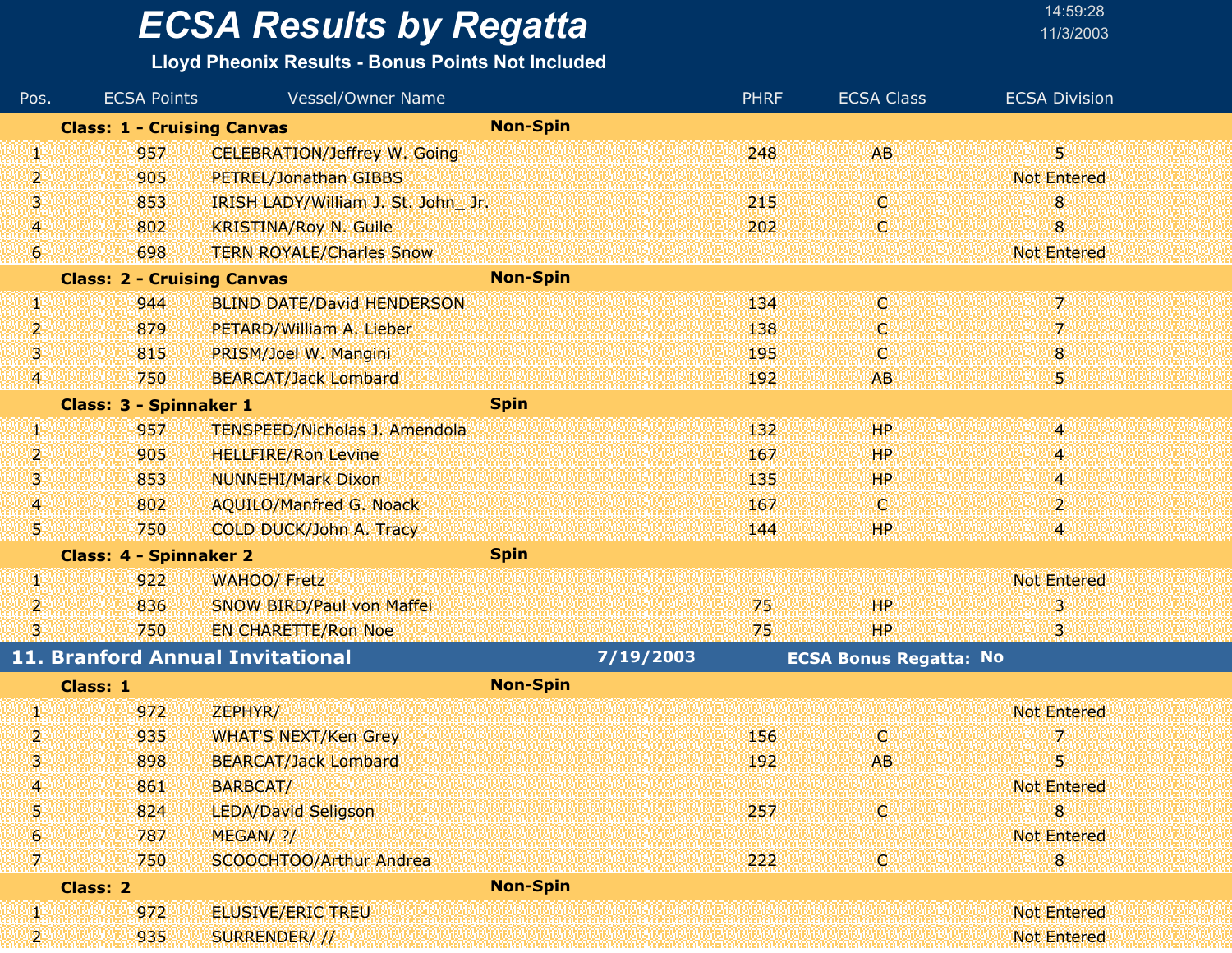# ECSA Results by Regatta

**Lloyd Pheonix Results - Bonus Points Not Included**

| Pos. | ECSA Points | Vessel/Owner Name | PHRF | ECSA Class | ECSA Division |
|---|---|---|---|---|---|
| **Class: 1 - Cruising Canvas** | | **Non-Spin** | | | |
| 1 | 957 | CELEBRATION/Jeffrey W. Going | 248 | AB | 5 |
| 2 | 905 | PETREL/Jonathan GIBBS | | | Not Entered |
| 3 | 853 | IRISH LADY/William J. St. John_ Jr. | 215 | C | 8 |
| 4 | 802 | KRISTINA/Roy N. Guile | 202 | C | 8 |
| 6 | 698 | TERN ROYALE/Charles Snow | | | Not Entered |
| **Class: 2 - Cruising Canvas** | | **Non-Spin** | | | |
| 1 | 944 | BLIND DATE/David HENDERSON | 134 | C | 7 |
| 2 | 879 | PETARD/William A. Lieber | 138 | C | 7 |
| 3 | 815 | PRISM/Joel W. Mangini | 195 | C | 8 |
| 4 | 750 | BEARCAT/Jack Lombard | 192 | AB | 5 |
| **Class: 3 - Spinnaker 1** | | **Spin** | | | |
| 1 | 957 | TENSPEED/Nicholas J. Amendola | 132 | HP | 4 |
| 2 | 905 | HELLFIRE/Ron Levine | 167 | HP | 4 |
| 3 | 853 | NUNNEHI/Mark Dixon | 135 | HP | 4 |
| 4 | 802 | AQUILO/Manfred G. Noack | 167 | C | 2 |
| 5 | 750 | COLD DUCK/John A. Tracy | 144 | HP | 4 |
| **Class: 4 - Spinnaker 2** | | **Spin** | | | |
| 1 | 922 | WAHOO/ Fretz | | | Not Entered |
| 2 | 836 | SNOW BIRD/Paul von Maffei | 75 | HP | 3 |
| 3 | 750 | EN CHARETTE/Ron Noe | 75 | HP | 3 |

## 11. Branford Annual Invitational — 7/19/2003 — ECSA Bonus Regatta: No

| Pos. | ECSA Points | Vessel/Owner Name | PHRF | ECSA Class | ECSA Division |
|---|---|---|---|---|---|
| **Class: 1** | | **Non-Spin** | | | |
| 1 | 972 | ZEPHYR/ | | | Not Entered |
| 2 | 935 | WHAT'S NEXT/Ken Grey | 156 | C | 7 |
| 3 | 898 | BEARCAT/Jack Lombard | 192 | AB | 5 |
| 4 | 861 | BARBCAT/ | | | Not Entered |
| 5 | 824 | LEDA/David Seligson | 257 | C | 8 |
| 6 | 787 | MEGAN/ ?/ | | | Not Entered |
| 7 | 750 | SCOOCHTOO/Arthur Andrea | 222 | C | 8 |
| **Class: 2** | | **Non-Spin** | | | |
| 1 | 972 | ELUSIVE/ERIC TREU | | | Not Entered |
| 2 | 935 | SURRENDER/ // | | | Not Entered |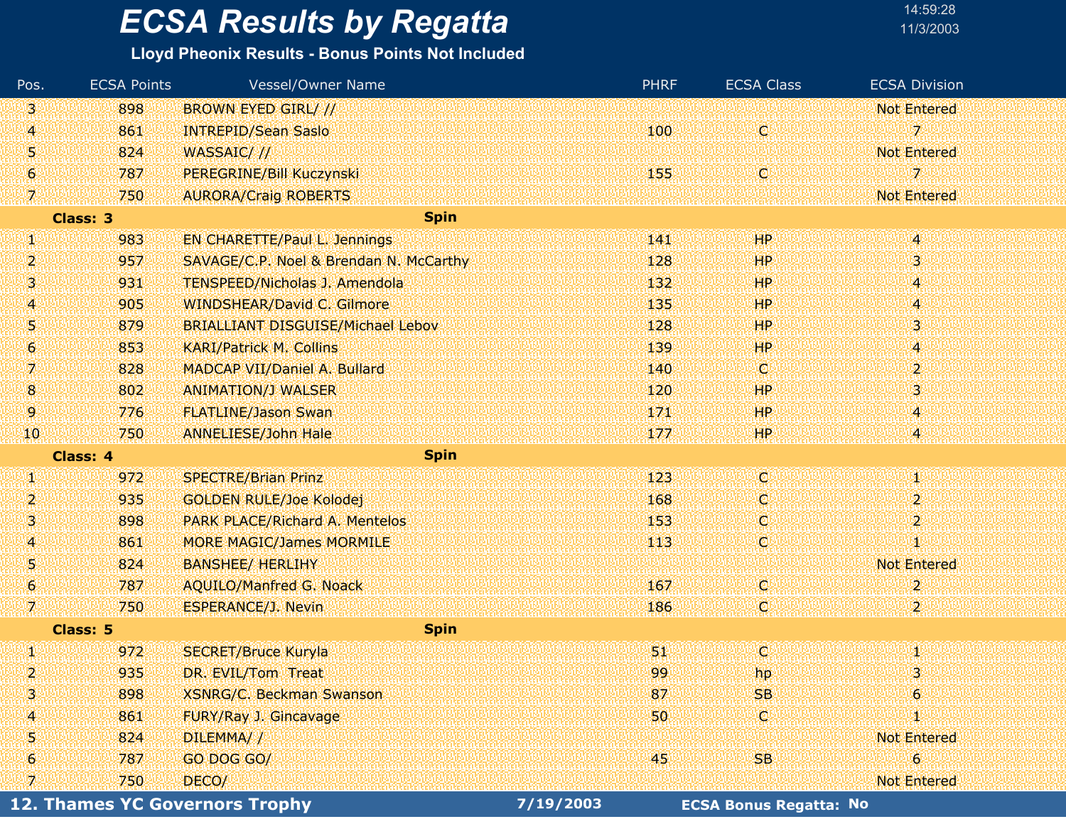# ECSA Results by Regatta

**Lloyd Pheonix Results - Bonus Points Not Included**

| Pos. | ECSA Points | Vessel/Owner Name | PHRF | ECSA Class | ECSA Division |
|---|---|---|---|---|---|
| 3 | 898 | BROWN EYED GIRL/ // | | | Not Entered |
| 4 | 861 | INTREPID/Sean Saslo | 100 | C | 7 |
| 5 | 824 | WASSAIC/ // | | | Not Entered |
| 6 | 787 | PEREGRINE/Bill Kuczynski | 155 | C | 7 |
| 7 | 750 | AURORA/Craig ROBERTS | | | Not Entered |
| **Class: 3** | | **Spin** | | | |
| 1 | 983 | EN CHARETTE/Paul L. Jennings | 141 | HP | 4 |
| 2 | 957 | SAVAGE/C.P. Noel & Brendan N. McCarthy | 128 | HP | 3 |
| 3 | 931 | TENSPEED/Nicholas J. Amendola | 132 | HP | 4 |
| 4 | 905 | WINDSHEAR/David C. Gilmore | 135 | HP | 4 |
| 5 | 879 | BRIALLIANT DISGUISE/Michael Lebov | 128 | HP | 3 |
| 6 | 853 | KARI/Patrick M. Collins | 139 | HP | 4 |
| 7 | 828 | MADCAP VII/Daniel A. Bullard | 140 | C | 2 |
| 8 | 802 | ANIMATION/J WALSER | 120 | HP | 3 |
| 9 | 776 | FLATLINE/Jason Swan | 171 | HP | 4 |
| 10 | 750 | ANNELIESE/John Hale | 177 | HP | 4 |
| **Class: 4** | | **Spin** | | | |
| 1 | 972 | SPECTRE/Brian Prinz | 123 | C | 1 |
| 2 | 935 | GOLDEN RULE/Joe Kolodej | 168 | C | 2 |
| 3 | 898 | PARK PLACE/Richard A. Mentelos | 153 | C | 2 |
| 4 | 861 | MORE MAGIC/James MORMILE | 113 | C | 1 |
| 5 | 824 | BANSHEE/ HERLIHY | | | Not Entered |
| 6 | 787 | AQUILO/Manfred G. Noack | 167 | C | 2 |
| 7 | 750 | ESPERANCE/J. Nevin | 186 | C | 2 |
| **Class: 5** | | **Spin** | | | |
| 1 | 972 | SECRET/Bruce Kuryla | 51 | C | 1 |
| 2 | 935 | DR. EVIL/Tom Treat | 99 | hp | 3 |
| 3 | 898 | XSNRG/C. Beckman Swanson | 87 | SB | 6 |
| 4 | 861 | FURY/Ray J. Gincavage | 50 | C | 1 |
| 5 | 824 | DILEMMA/ / | | | Not Entered |
| 6 | 787 | GO DOG GO/ | 45 | SB | 6 |
| 7 | 750 | DECO/ | | | Not Entered |

**12. Thames YC Governors Trophy** **7/19/2003** **ECSA Bonus Regatta: No**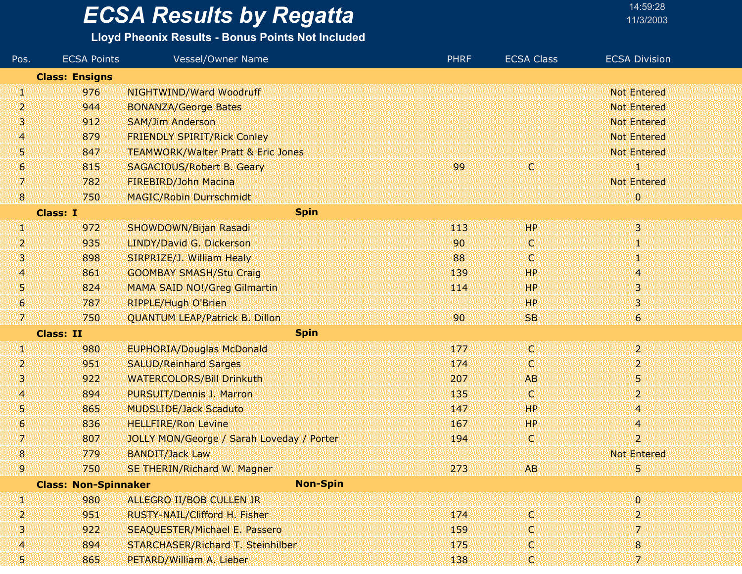# ECSA Results by Regatta

14:59:28
11/3/2003

**Lloyd Pheonix Results - Bonus Points Not Included**

| Pos. | ECSA Points | Vessel/Owner Name | PHRF | ECSA Class | ECSA Division |
|---|---|---|---|---|---|
| **Class: Ensigns** | | | | | |
| 1 | 976 | NIGHTWIND/Ward Woodruff | | | Not Entered |
| 2 | 944 | BONANZA/George Bates | | | Not Entered |
| 3 | 912 | SAM/Jim Anderson | | | Not Entered |
| 4 | 879 | FRIENDLY SPIRIT/Rick Conley | | | Not Entered |
| 5 | 847 | TEAMWORK/Walter Pratt & Eric Jones | | | Not Entered |
| 6 | 815 | SAGACIOUS/Robert B. Geary | 99 | C | 1 |
| 7 | 782 | FIREBIRD/John Macina | | | Not Entered |
| 8 | 750 | MAGIC/Robin Durrschmidt | | | 0 |
| **Class: I** | | **Spin** | | | |
| 1 | 972 | SHOWDOWN/Bijan Rasadi | 113 | HP | 3 |
| 2 | 935 | LINDY/David G. Dickerson | 90 | C | 1 |
| 3 | 898 | SIRPRIZE/J. William Healy | 88 | C | 1 |
| 4 | 861 | GOOMBAY SMASH/Stu Craig | 139 | HP | 4 |
| 5 | 824 | MAMA SAID NO!/Greg Gilmartin | 114 | HP | 3 |
| 6 | 787 | RIPPLE/Hugh O'Brien | | HP | 3 |
| 7 | 750 | QUANTUM LEAP/Patrick B. Dillon | 90 | SB | 6 |
| **Class: II** | | **Spin** | | | |
| 1 | 980 | EUPHORIA/Douglas McDonald | 177 | C | 2 |
| 2 | 951 | SALUD/Reinhard Sarges | 174 | C | 2 |
| 3 | 922 | WATERCOLORS/Bill Drinkuth | 207 | AB | 5 |
| 4 | 894 | PURSUIT/Dennis J. Marron | 135 | C | 2 |
| 5 | 865 | MUDSLIDE/Jack Scaduto | 147 | HP | 4 |
| 6 | 836 | HELLFIRE/Ron Levine | 167 | HP | 4 |
| 7 | 807 | JOLLY MON/George / Sarah Loveday / Porter | 194 | C | 2 |
| 8 | 779 | BANDIT/Jack Law | | | Not Entered |
| 9 | 750 | SE THERIN/Richard W. Magner | 273 | AB | 5 |
| **Class: Non-Spinnaker** | | **Non-Spin** | | | |
| 1 | 980 | ALLEGRO II/BOB CULLEN JR | | | 0 |
| 2 | 951 | RUSTY-NAIL/Clifford H. Fisher | 174 | C | 2 |
| 3 | 922 | SEAQUESTER/Michael E. Passero | 159 | C | 7 |
| 4 | 894 | STARCHASER/Richard T. Steinhilber | 175 | C | 8 |
| 5 | 865 | PETARD/William A. Lieber | 138 | C | 7 |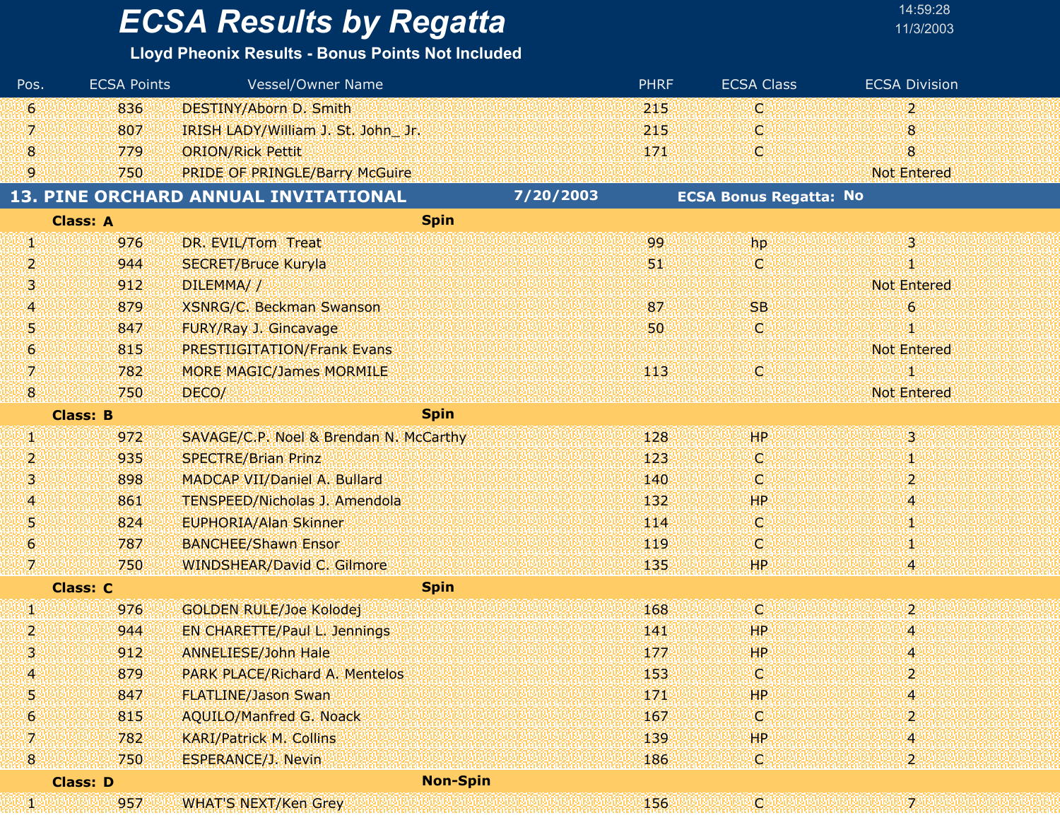# ECSA Results by Regatta

**Lloyd Pheonix Results - Bonus Points Not Included**

14:59:28
11/3/2003

| Pos. | ECSA Points | Vessel/Owner Name | PHRF | ECSA Class | ECSA Division |
|---|---|---|---|---|---|
| 6 | 836 | DESTINY/Aborn D. Smith | 215 | C | 2 |
| 7 | 807 | IRISH LADY/William J. St. John_ Jr. | 215 | C | 8 |
| 8 | 779 | ORION/Rick Pettit | 171 | C | 8 |
| 9 | 750 | PRIDE OF PRINGLE/Barry McGuire | | | Not Entered |

## 13. PINE ORCHARD ANNUAL INVITATIONAL — 7/20/2003 — ECSA Bonus Regatta: No

**Class: A** — **Spin**

| Pos. | ECSA Points | Vessel/Owner Name | PHRF | ECSA Class | ECSA Division |
|---|---|---|---|---|---|
| 1 | 976 | DR. EVIL/Tom Treat | 99 | hp | 3 |
| 2 | 944 | SECRET/Bruce Kuryla | 51 | C | 1 |
| 3 | 912 | DILEMMA/ / | | | Not Entered |
| 4 | 879 | XSNRG/C. Beckman Swanson | 87 | SB | 6 |
| 5 | 847 | FURY/Ray J. Gincavage | 50 | C | 1 |
| 6 | 815 | PRESTIIGITATION/Frank Evans | | | Not Entered |
| 7 | 782 | MORE MAGIC/James MORMILE | 113 | C | 1 |
| 8 | 750 | DECO/ | | | Not Entered |

**Class: B** — **Spin**

| Pos. | ECSA Points | Vessel/Owner Name | PHRF | ECSA Class | ECSA Division |
|---|---|---|---|---|---|
| 1 | 972 | SAVAGE/C.P. Noel & Brendan N. McCarthy | 128 | HP | 3 |
| 2 | 935 | SPECTRE/Brian Prinz | 123 | C | 1 |
| 3 | 898 | MADCAP VII/Daniel A. Bullard | 140 | C | 2 |
| 4 | 861 | TENSPEED/Nicholas J. Amendola | 132 | HP | 4 |
| 5 | 824 | EUPHORIA/Alan Skinner | 114 | C | 1 |
| 6 | 787 | BANCHEE/Shawn Ensor | 119 | C | 1 |
| 7 | 750 | WINDSHEAR/David C. Gilmore | 135 | HP | 4 |

**Class: C** — **Spin**

| Pos. | ECSA Points | Vessel/Owner Name | PHRF | ECSA Class | ECSA Division |
|---|---|---|---|---|---|
| 1 | 976 | GOLDEN RULE/Joe Kolodej | 168 | C | 2 |
| 2 | 944 | EN CHARETTE/Paul L. Jennings | 141 | HP | 4 |
| 3 | 912 | ANNELIESE/John Hale | 177 | HP | 4 |
| 4 | 879 | PARK PLACE/Richard A. Mentelos | 153 | C | 2 |
| 5 | 847 | FLATLINE/Jason Swan | 171 | HP | 4 |
| 6 | 815 | AQUILO/Manfred G. Noack | 167 | C | 2 |
| 7 | 782 | KARI/Patrick M. Collins | 139 | HP | 4 |
| 8 | 750 | ESPERANCE/J. Nevin | 186 | C | 2 |

**Class: D** — **Non-Spin**

| Pos. | ECSA Points | Vessel/Owner Name | PHRF | ECSA Class | ECSA Division |
|---|---|---|---|---|---|
| 1 | 957 | WHAT'S NEXT/Ken Grey | 156 | C | 7 |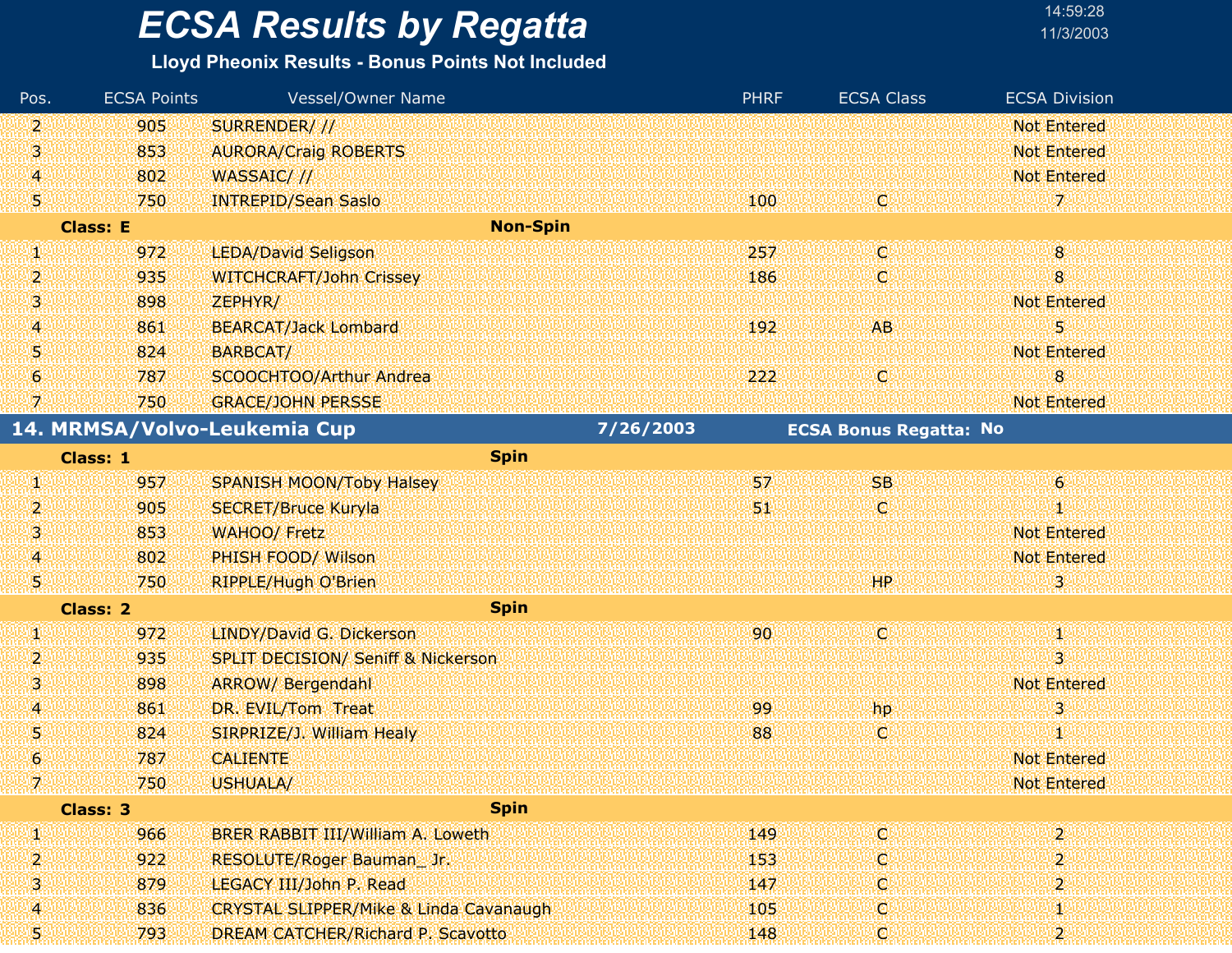# ECSA Results by Regatta

**Lloyd Pheonix Results - Bonus Points Not Included**

14:59:28
11/3/2003

| Pos. | ECSA Points | Vessel/Owner Name | PHRF | ECSA Class | ECSA Division |
|---|---|---|---|---|---|
| 2 | 905 | SURRENDER/ // | | | Not Entered |
| 3 | 853 | AURORA/Craig ROBERTS | | | Not Entered |
| 4 | 802 | WASSAIC/ // | | | Not Entered |
| 5 | 750 | INTREPID/Sean Saslo | 100 | C | 7 |
| **Class: E** | | **Non-Spin** | | | |
| 1 | 972 | LEDA/David Seligson | 257 | C | 8 |
| 2 | 935 | WITCHCRAFT/John Crissey | 186 | C | 8 |
| 3 | 898 | ZEPHYR/ | | | Not Entered |
| 4 | 861 | BEARCAT/Jack Lombard | 192 | AB | 5 |
| 5 | 824 | BARBCAT/ | | | Not Entered |
| 6 | 787 | SCOOCHTOO/Arthur Andrea | 222 | C | 8 |
| 7 | 750 | GRACE/JOHN PERSSE | | | Not Entered |

## 14. MRMSA/Volvo-Leukemia Cup — 7/26/2003 — ECSA Bonus Regatta: No

| Pos. | ECSA Points | Vessel/Owner Name | PHRF | ECSA Class | ECSA Division |
|---|---|---|---|---|---|
| **Class: 1** | | **Spin** | | | |
| 1 | 957 | SPANISH MOON/Toby Halsey | 57 | SB | 6 |
| 2 | 905 | SECRET/Bruce Kuryla | 51 | C | 1 |
| 3 | 853 | WAHOO/ Fretz | | | Not Entered |
| 4 | 802 | PHISH FOOD/ Wilson | | | Not Entered |
| 5 | 750 | RIPPLE/Hugh O'Brien | | HP | 3 |
| **Class: 2** | | **Spin** | | | |
| 1 | 972 | LINDY/David G. Dickerson | 90 | C | 1 |
| 2 | 935 | SPLIT DECISION/ Seniff & Nickerson | | | 3 |
| 3 | 898 | ARROW/ Bergendahl | | | Not Entered |
| 4 | 861 | DR. EVIL/Tom Treat | 99 | hp | 3 |
| 5 | 824 | SIRPRIZE/J. William Healy | 88 | C | 1 |
| 6 | 787 | CALIENTE | | | Not Entered |
| 7 | 750 | USHUALA/ | | | Not Entered |
| **Class: 3** | | **Spin** | | | |
| 1 | 966 | BRER RABBIT III/William A. Loweth | 149 | C | 2 |
| 2 | 922 | RESOLUTE/Roger Bauman_ Jr. | 153 | C | 2 |
| 3 | 879 | LEGACY III/John P. Read | 147 | C | 2 |
| 4 | 836 | CRYSTAL SLIPPER/Mike & Linda Cavanaugh | 105 | C | 1 |
| 5 | 793 | DREAM CATCHER/Richard P. Scavotto | 148 | C | 2 |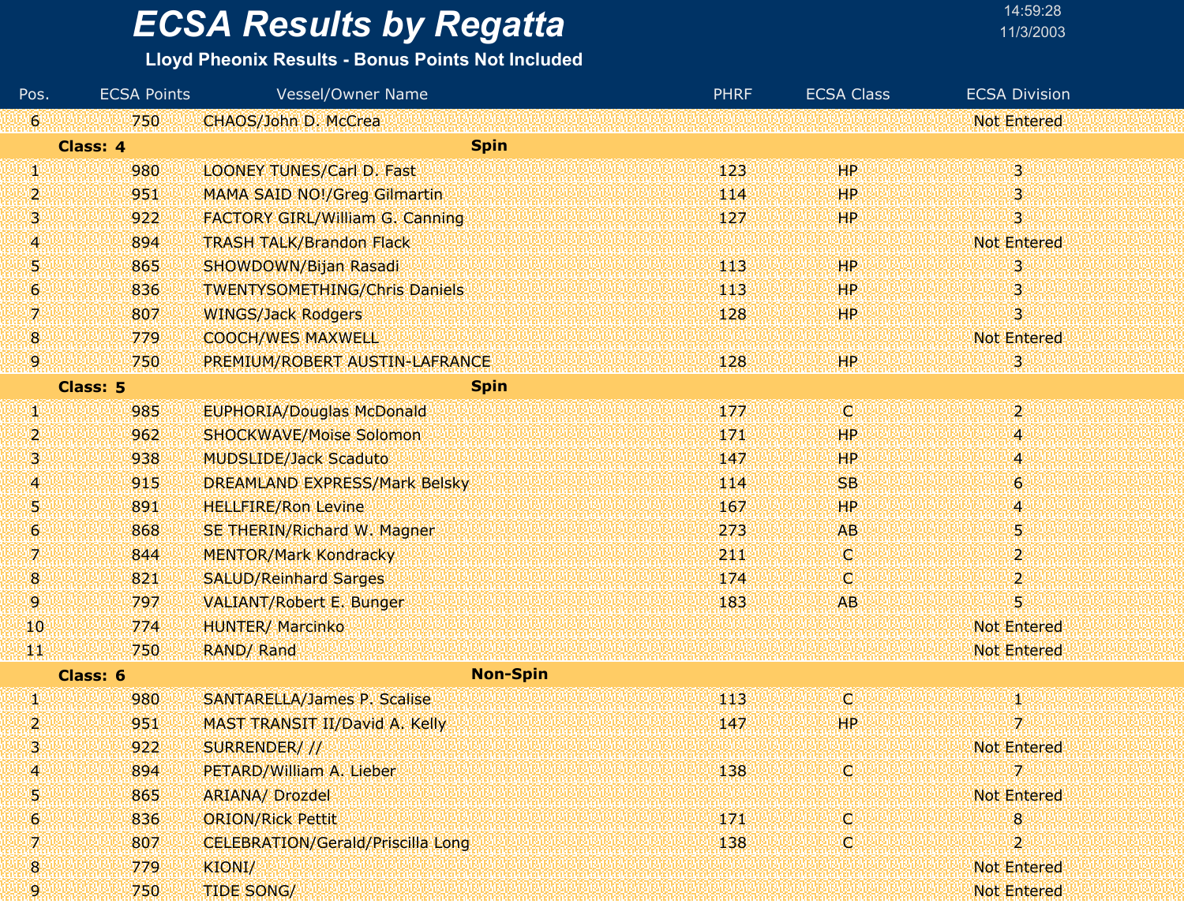# ECSA Results by Regatta

**Lloyd Pheonix Results - Bonus Points Not Included**

| Pos. | ECSA Points | Vessel/Owner Name | PHRF | ECSA Class | ECSA Division |
|---|---|---|---|---|---|
| 6 | 750 | CHAOS/John D. McCrea | | | Not Entered |
| **Class: 4** | | **Spin** | | | |
| 1 | 980 | LOONEY TUNES/Carl D. Fast | 123 | HP | 3 |
| 2 | 951 | MAMA SAID NO!/Greg Gilmartin | 114 | HP | 3 |
| 3 | 922 | FACTORY GIRL/William G. Canning | 127 | HP | 3 |
| 4 | 894 | TRASH TALK/Brandon Flack | | | Not Entered |
| 5 | 865 | SHOWDOWN/Bijan Rasadi | 113 | HP | 3 |
| 6 | 836 | TWENTYSOMETHING/Chris Daniels | 113 | HP | 3 |
| 7 | 807 | WINGS/Jack Rodgers | 128 | HP | 3 |
| 8 | 779 | COOCH/WES MAXWELL | | | Not Entered |
| 9 | 750 | PREMIUM/ROBERT AUSTIN-LAFRANCE | 128 | HP | 3 |
| **Class: 5** | | **Spin** | | | |
| 1 | 985 | EUPHORIA/Douglas McDonald | 177 | C | 2 |
| 2 | 962 | SHOCKWAVE/Moise Solomon | 171 | HP | 4 |
| 3 | 938 | MUDSLIDE/Jack Scaduto | 147 | HP | 4 |
| 4 | 915 | DREAMLAND EXPRESS/Mark Belsky | 114 | SB | 6 |
| 5 | 891 | HELLFIRE/Ron Levine | 167 | HP | 4 |
| 6 | 868 | SE THERIN/Richard W. Magner | 273 | AB | 5 |
| 7 | 844 | MENTOR/Mark Kondracky | 211 | C | 2 |
| 8 | 821 | SALUD/Reinhard Sarges | 174 | C | 2 |
| 9 | 797 | VALIANT/Robert E. Bunger | 183 | AB | 5 |
| 10 | 774 | HUNTER/ Marcinko | | | Not Entered |
| 11 | 750 | RAND/ Rand | | | Not Entered |
| **Class: 6** | | **Non-Spin** | | | |
| 1 | 980 | SANTARELLA/James P. Scalise | 113 | C | 1 |
| 2 | 951 | MAST TRANSIT II/David A. Kelly | 147 | HP | 7 |
| 3 | 922 | SURRENDER/ // | | | Not Entered |
| 4 | 894 | PETARD/William A. Lieber | 138 | C | 7 |
| 5 | 865 | ARIANA/ Drozdel | | | Not Entered |
| 6 | 836 | ORION/Rick Pettit | 171 | C | 8 |
| 7 | 807 | CELEBRATION/Gerald/Priscilla Long | 138 | C | 2 |
| 8 | 779 | KIONI/ | | | Not Entered |
| 9 | 750 | TIDE SONG/ | | | Not Entered |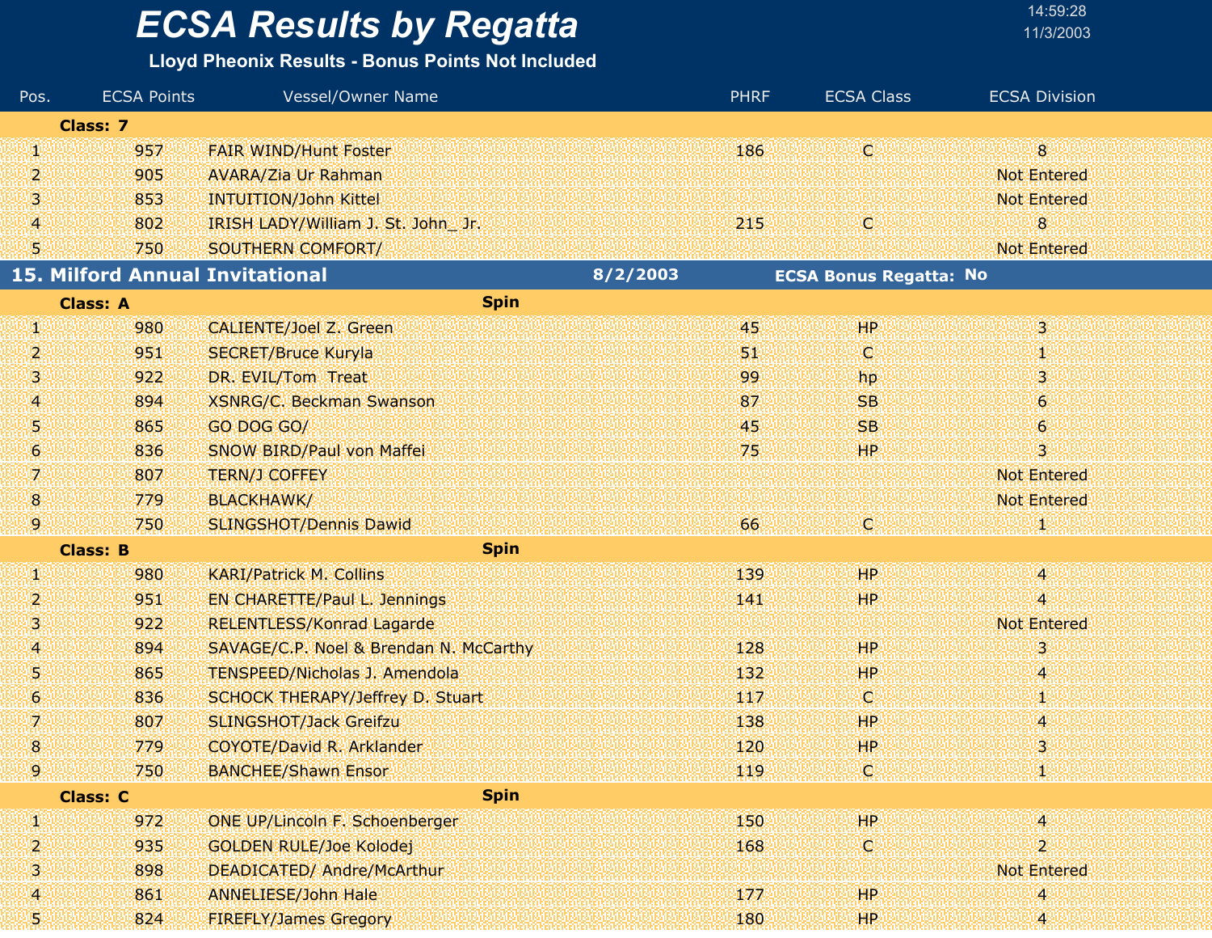# ECSA Results by Regatta

**Lloyd Pheonix Results - Bonus Points Not Included**

| Pos. | ECSA Points | Vessel/Owner Name | PHRF | ECSA Class | ECSA Division |
|---|---|---|---|---|---|
| **Class: 7** | | | | | |
| 1 | 957 | FAIR WIND/Hunt Foster | 186 | C | 8 |
| 2 | 905 | AVARA/Zia Ur Rahman | | | Not Entered |
| 3 | 853 | INTUITION/John Kittel | | | Not Entered |
| 4 | 802 | IRISH LADY/William J. St. John_ Jr. | 215 | C | 8 |
| 5 | 750 | SOUTHERN COMFORT/ | | | Not Entered |

## 15. Milford Annual Invitational — 8/2/2003 — ECSA Bonus Regatta: No

| Pos. | ECSA Points | Vessel/Owner Name | PHRF | ECSA Class | ECSA Division |
|---|---|---|---|---|---|
| **Class: A** | | **Spin** | | | |
| 1 | 980 | CALIENTE/Joel Z. Green | 45 | HP | 3 |
| 2 | 951 | SECRET/Bruce Kuryla | 51 | C | 1 |
| 3 | 922 | DR. EVIL/Tom Treat | 99 | hp | 3 |
| 4 | 894 | XSNRG/C. Beckman Swanson | 87 | SB | 6 |
| 5 | 865 | GO DOG GO/ | 45 | SB | 6 |
| 6 | 836 | SNOW BIRD/Paul von Maffei | 75 | HP | 3 |
| 7 | 807 | TERN/J COFFEY | | | Not Entered |
| 8 | 779 | BLACKHAWK/ | | | Not Entered |
| 9 | 750 | SLINGSHOT/Dennis Dawid | 66 | C | 1 |
| **Class: B** | | **Spin** | | | |
| 1 | 980 | KARI/Patrick M. Collins | 139 | HP | 4 |
| 2 | 951 | EN CHARETTE/Paul L. Jennings | 141 | HP | 4 |
| 3 | 922 | RELENTLESS/Konrad Lagarde | | | Not Entered |
| 4 | 894 | SAVAGE/C.P. Noel & Brendan N. McCarthy | 128 | HP | 3 |
| 5 | 865 | TENSPEED/Nicholas J. Amendola | 132 | HP | 4 |
| 6 | 836 | SCHOCK THERAPY/Jeffrey D. Stuart | 117 | C | 1 |
| 7 | 807 | SLINGSHOT/Jack Greifzu | 138 | HP | 4 |
| 8 | 779 | COYOTE/David R. Arklander | 120 | HP | 3 |
| 9 | 750 | BANCHEE/Shawn Ensor | 119 | C | 1 |
| **Class: C** | | **Spin** | | | |
| 1 | 972 | ONE UP/Lincoln F. Schoenberger | 150 | HP | 4 |
| 2 | 935 | GOLDEN RULE/Joe Kolodej | 168 | C | 2 |
| 3 | 898 | DEADICATED/ Andre/McArthur | | | Not Entered |
| 4 | 861 | ANNELIESE/John Hale | 177 | HP | 4 |
| 5 | 824 | FIREFLY/James Gregory | 180 | HP | 4 |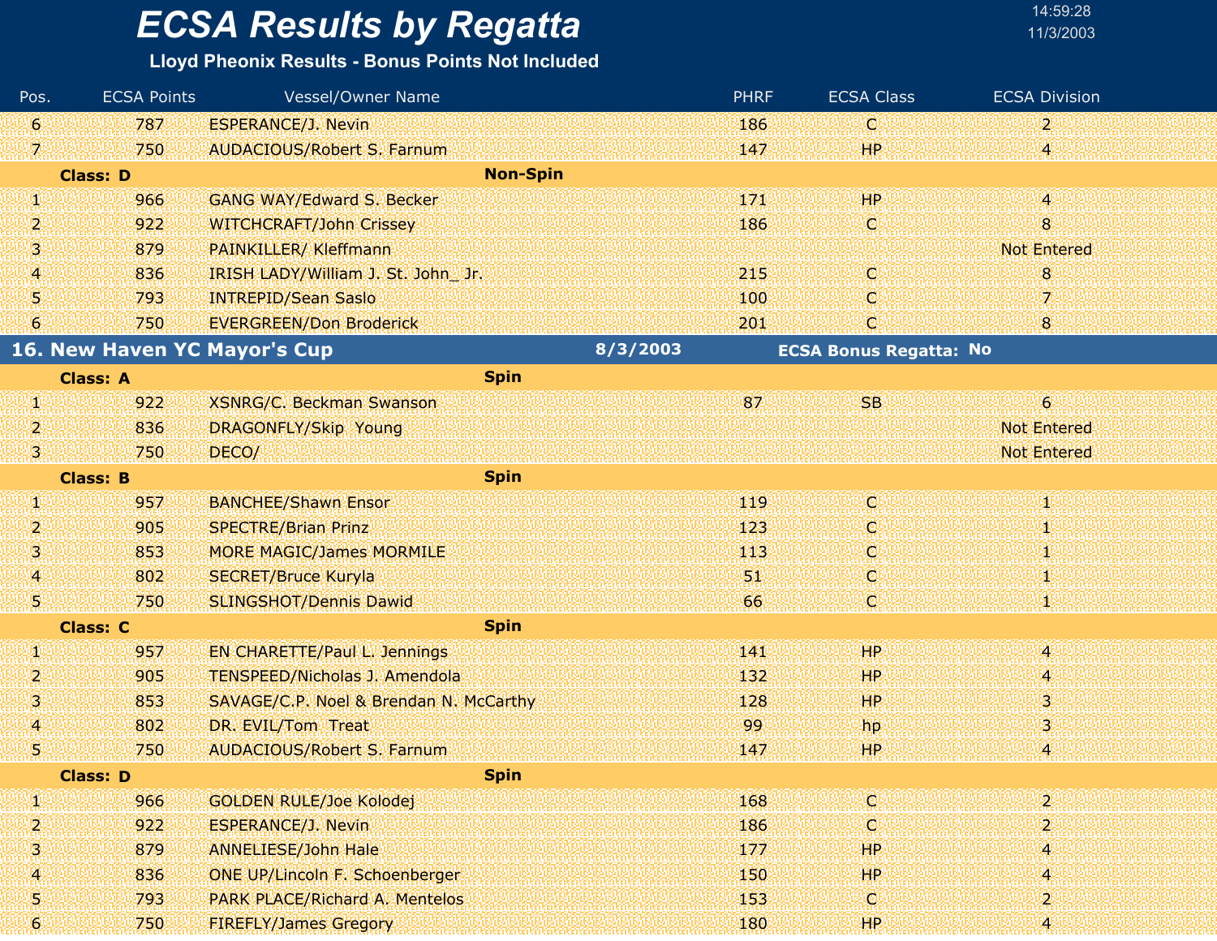# ECSA Results by Regatta

**Lloyd Pheonix Results - Bonus Points Not Included**

| Pos. | ECSA Points | Vessel/Owner Name | PHRF | ECSA Class | ECSA Division |
|---|---|---|---|---|---|
| 6 | 787 | ESPERANCE/J. Nevin | 186 | C | 2 |
| 7 | 750 | AUDACIOUS/Robert S. Farnum | 147 | HP | 4 |
| **Class: D** | | **Non-Spin** | | | |
| 1 | 966 | GANG WAY/Edward S. Becker | 171 | HP | 4 |
| 2 | 922 | WITCHCRAFT/John Crissey | 186 | C | 8 |
| 3 | 879 | PAINKILLER/ Kleffmann | | | Not Entered |
| 4 | 836 | IRISH LADY/William J. St. John_ Jr. | 215 | C | 8 |
| 5 | 793 | INTREPID/Sean Saslo | 100 | C | 7 |
| 6 | 750 | EVERGREEN/Don Broderick | 201 | C | 8 |

## 16. New Haven YC Mayor's Cup — 8/3/2003 — ECSA Bonus Regatta: No

| Pos. | ECSA Points | Vessel/Owner Name | PHRF | ECSA Class | ECSA Division |
|---|---|---|---|---|---|
| **Class: A** | | **Spin** | | | |
| 1 | 922 | XSNRG/C. Beckman Swanson | 87 | SB | 6 |
| 2 | 836 | DRAGONFLY/Skip Young | | | Not Entered |
| 3 | 750 | DECO/ | | | Not Entered |
| **Class: B** | | **Spin** | | | |
| 1 | 957 | BANCHEE/Shawn Ensor | 119 | C | 1 |
| 2 | 905 | SPECTRE/Brian Prinz | 123 | C | 1 |
| 3 | 853 | MORE MAGIC/James MORMILE | 113 | C | 1 |
| 4 | 802 | SECRET/Bruce Kuryla | 51 | C | 1 |
| 5 | 750 | SLINGSHOT/Dennis Dawid | 66 | C | 1 |
| **Class: C** | | **Spin** | | | |
| 1 | 957 | EN CHARETTE/Paul L. Jennings | 141 | HP | 4 |
| 2 | 905 | TENSPEED/Nicholas J. Amendola | 132 | HP | 4 |
| 3 | 853 | SAVAGE/C.P. Noel & Brendan N. McCarthy | 128 | HP | 3 |
| 4 | 802 | DR. EVIL/Tom Treat | 99 | hp | 3 |
| 5 | 750 | AUDACIOUS/Robert S. Farnum | 147 | HP | 4 |
| **Class: D** | | **Spin** | | | |
| 1 | 966 | GOLDEN RULE/Joe Kolodej | 168 | C | 2 |
| 2 | 922 | ESPERANCE/J. Nevin | 186 | C | 2 |
| 3 | 879 | ANNELIESE/John Hale | 177 | HP | 4 |
| 4 | 836 | ONE UP/Lincoln F. Schoenberger | 150 | HP | 4 |
| 5 | 793 | PARK PLACE/Richard A. Mentelos | 153 | C | 2 |
| 6 | 750 | FIREFLY/James Gregory | 180 | HP | 4 |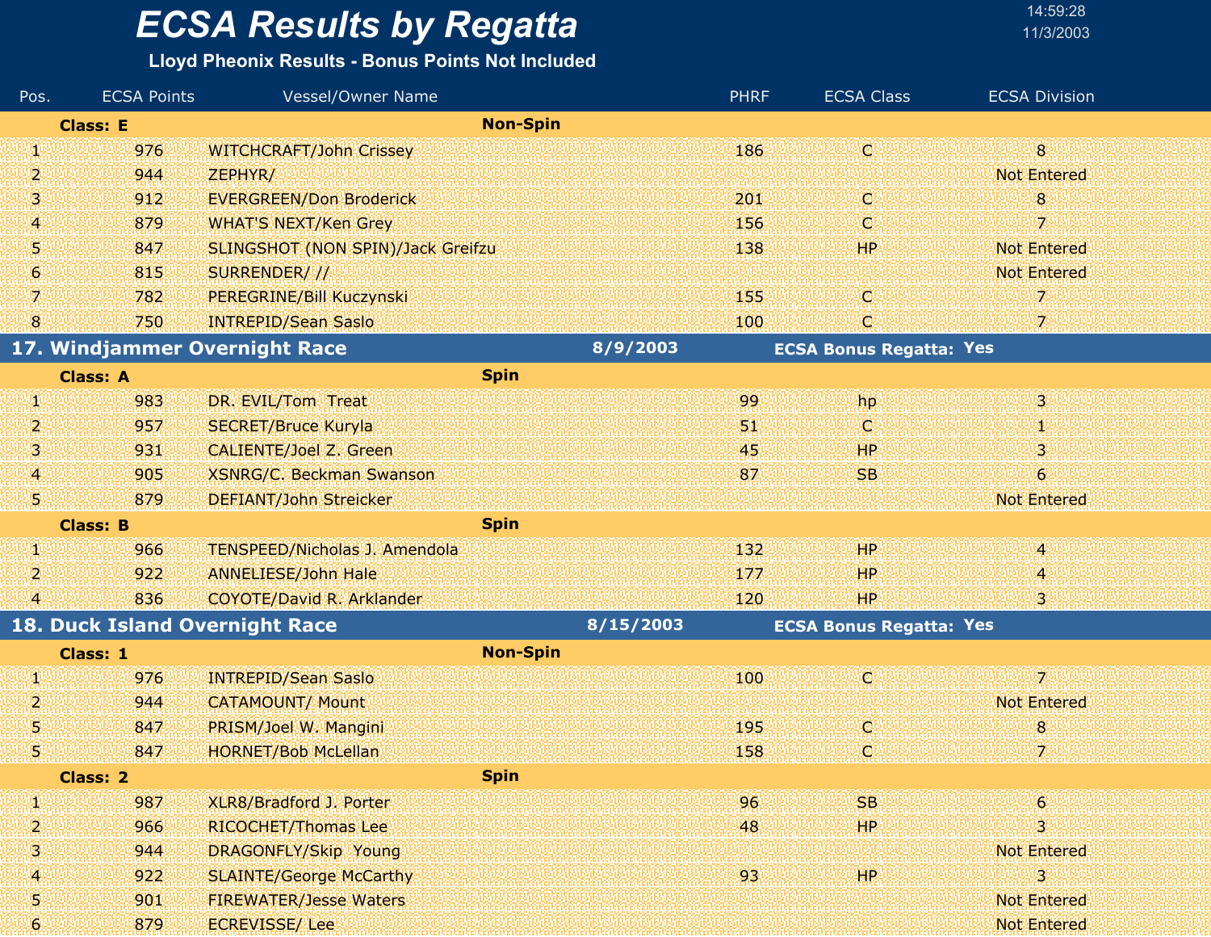# ECSA Results by Regatta

**Lloyd Pheonix Results - Bonus Points Not Included**

| Pos. | ECSA Points | Vessel/Owner Name | PHRF | ECSA Class | ECSA Division |
|---|---|---|---|---|---|
| **Class: E** | | **Non-Spin** | | | |
| 1 | 976 | WITCHCRAFT/John Crissey | 186 | C | 8 |
| 2 | 944 | ZEPHYR/ | | | Not Entered |
| 3 | 912 | EVERGREEN/Don Broderick | 201 | C | 8 |
| 4 | 879 | WHAT'S NEXT/Ken Grey | 156 | C | 7 |
| 5 | 847 | SLINGSHOT (NON SPIN)/Jack Greifzu | 138 | HP | Not Entered |
| 6 | 815 | SURRENDER/ // | | | Not Entered |
| 7 | 782 | PEREGRINE/Bill Kuczynski | 155 | C | 7 |
| 8 | 750 | INTREPID/Sean Saslo | 100 | C | 7 |

## 17. Windjammer Overnight Race — 8/9/2003 — ECSA Bonus Regatta: Yes

| Pos. | ECSA Points | Vessel/Owner Name | PHRF | ECSA Class | ECSA Division |
|---|---|---|---|---|---|
| **Class: A** | | **Spin** | | | |
| 1 | 983 | DR. EVIL/Tom Treat | 99 | hp | 3 |
| 2 | 957 | SECRET/Bruce Kuryla | 51 | C | 1 |
| 3 | 931 | CALIENTE/Joel Z. Green | 45 | HP | 3 |
| 4 | 905 | XSNRG/C. Beckman Swanson | 87 | SB | 6 |
| 5 | 879 | DEFIANT/John Streicker | | | Not Entered |
| **Class: B** | | **Spin** | | | |
| 1 | 966 | TENSPEED/Nicholas J. Amendola | 132 | HP | 4 |
| 2 | 922 | ANNELIESE/John Hale | 177 | HP | 4 |
| 4 | 836 | COYOTE/David R. Arklander | 120 | HP | 3 |

## 18. Duck Island Overnight Race — 8/15/2003 — ECSA Bonus Regatta: Yes

| Pos. | ECSA Points | Vessel/Owner Name | PHRF | ECSA Class | ECSA Division |
|---|---|---|---|---|---|
| **Class: 1** | | **Non-Spin** | | | |
| 1 | 976 | INTREPID/Sean Saslo | 100 | C | 7 |
| 2 | 944 | CATAMOUNT/ Mount | | | Not Entered |
| 5 | 847 | PRISM/Joel W. Mangini | 195 | C | 8 |
| 5 | 847 | HORNET/Bob McLellan | 158 | C | 7 |
| **Class: 2** | | **Spin** | | | |
| 1 | 987 | XLR8/Bradford J. Porter | 96 | SB | 6 |
| 2 | 966 | RICOCHET/Thomas Lee | 48 | HP | 3 |
| 3 | 944 | DRAGONFLY/Skip Young | | | Not Entered |
| 4 | 922 | SLAINTE/George McCarthy | 93 | HP | 3 |
| 5 | 901 | FIREWATER/Jesse Waters | | | Not Entered |
| 6 | 879 | ECREVISSE/ Lee | | | Not Entered |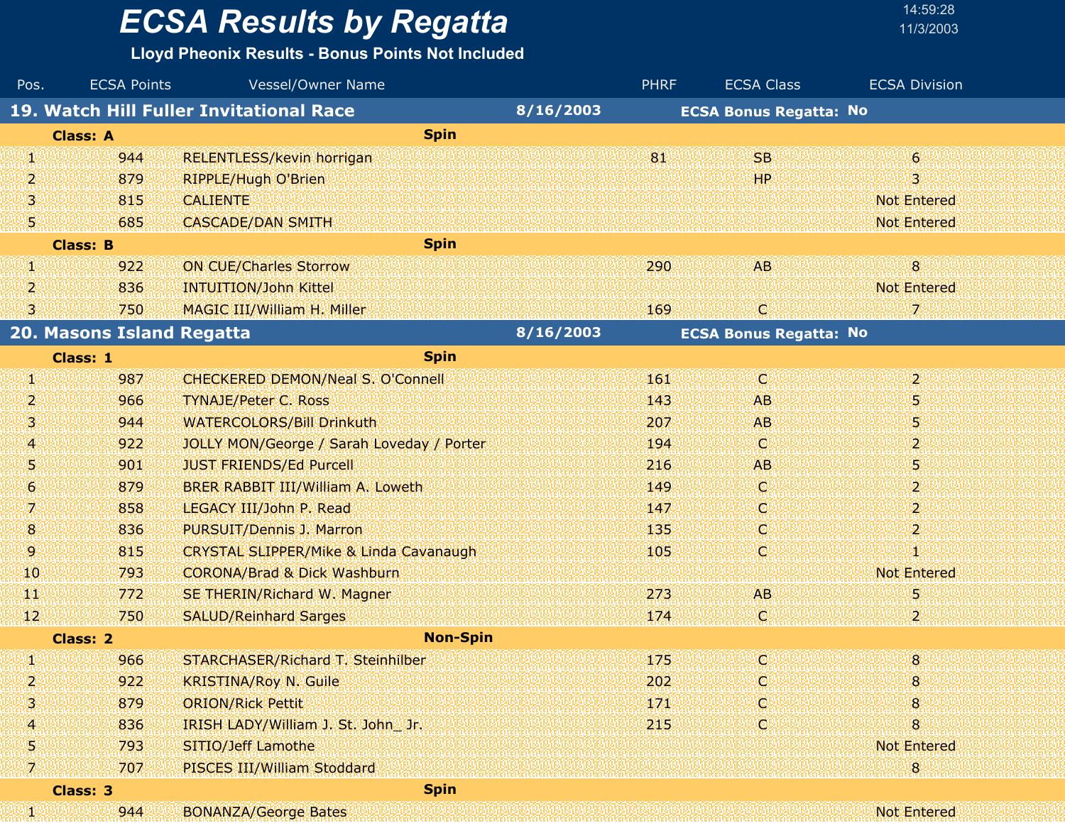# ECSA Results by Regatta

**Lloyd Pheonix Results - Bonus Points Not Included**

14:59:28
11/3/2003

| Pos. | ECSA Points | Vessel/Owner Name | PHRF | ECSA Class | ECSA Division |
|---|---|---|---|---|---|
| **19. Watch Hill Fuller Invitational Race** | | **8/16/2003** | | **ECSA Bonus Regatta: No** | |
| **Class: A** | | **Spin** | | | |
| 1 | 944 | RELENTLESS/kevin horrigan | 81 | SB | 6 |
| 2 | 879 | RIPPLE/Hugh O'Brien | | HP | 3 |
| 3 | 815 | CALIENTE | | | Not Entered |
| 5 | 685 | CASCADE/DAN SMITH | | | Not Entered |
| **Class: B** | | **Spin** | | | |
| 1 | 922 | ON CUE/Charles Storrow | 290 | AB | 8 |
| 2 | 836 | INTUITION/John Kittel | | | Not Entered |
| 3 | 750 | MAGIC III/William H. Miller | 169 | C | 7 |
| **20. Masons Island Regatta** | | **8/16/2003** | | **ECSA Bonus Regatta: No** | |
| **Class: 1** | | **Spin** | | | |
| 1 | 987 | CHECKERED DEMON/Neal S. O'Connell | 161 | C | 2 |
| 2 | 966 | TYNAJE/Peter C. Ross | 143 | AB | 5 |
| 3 | 944 | WATERCOLORS/Bill Drinkuth | 207 | AB | 5 |
| 4 | 922 | JOLLY MON/George / Sarah Loveday / Porter | 194 | C | 2 |
| 5 | 901 | JUST FRIENDS/Ed Purcell | 216 | AB | 5 |
| 6 | 879 | BRER RABBIT III/William A. Loweth | 149 | C | 2 |
| 7 | 858 | LEGACY III/John P. Read | 147 | C | 2 |
| 8 | 836 | PURSUIT/Dennis J. Marron | 135 | C | 2 |
| 9 | 815 | CRYSTAL SLIPPER/Mike & Linda Cavanaugh | 105 | C | 1 |
| 10 | 793 | CORONA/Brad & Dick Washburn | | | Not Entered |
| 11 | 772 | SE THERIN/Richard W. Magner | 273 | AB | 5 |
| 12 | 750 | SALUD/Reinhard Sarges | 174 | C | 2 |
| **Class: 2** | | **Non-Spin** | | | |
| 1 | 966 | STARCHASER/Richard T. Steinhilber | 175 | C | 8 |
| 2 | 922 | KRISTINA/Roy N. Guile | 202 | C | 8 |
| 3 | 879 | ORION/Rick Pettit | 171 | C | 8 |
| 4 | 836 | IRISH LADY/William J. St. John_ Jr. | 215 | C | 8 |
| 5 | 793 | SITIO/Jeff Lamothe | | | Not Entered |
| 7 | 707 | PISCES III/William Stoddard | | | 8 |
| **Class: 3** | | **Spin** | | | |
| 1 | 944 | BONANZA/George Bates | | | Not Entered |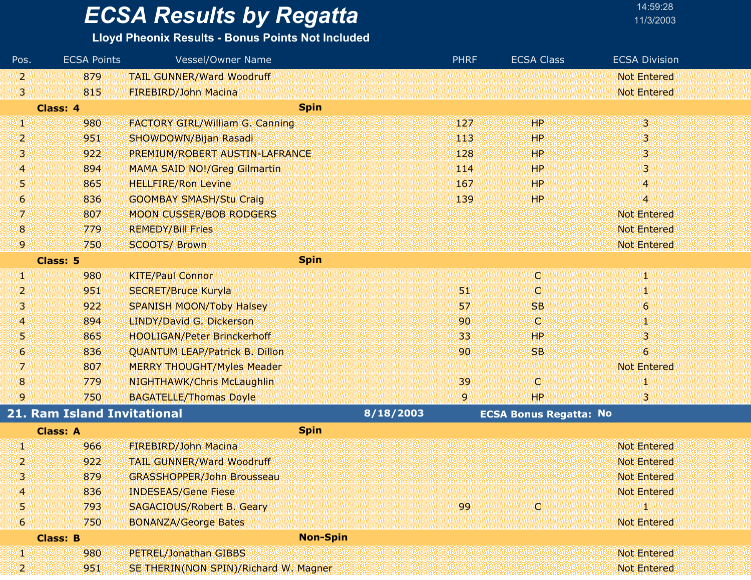# ECSA Results by Regatta

**Lloyd Pheonix Results - Bonus Points Not Included**

14:59:28
11/3/2003

| Pos. | ECSA Points | Vessel/Owner Name | PHRF | ECSA Class | ECSA Division |
|---|---|---|---|---|---|
| 2 | 879 | TAIL GUNNER/Ward Woodruff | | | Not Entered |
| 3 | 815 | FIREBIRD/John Macina | | | Not Entered |
| **Class: 4** | | **Spin** | | | |
| 1 | 980 | FACTORY GIRL/William G. Canning | 127 | HP | 3 |
| 2 | 951 | SHOWDOWN/Bijan Rasadi | 113 | HP | 3 |
| 3 | 922 | PREMIUM/ROBERT AUSTIN-LAFRANCE | 128 | HP | 3 |
| 4 | 894 | MAMA SAID NO!/Greg Gilmartin | 114 | HP | 3 |
| 5 | 865 | HELLFIRE/Ron Levine | 167 | HP | 4 |
| 6 | 836 | GOOMBAY SMASH/Stu Craig | 139 | HP | 4 |
| 7 | 807 | MOON CUSSER/BOB RODGERS | | | Not Entered |
| 8 | 779 | REMEDY/Bill Fries | | | Not Entered |
| 9 | 750 | SCOOTS/ Brown | | | Not Entered |
| **Class: 5** | | **Spin** | | | |
| 1 | 980 | KITE/Paul Connor | | C | 1 |
| 2 | 951 | SECRET/Bruce Kuryla | 51 | C | 1 |
| 3 | 922 | SPANISH MOON/Toby Halsey | 57 | SB | 6 |
| 4 | 894 | LINDY/David G. Dickerson | 90 | C | 1 |
| 5 | 865 | HOOLIGAN/Peter Brinckerhoff | 33 | HP | 3 |
| 6 | 836 | QUANTUM LEAP/Patrick B. Dillon | 90 | SB | 6 |
| 7 | 807 | MERRY THOUGHT/Myles Meader | | | Not Entered |
| 8 | 779 | NIGHTHAWK/Chris McLaughlin | 39 | C | 1 |
| 9 | 750 | BAGATELLE/Thomas Doyle | 9 | HP | 3 |

## 21. Ram Island Invitational — 8/18/2003 — ECSA Bonus Regatta: No

| Pos. | ECSA Points | Vessel/Owner Name | PHRF | ECSA Class | ECSA Division |
|---|---|---|---|---|---|
| **Class: A** | | **Spin** | | | |
| 1 | 966 | FIREBIRD/John Macina | | | Not Entered |
| 2 | 922 | TAIL GUNNER/Ward Woodruff | | | Not Entered |
| 3 | 879 | GRASSHOPPER/John Brousseau | | | Not Entered |
| 4 | 836 | INDESEAS/Gene Fiese | | | Not Entered |
| 5 | 793 | SAGACIOUS/Robert B. Geary | 99 | C | 1 |
| 6 | 750 | BONANZA/George Bates | | | Not Entered |
| **Class: B** | | **Non-Spin** | | | |
| 1 | 980 | PETREL/Jonathan GIBBS | | | Not Entered |
| 2 | 951 | SE THERIN(NON SPIN)/Richard W. Magner | | | Not Entered |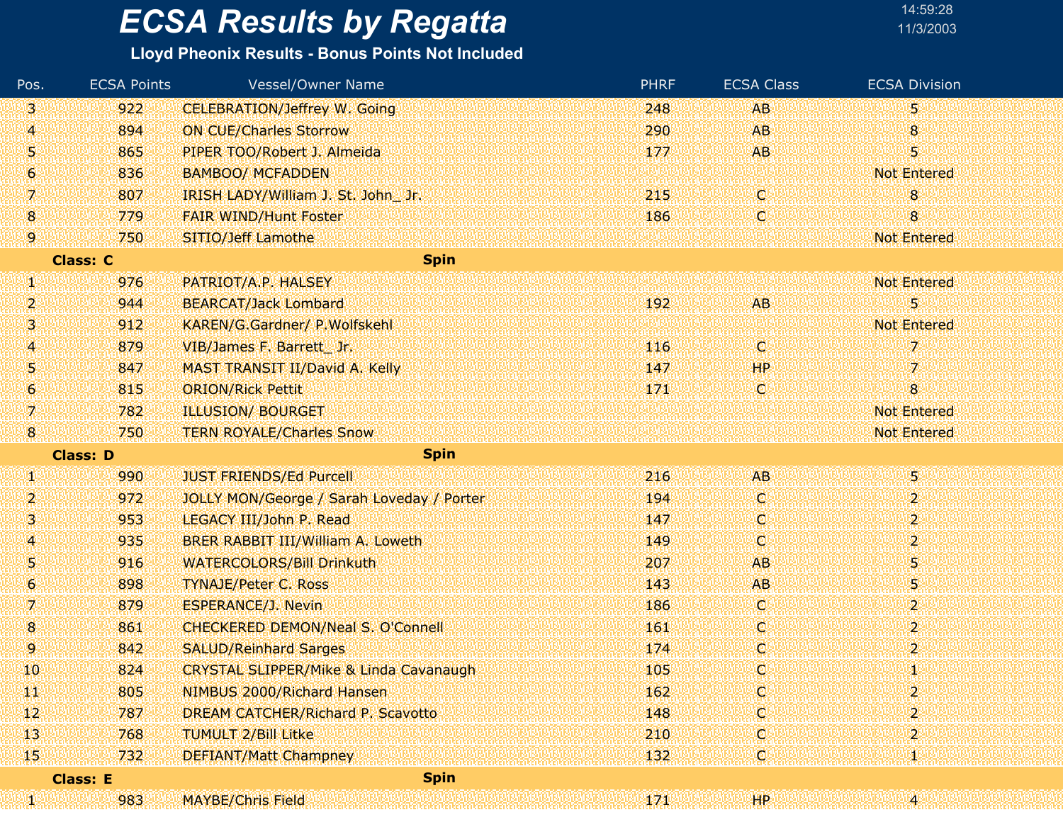# ECSA Results by Regatta

**Lloyd Pheonix Results - Bonus Points Not Included**

| Pos. | ECSA Points | Vessel/Owner Name | PHRF | ECSA Class | ECSA Division |
|---|---|---|---|---|---|
| 3 | 922 | CELEBRATION/Jeffrey W. Going | 248 | AB | 5 |
| 4 | 894 | ON CUE/Charles Storrow | 290 | AB | 8 |
| 5 | 865 | PIPER TOO/Robert J. Almeida | 177 | AB | 5 |
| 6 | 836 | BAMBOO/ MCFADDEN | | | Not Entered |
| 7 | 807 | IRISH LADY/William J. St. John_ Jr. | 215 | C | 8 |
| 8 | 779 | FAIR WIND/Hunt Foster | 186 | C | 8 |
| 9 | 750 | SITIO/Jeff Lamothe | | | Not Entered |
| **Class: C** | | **Spin** | | | |
| 1 | 976 | PATRIOT/A.P. HALSEY | | | Not Entered |
| 2 | 944 | BEARCAT/Jack Lombard | 192 | AB | 5 |
| 3 | 912 | KAREN/G.Gardner/ P.Wolfskehl | | | Not Entered |
| 4 | 879 | VIB/James F. Barrett_ Jr. | 116 | C | 7 |
| 5 | 847 | MAST TRANSIT II/David A. Kelly | 147 | HP | 7 |
| 6 | 815 | ORION/Rick Pettit | 171 | C | 8 |
| 7 | 782 | ILLUSION/ BOURGET | | | Not Entered |
| 8 | 750 | TERN ROYALE/Charles Snow | | | Not Entered |
| **Class: D** | | **Spin** | | | |
| 1 | 990 | JUST FRIENDS/Ed Purcell | 216 | AB | 5 |
| 2 | 972 | JOLLY MON/George / Sarah Loveday / Porter | 194 | C | 2 |
| 3 | 953 | LEGACY III/John P. Read | 147 | C | 2 |
| 4 | 935 | BRER RABBIT III/William A. Loweth | 149 | C | 2 |
| 5 | 916 | WATERCOLORS/Bill Drinkuth | 207 | AB | 5 |
| 6 | 898 | TYNAJE/Peter C. Ross | 143 | AB | 5 |
| 7 | 879 | ESPERANCE/J. Nevin | 186 | C | 2 |
| 8 | 861 | CHECKERED DEMON/Neal S. O'Connell | 161 | C | 2 |
| 9 | 842 | SALUD/Reinhard Sarges | 174 | C | 2 |
| 10 | 824 | CRYSTAL SLIPPER/Mike & Linda Cavanaugh | 105 | C | 1 |
| 11 | 805 | NIMBUS 2000/Richard Hansen | 162 | C | 2 |
| 12 | 787 | DREAM CATCHER/Richard P. Scavotto | 148 | C | 2 |
| 13 | 768 | TUMULT 2/Bill Litke | 210 | C | 2 |
| 15 | 732 | DEFIANT/Matt Champney | 132 | C | 1 |
| **Class: E** | | **Spin** | | | |
| 1 | 983 | MAYBE/Chris Field | 171 | HP | 4 |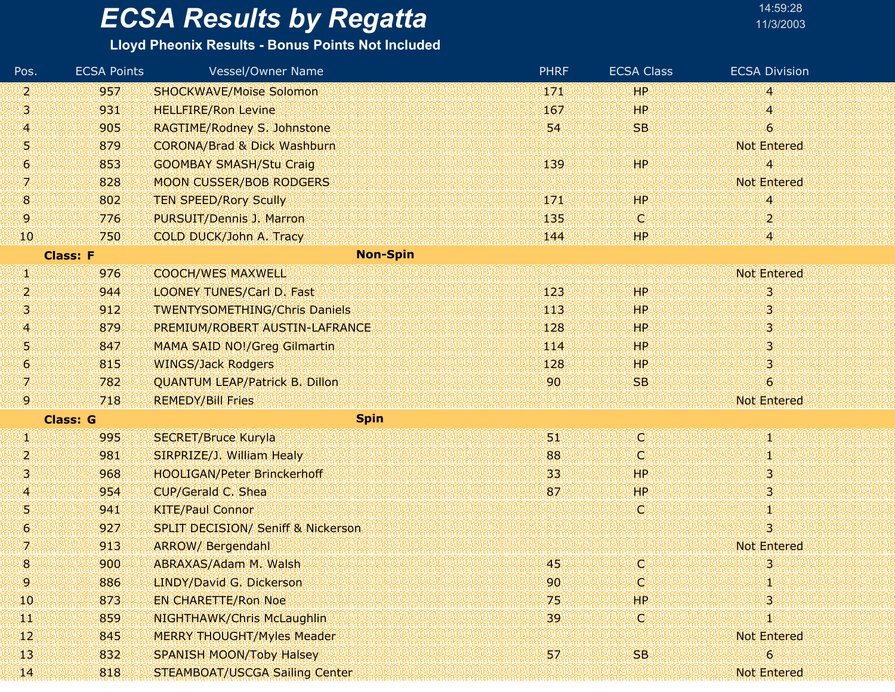# ECSA Results by Regatta

14:59:28
11/3/2003

**Lloyd Pheonix Results - Bonus Points Not Included**

| Pos. | ECSA Points | Vessel/Owner Name | PHRF | ECSA Class | ECSA Division |
|---|---|---|---|---|---|
| 2 | 957 | SHOCKWAVE/Moise Solomon | 171 | HP | 4 |
| 3 | 931 | HELLFIRE/Ron Levine | 167 | HP | 4 |
| 4 | 905 | RAGTIME/Rodney S. Johnstone | 54 | SB | 6 |
| 5 | 879 | CORONA/Brad & Dick Washburn | | | Not Entered |
| 6 | 853 | GOOMBAY SMASH/Stu Craig | 139 | HP | 4 |
| 7 | 828 | MOON CUSSER/BOB RODGERS | | | Not Entered |
| 8 | 802 | TEN SPEED/Rory Scully | 171 | HP | 4 |
| 9 | 776 | PURSUIT/Dennis J. Marron | 135 | C | 2 |
| 10 | 750 | COLD DUCK/John A. Tracy | 144 | HP | 4 |
| **Class: F** | | **Non-Spin** | | | |
| 1 | 976 | COOCH/WES MAXWELL | | | Not Entered |
| 2 | 944 | LOONEY TUNES/Carl D. Fast | 123 | HP | 3 |
| 3 | 912 | TWENTYSOMETHING/Chris Daniels | 113 | HP | 3 |
| 4 | 879 | PREMIUM/ROBERT AUSTIN-LAFRANCE | 128 | HP | 3 |
| 5 | 847 | MAMA SAID NO!/Greg Gilmartin | 114 | HP | 3 |
| 6 | 815 | WINGS/Jack Rodgers | 128 | HP | 3 |
| 7 | 782 | QUANTUM LEAP/Patrick B. Dillon | 90 | SB | 6 |
| 9 | 718 | REMEDY/Bill Fries | | | Not Entered |
| **Class: G** | | **Spin** | | | |
| 1 | 995 | SECRET/Bruce Kuryla | 51 | C | 1 |
| 2 | 981 | SIRPRIZE/J. William Healy | 88 | C | 1 |
| 3 | 968 | HOOLIGAN/Peter Brinckerhoff | 33 | HP | 3 |
| 4 | 954 | CUP/Gerald C. Shea | 87 | HP | 3 |
| 5 | 941 | KITE/Paul Connor | | C | 1 |
| 6 | 927 | SPLIT DECISION/ Seniff & Nickerson | | | 3 |
| 7 | 913 | ARROW/ Bergendahl | | | Not Entered |
| 8 | 900 | ABRAXAS/Adam M. Walsh | 45 | C | 3 |
| 9 | 886 | LINDY/David G. Dickerson | 90 | C | 1 |
| 10 | 873 | EN CHARETTE/Ron Noe | 75 | HP | 3 |
| 11 | 859 | NIGHTHAWK/Chris McLaughlin | 39 | C | 1 |
| 12 | 845 | MERRY THOUGHT/Myles Meader | | | Not Entered |
| 13 | 832 | SPANISH MOON/Toby Halsey | 57 | SB | 6 |
| 14 | 818 | STEAMBOAT/USCGA Sailing Center | | | Not Entered |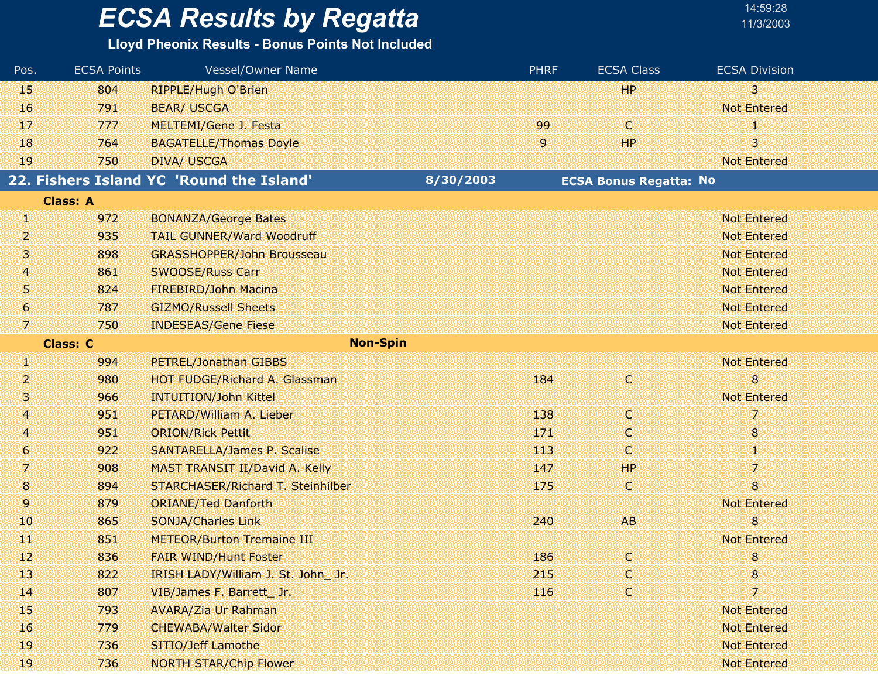# ECSA Results by Regatta

**Lloyd Pheonix Results - Bonus Points Not Included**

| Pos. | ECSA Points | Vessel/Owner Name | PHRF | ECSA Class | ECSA Division |
|---|---|---|---|---|---|
| 15 | 804 | RIPPLE/Hugh O'Brien | | HP | 3 |
| 16 | 791 | BEAR/ USCGA | | | Not Entered |
| 17 | 777 | MELTEMI/Gene J. Festa | 99 | C | 1 |
| 18 | 764 | BAGATELLE/Thomas Doyle | 9 | HP | 3 |
| 19 | 750 | DIVA/ USCGA | | | Not Entered |

## 22. Fishers Island YC 'Round the Island' — 8/30/2003 — ECSA Bonus Regatta: No

**Class: A**

| Pos. | ECSA Points | Vessel/Owner Name | PHRF | ECSA Class | ECSA Division |
|---|---|---|---|---|---|
| 1 | 972 | BONANZA/George Bates | | | Not Entered |
| 2 | 935 | TAIL GUNNER/Ward Woodruff | | | Not Entered |
| 3 | 898 | GRASSHOPPER/John Brousseau | | | Not Entered |
| 4 | 861 | SWOOSE/Russ Carr | | | Not Entered |
| 5 | 824 | FIREBIRD/John Macina | | | Not Entered |
| 6 | 787 | GIZMO/Russell Sheets | | | Not Entered |
| 7 | 750 | INDESEAS/Gene Fiese | | | Not Entered |

**Class: C** — **Non-Spin**

| Pos. | ECSA Points | Vessel/Owner Name | PHRF | ECSA Class | ECSA Division |
|---|---|---|---|---|---|
| 1 | 994 | PETREL/Jonathan GIBBS | | | Not Entered |
| 2 | 980 | HOT FUDGE/Richard A. Glassman | 184 | C | 8 |
| 3 | 966 | INTUITION/John Kittel | | | Not Entered |
| 4 | 951 | PETARD/William A. Lieber | 138 | C | 7 |
| 4 | 951 | ORION/Rick Pettit | 171 | C | 8 |
| 6 | 922 | SANTARELLA/James P. Scalise | 113 | C | 1 |
| 7 | 908 | MAST TRANSIT II/David A. Kelly | 147 | HP | 7 |
| 8 | 894 | STARCHASER/Richard T. Steinhilber | 175 | C | 8 |
| 9 | 879 | ORIANE/Ted Danforth | | | Not Entered |
| 10 | 865 | SONJA/Charles Link | 240 | AB | 8 |
| 11 | 851 | METEOR/Burton Tremaine III | | | Not Entered |
| 12 | 836 | FAIR WIND/Hunt Foster | 186 | C | 8 |
| 13 | 822 | IRISH LADY/William J. St. John_ Jr. | 215 | C | 8 |
| 14 | 807 | VIB/James F. Barrett_ Jr. | 116 | C | 7 |
| 15 | 793 | AVARA/Zia Ur Rahman | | | Not Entered |
| 16 | 779 | CHEWABA/Walter Sidor | | | Not Entered |
| 19 | 736 | SITIO/Jeff Lamothe | | | Not Entered |
| 19 | 736 | NORTH STAR/Chip Flower | | | Not Entered |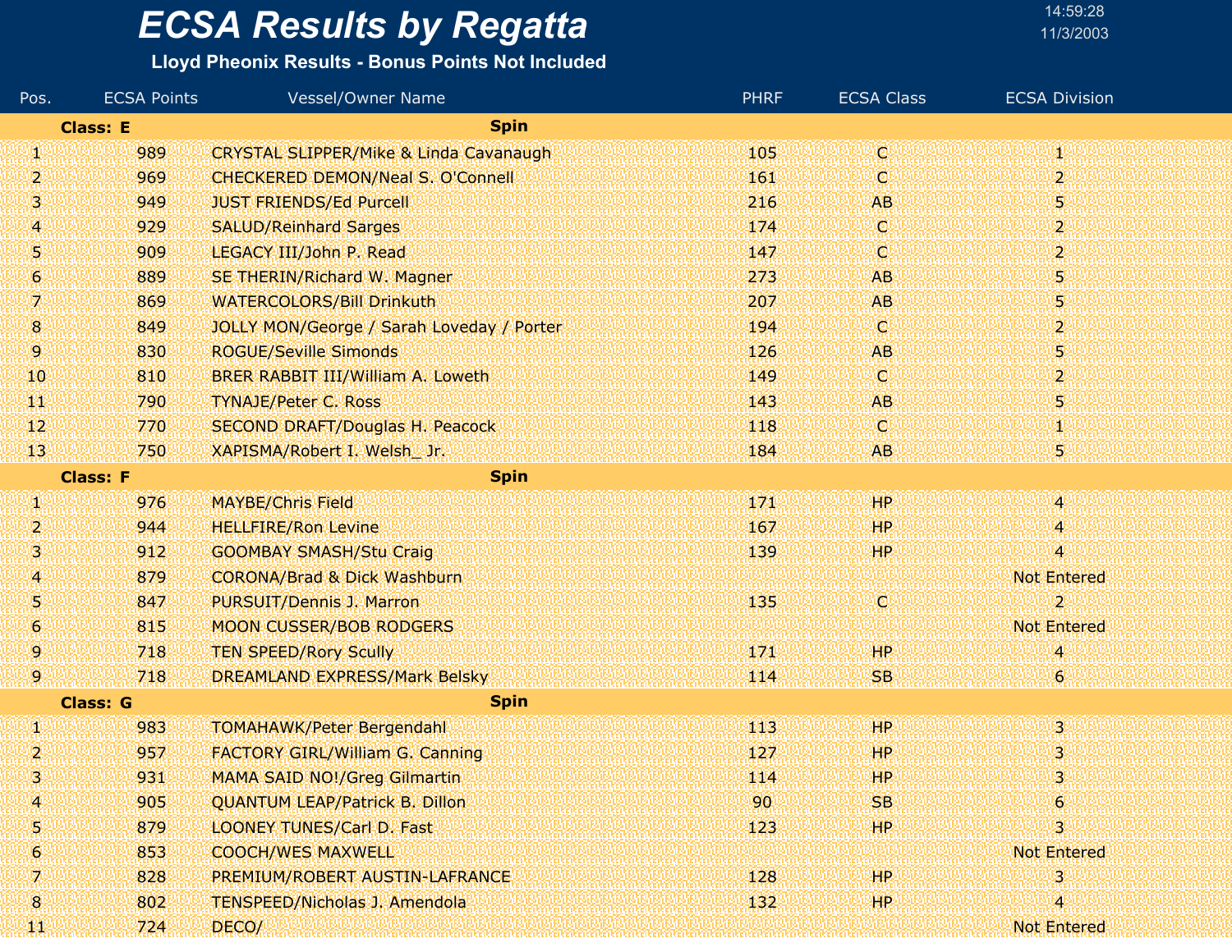# ECSA Results by Regatta

**Lloyd Pheonix Results - Bonus Points Not Included**

14:59:28
11/3/2003

| Pos. | ECSA Points | Vessel/Owner Name | PHRF | ECSA Class | ECSA Division |
|---|---|---|---|---|---|
| **Class: E** | | **Spin** | | | |
| 1 | 989 | CRYSTAL SLIPPER/Mike & Linda Cavanaugh | 105 | C | 1 |
| 2 | 969 | CHECKERED DEMON/Neal S. O'Connell | 161 | C | 2 |
| 3 | 949 | JUST FRIENDS/Ed Purcell | 216 | AB | 5 |
| 4 | 929 | SALUD/Reinhard Sarges | 174 | C | 2 |
| 5 | 909 | LEGACY III/John P. Read | 147 | C | 2 |
| 6 | 889 | SE THERIN/Richard W. Magner | 273 | AB | 5 |
| 7 | 869 | WATERCOLORS/Bill Drinkuth | 207 | AB | 5 |
| 8 | 849 | JOLLY MON/George / Sarah Loveday / Porter | 194 | C | 2 |
| 9 | 830 | ROGUE/Seville Simonds | 126 | AB | 5 |
| 10 | 810 | BRER RABBIT III/William A. Loweth | 149 | C | 2 |
| 11 | 790 | TYNAJE/Peter C. Ross | 143 | AB | 5 |
| 12 | 770 | SECOND DRAFT/Douglas H. Peacock | 118 | C | 1 |
| 13 | 750 | XAPISMA/Robert I. Welsh_ Jr. | 184 | AB | 5 |
| **Class: F** | | **Spin** | | | |
| 1 | 976 | MAYBE/Chris Field | 171 | HP | 4 |
| 2 | 944 | HELLFIRE/Ron Levine | 167 | HP | 4 |
| 3 | 912 | GOOMBAY SMASH/Stu Craig | 139 | HP | 4 |
| 4 | 879 | CORONA/Brad & Dick Washburn | | | Not Entered |
| 5 | 847 | PURSUIT/Dennis J. Marron | 135 | C | 2 |
| 6 | 815 | MOON CUSSER/BOB RODGERS | | | Not Entered |
| 9 | 718 | TEN SPEED/Rory Scully | 171 | HP | 4 |
| 9 | 718 | DREAMLAND EXPRESS/Mark Belsky | 114 | SB | 6 |
| **Class: G** | | **Spin** | | | |
| 1 | 983 | TOMAHAWK/Peter Bergendahl | 113 | HP | 3 |
| 2 | 957 | FACTORY GIRL/William G. Canning | 127 | HP | 3 |
| 3 | 931 | MAMA SAID NO!/Greg Gilmartin | 114 | HP | 3 |
| 4 | 905 | QUANTUM LEAP/Patrick B. Dillon | 90 | SB | 6 |
| 5 | 879 | LOONEY TUNES/Carl D. Fast | 123 | HP | 3 |
| 6 | 853 | COOCH/WES MAXWELL | | | Not Entered |
| 7 | 828 | PREMIUM/ROBERT AUSTIN-LAFRANCE | 128 | HP | 3 |
| 8 | 802 | TENSPEED/Nicholas J. Amendola | 132 | HP | 4 |
| 11 | 724 | DECO/ | | | Not Entered |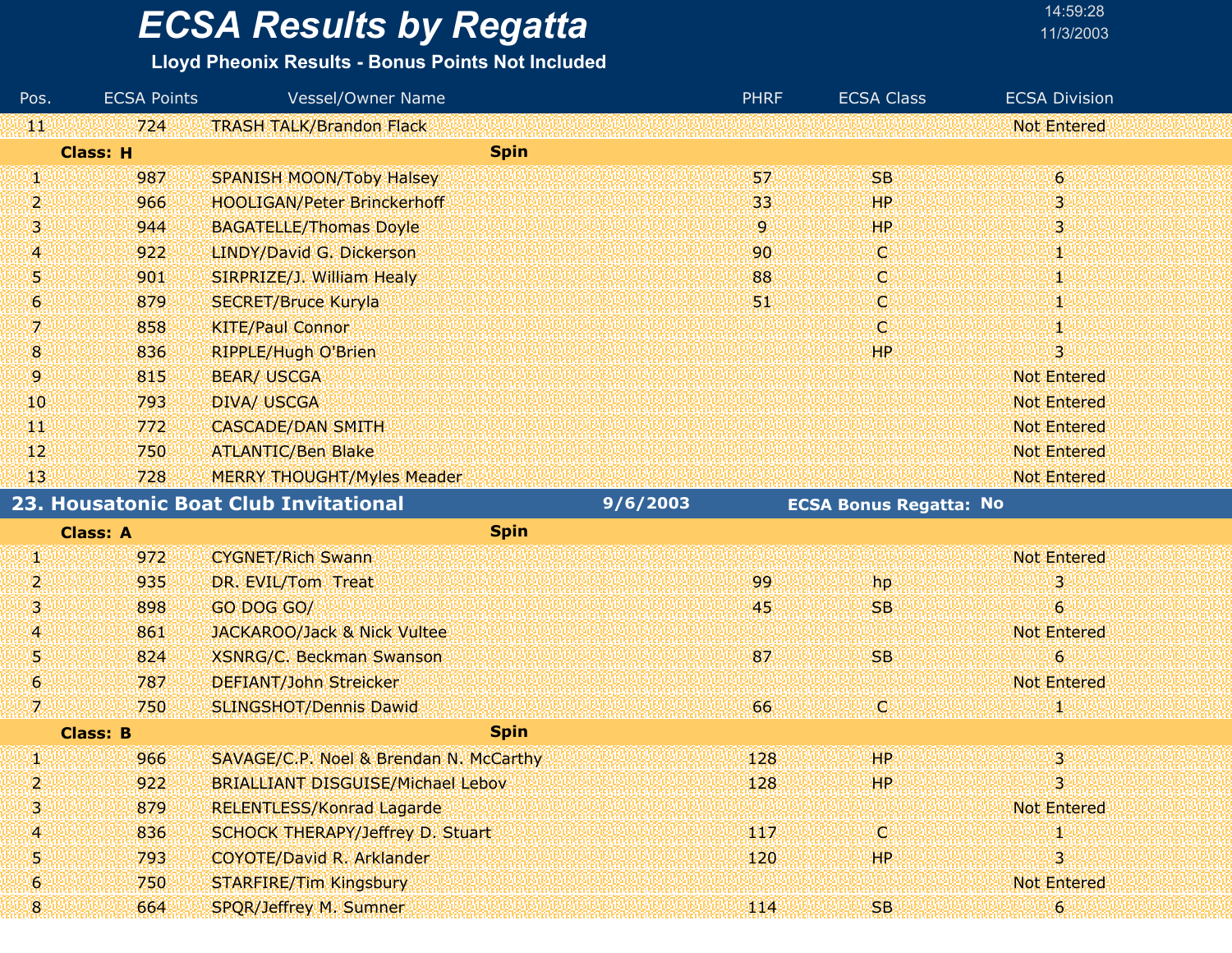# ECSA Results by Regatta

**Lloyd Pheonix Results - Bonus Points Not Included**

| Pos. | ECSA Points | Vessel/Owner Name | PHRF | ECSA Class | ECSA Division |
|---|---|---|---|---|---|
| 11 | 724 | TRASH TALK/Brandon Flack | | | Not Entered |
| **Class: H** | | **Spin** | | | |
| 1 | 987 | SPANISH MOON/Toby Halsey | 57 | SB | 6 |
| 2 | 966 | HOOLIGAN/Peter Brinckerhoff | 33 | HP | 3 |
| 3 | 944 | BAGATELLE/Thomas Doyle | 9 | HP | 3 |
| 4 | 922 | LINDY/David G. Dickerson | 90 | C | 1 |
| 5 | 901 | SIRPRIZE/J. William Healy | 88 | C | 1 |
| 6 | 879 | SECRET/Bruce Kuryla | 51 | C | 1 |
| 7 | 858 | KITE/Paul Connor | | C | 1 |
| 8 | 836 | RIPPLE/Hugh O'Brien | | HP | 3 |
| 9 | 815 | BEAR/ USCGA | | | Not Entered |
| 10 | 793 | DIVA/ USCGA | | | Not Entered |
| 11 | 772 | CASCADE/DAN SMITH | | | Not Entered |
| 12 | 750 | ATLANTIC/Ben Blake | | | Not Entered |
| 13 | 728 | MERRY THOUGHT/Myles Meader | | | Not Entered |

## 23. Housatonic Boat Club Invitational — 9/6/2003 — ECSA Bonus Regatta: No

| Pos. | ECSA Points | Vessel/Owner Name | PHRF | ECSA Class | ECSA Division |
|---|---|---|---|---|---|
| **Class: A** | | **Spin** | | | |
| 1 | 972 | CYGNET/Rich Swann | | | Not Entered |
| 2 | 935 | DR. EVIL/Tom Treat | 99 | hp | 3 |
| 3 | 898 | GO DOG GO/ | 45 | SB | 6 |
| 4 | 861 | JACKAROO/Jack & Nick Vultee | | | Not Entered |
| 5 | 824 | XSNRG/C. Beckman Swanson | 87 | SB | 6 |
| 6 | 787 | DEFIANT/John Streicker | | | Not Entered |
| 7 | 750 | SLINGSHOT/Dennis Dawid | 66 | C | 1 |
| **Class: B** | | **Spin** | | | |
| 1 | 966 | SAVAGE/C.P. Noel & Brendan N. McCarthy | 128 | HP | 3 |
| 2 | 922 | BRIALLIANT DISGUISE/Michael Lebov | 128 | HP | 3 |
| 3 | 879 | RELENTLESS/Konrad Lagarde | | | Not Entered |
| 4 | 836 | SCHOCK THERAPY/Jeffrey D. Stuart | 117 | C | 1 |
| 5 | 793 | COYOTE/David R. Arklander | 120 | HP | 3 |
| 6 | 750 | STARFIRE/Tim Kingsbury | | | Not Entered |
| 8 | 664 | SPQR/Jeffrey M. Sumner | 114 | SB | 6 |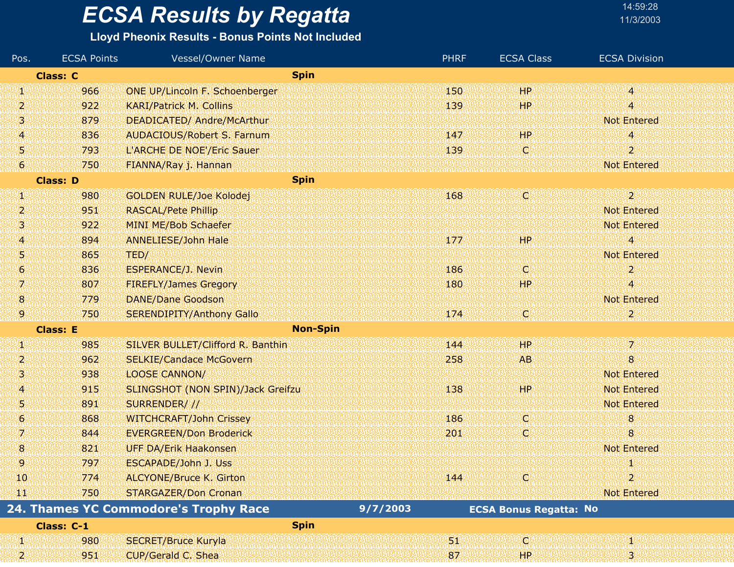# ECSA Results by Regatta

**Lloyd Pheonix Results - Bonus Points Not Included**

| Pos. | ECSA Points | Vessel/Owner Name | PHRF | ECSA Class | ECSA Division |
|---|---|---|---|---|---|
| **Class: C** | | **Spin** | | | |
| 1 | 966 | ONE UP/Lincoln F. Schoenberger | 150 | HP | 4 |
| 2 | 922 | KARI/Patrick M. Collins | 139 | HP | 4 |
| 3 | 879 | DEADICATED/ Andre/McArthur | | | Not Entered |
| 4 | 836 | AUDACIOUS/Robert S. Farnum | 147 | HP | 4 |
| 5 | 793 | L'ARCHE DE NOE'/Eric Sauer | 139 | C | 2 |
| 6 | 750 | FIANNA/Ray j. Hannan | | | Not Entered |
| **Class: D** | | **Spin** | | | |
| 1 | 980 | GOLDEN RULE/Joe Kolodej | 168 | C | 2 |
| 2 | 951 | RASCAL/Pete Phillip | | | Not Entered |
| 3 | 922 | MINI ME/Bob Schaefer | | | Not Entered |
| 4 | 894 | ANNELIESE/John Hale | 177 | HP | 4 |
| 5 | 865 | TED/ | | | Not Entered |
| 6 | 836 | ESPERANCE/J. Nevin | 186 | C | 2 |
| 7 | 807 | FIREFLY/James Gregory | 180 | HP | 4 |
| 8 | 779 | DANE/Dane Goodson | | | Not Entered |
| 9 | 750 | SERENDIPITY/Anthony Gallo | 174 | C | 2 |
| **Class: E** | | **Non-Spin** | | | |
| 1 | 985 | SILVER BULLET/Clifford R. Banthin | 144 | HP | 7 |
| 2 | 962 | SELKIE/Candace McGovern | 258 | AB | 8 |
| 3 | 938 | LOOSE CANNON/ | | | Not Entered |
| 4 | 915 | SLINGSHOT (NON SPIN)/Jack Greifzu | 138 | HP | Not Entered |
| 5 | 891 | SURRENDER/ // | | | Not Entered |
| 6 | 868 | WITCHCRAFT/John Crissey | 186 | C | 8 |
| 7 | 844 | EVERGREEN/Don Broderick | 201 | C | 8 |
| 8 | 821 | UFF DA/Erik Haakonsen | | | Not Entered |
| 9 | 797 | ESCAPADE/John J. Uss | | | 1 |
| 10 | 774 | ALCYONE/Bruce K. Girton | 144 | C | 2 |
| 11 | 750 | STARGAZER/Don Cronan | | | Not Entered |

## 24. Thames YC Commodore's Trophy Race — 9/7/2003 — ECSA Bonus Regatta: No

| Pos. | ECSA Points | Vessel/Owner Name | PHRF | ECSA Class | ECSA Division |
|---|---|---|---|---|---|
| **Class: C-1** | | **Spin** | | | |
| 1 | 980 | SECRET/Bruce Kuryla | 51 | C | 1 |
| 2 | 951 | CUP/Gerald C. Shea | 87 | HP | 3 |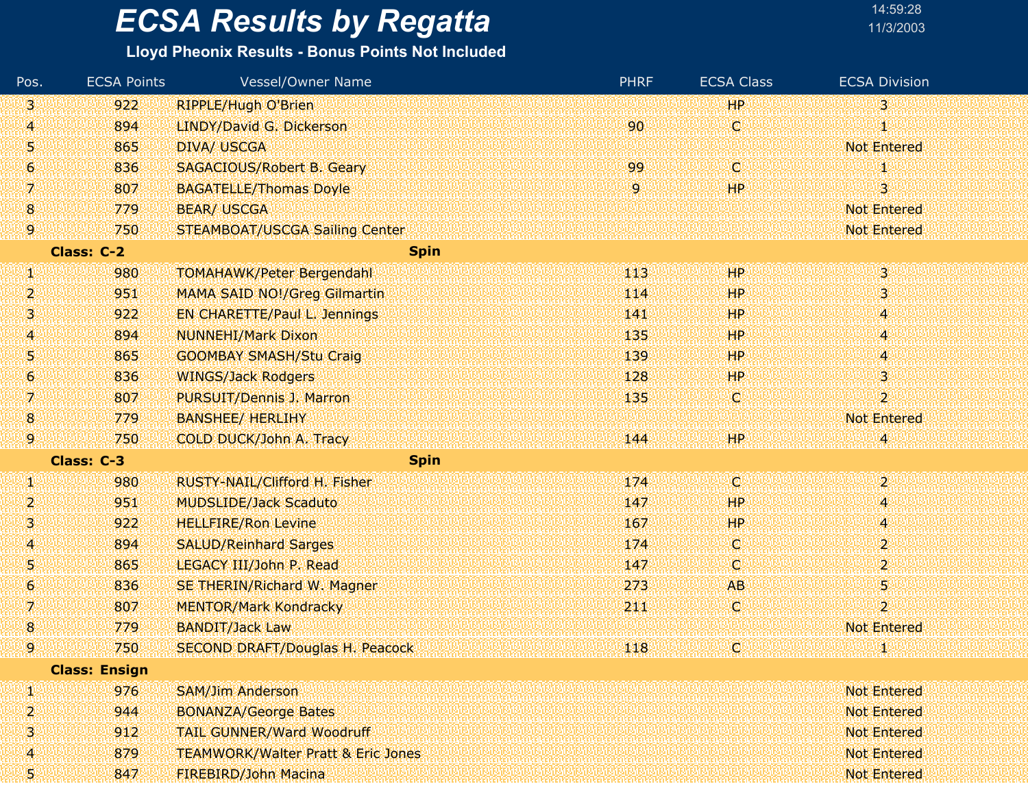# ECSA Results by Regatta

**Lloyd Pheonix Results - Bonus Points Not Included**

14:59:28
11/3/2003

| Pos. | ECSA Points | Vessel/Owner Name | PHRF | ECSA Class | ECSA Division |
|---|---|---|---|---|---|
| 3 | 922 | RIPPLE/Hugh O'Brien | | HP | 3 |
| 4 | 894 | LINDY/David G. Dickerson | 90 | C | 1 |
| 5 | 865 | DIVA/ USCGA | | | Not Entered |
| 6 | 836 | SAGACIOUS/Robert B. Geary | 99 | C | 1 |
| 7 | 807 | BAGATELLE/Thomas Doyle | 9 | HP | 3 |
| 8 | 779 | BEAR/ USCGA | | | Not Entered |
| 9 | 750 | STEAMBOAT/USCGA Sailing Center | | | Not Entered |
| **Class: C-2** | | **Spin** | | | |
| 1 | 980 | TOMAHAWK/Peter Bergendahl | 113 | HP | 3 |
| 2 | 951 | MAMA SAID NO!/Greg Gilmartin | 114 | HP | 3 |
| 3 | 922 | EN CHARETTE/Paul L. Jennings | 141 | HP | 4 |
| 4 | 894 | NUNNEHI/Mark Dixon | 135 | HP | 4 |
| 5 | 865 | GOOMBAY SMASH/Stu Craig | 139 | HP | 4 |
| 6 | 836 | WINGS/Jack Rodgers | 128 | HP | 3 |
| 7 | 807 | PURSUIT/Dennis J. Marron | 135 | C | 2 |
| 8 | 779 | BANSHEE/ HERLIHY | | | Not Entered |
| 9 | 750 | COLD DUCK/John A. Tracy | 144 | HP | 4 |
| **Class: C-3** | | **Spin** | | | |
| 1 | 980 | RUSTY-NAIL/Clifford H. Fisher | 174 | C | 2 |
| 2 | 951 | MUDSLIDE/Jack Scaduto | 147 | HP | 4 |
| 3 | 922 | HELLFIRE/Ron Levine | 167 | HP | 4 |
| 4 | 894 | SALUD/Reinhard Sarges | 174 | C | 2 |
| 5 | 865 | LEGACY III/John P. Read | 147 | C | 2 |
| 6 | 836 | SE THERIN/Richard W. Magner | 273 | AB | 5 |
| 7 | 807 | MENTOR/Mark Kondracky | 211 | C | 2 |
| 8 | 779 | BANDIT/Jack Law | | | Not Entered |
| 9 | 750 | SECOND DRAFT/Douglas H. Peacock | 118 | C | 1 |
| **Class: Ensign** | | | | | |
| 1 | 976 | SAM/Jim Anderson | | | Not Entered |
| 2 | 944 | BONANZA/George Bates | | | Not Entered |
| 3 | 912 | TAIL GUNNER/Ward Woodruff | | | Not Entered |
| 4 | 879 | TEAMWORK/Walter Pratt & Eric Jones | | | Not Entered |
| 5 | 847 | FIREBIRD/John Macina | | | Not Entered |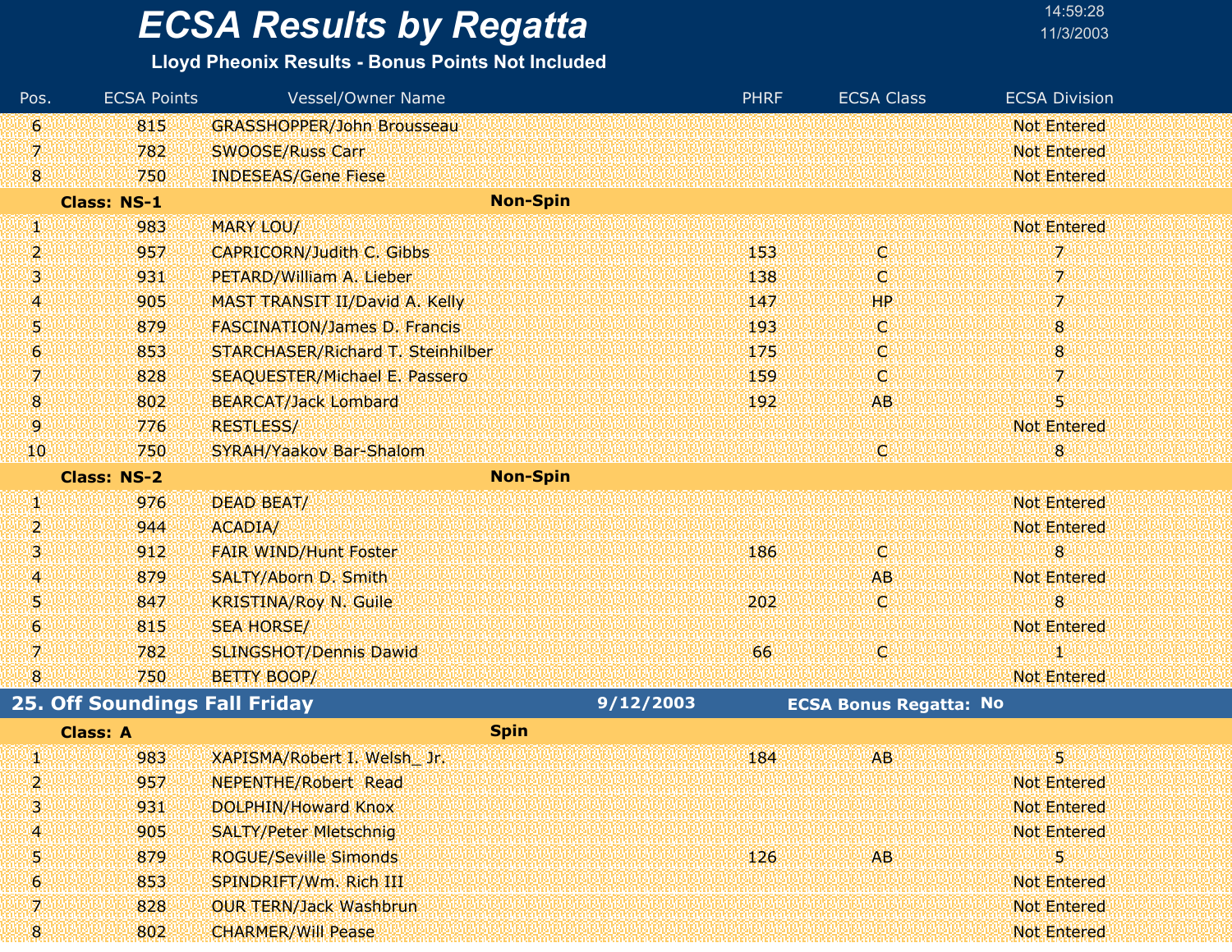# ECSA Results by Regatta

**Lloyd Pheonix Results - Bonus Points Not Included**

| Pos. | ECSA Points | Vessel/Owner Name | PHRF | ECSA Class | ECSA Division |
|---|---|---|---|---|---|
| 6 | 815 | GRASSHOPPER/John Brousseau | | | Not Entered |
| 7 | 782 | SWOOSE/Russ Carr | | | Not Entered |
| 8 | 750 | INDESEAS/Gene Fiese | | | Not Entered |
| **Class: NS-1** | | **Non-Spin** | | | |
| 1 | 983 | MARY LOU/ | | | Not Entered |
| 2 | 957 | CAPRICORN/Judith C. Gibbs | 153 | C | 7 |
| 3 | 931 | PETARD/William A. Lieber | 138 | C | 7 |
| 4 | 905 | MAST TRANSIT II/David A. Kelly | 147 | HP | 7 |
| 5 | 879 | FASCINATION/James D. Francis | 193 | C | 8 |
| 6 | 853 | STARCHASER/Richard T. Steinhilber | 175 | C | 8 |
| 7 | 828 | SEAQUESTER/Michael E. Passero | 159 | C | 7 |
| 8 | 802 | BEARCAT/Jack Lombard | 192 | AB | 5 |
| 9 | 776 | RESTLESS/ | | | Not Entered |
| 10 | 750 | SYRAH/Yaakov Bar-Shalom | | C | 8 |
| **Class: NS-2** | | **Non-Spin** | | | |
| 1 | 976 | DEAD BEAT/ | | | Not Entered |
| 2 | 944 | ACADIA/ | | | Not Entered |
| 3 | 912 | FAIR WIND/Hunt Foster | 186 | C | 8 |
| 4 | 879 | SALTY/Aborn D. Smith | | AB | Not Entered |
| 5 | 847 | KRISTINA/Roy N. Guile | 202 | C | 8 |
| 6 | 815 | SEA HORSE/ | | | Not Entered |
| 7 | 782 | SLINGSHOT/Dennis Dawid | 66 | C | 1 |
| 8 | 750 | BETTY BOOP/ | | | Not Entered |

## 25. Off Soundings Fall Friday — 9/12/2003 — ECSA Bonus Regatta: No

| Pos. | ECSA Points | Vessel/Owner Name | PHRF | ECSA Class | ECSA Division |
|---|---|---|---|---|---|
| **Class: A** | | **Spin** | | | |
| 1 | 983 | XAPISMA/Robert I. Welsh_ Jr. | 184 | AB | 5 |
| 2 | 957 | NEPENTHE/Robert Read | | | Not Entered |
| 3 | 931 | DOLPHIN/Howard Knox | | | Not Entered |
| 4 | 905 | SALTY/Peter Mletschnig | | | Not Entered |
| 5 | 879 | ROGUE/Seville Simonds | 126 | AB | 5 |
| 6 | 853 | SPINDRIFT/Wm. Rich III | | | Not Entered |
| 7 | 828 | OUR TERN/Jack Washbrun | | | Not Entered |
| 8 | 802 | CHARMER/Will Pease | | | Not Entered |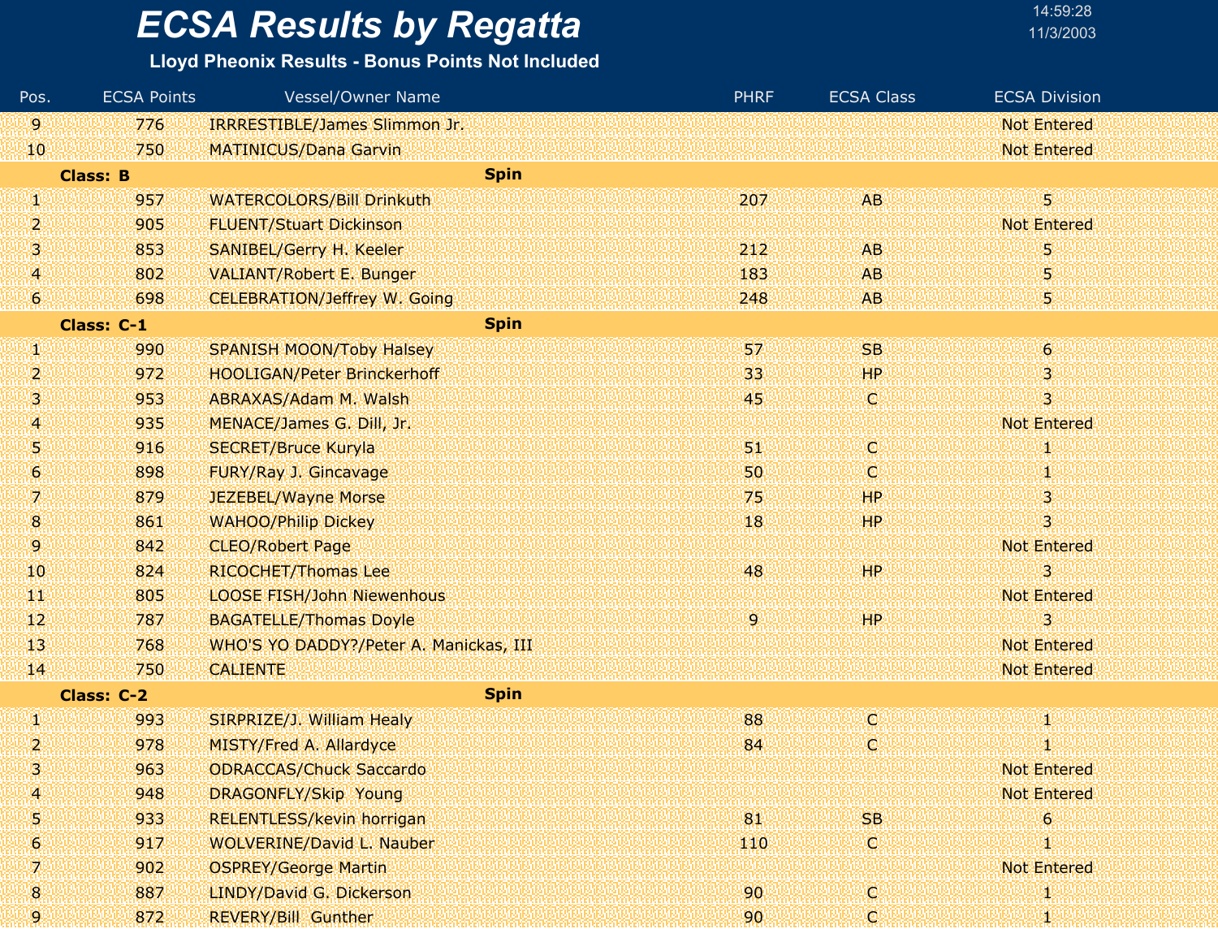# ECSA Results by Regatta

**Lloyd Pheonix Results - Bonus Points Not Included**

14:59:28
11/3/2003

| Pos. | ECSA Points | Vessel/Owner Name | PHRF | ECSA Class | ECSA Division |
|---|---|---|---|---|---|
| 9 | 776 | IRRRESTIBLE/James Slimmon Jr. | | | Not Entered |
| 10 | 750 | MATINICUS/Dana Garvin | | | Not Entered |
| **Class: B** | | **Spin** | | | |
| 1 | 957 | WATERCOLORS/Bill Drinkuth | 207 | AB | 5 |
| 2 | 905 | FLUENT/Stuart Dickinson | | | Not Entered |
| 3 | 853 | SANIBEL/Gerry H. Keeler | 212 | AB | 5 |
| 4 | 802 | VALIANT/Robert E. Bunger | 183 | AB | 5 |
| 6 | 698 | CELEBRATION/Jeffrey W. Going | 248 | AB | 5 |
| **Class: C-1** | | **Spin** | | | |
| 1 | 990 | SPANISH MOON/Toby Halsey | 57 | SB | 6 |
| 2 | 972 | HOOLIGAN/Peter Brinckerhoff | 33 | HP | 3 |
| 3 | 953 | ABRAXAS/Adam M. Walsh | 45 | C | 3 |
| 4 | 935 | MENACE/James G. Dill, Jr. | | | Not Entered |
| 5 | 916 | SECRET/Bruce Kuryla | 51 | C | 1 |
| 6 | 898 | FURY/Ray J. Gincavage | 50 | C | 1 |
| 7 | 879 | JEZEBEL/Wayne Morse | 75 | HP | 3 |
| 8 | 861 | WAHOO/Philip Dickey | 18 | HP | 3 |
| 9 | 842 | CLEO/Robert Page | | | Not Entered |
| 10 | 824 | RICOCHET/Thomas Lee | 48 | HP | 3 |
| 11 | 805 | LOOSE FISH/John Niewenhous | | | Not Entered |
| 12 | 787 | BAGATELLE/Thomas Doyle | 9 | HP | 3 |
| 13 | 768 | WHO'S YO DADDY?/Peter A. Manickas, III | | | Not Entered |
| 14 | 750 | CALIENTE | | | Not Entered |
| **Class: C-2** | | **Spin** | | | |
| 1 | 993 | SIRPRIZE/J. William Healy | 88 | C | 1 |
| 2 | 978 | MISTY/Fred A. Allardyce | 84 | C | 1 |
| 3 | 963 | ODRACCAS/Chuck Saccardo | | | Not Entered |
| 4 | 948 | DRAGONFLY/Skip Young | | | Not Entered |
| 5 | 933 | RELENTLESS/kevin horrigan | 81 | SB | 6 |
| 6 | 917 | WOLVERINE/David L. Nauber | 110 | C | 1 |
| 7 | 902 | OSPREY/George Martin | | | Not Entered |
| 8 | 887 | LINDY/David G. Dickerson | 90 | C | 1 |
| 9 | 872 | REVERY/Bill Gunther | 90 | C | 1 |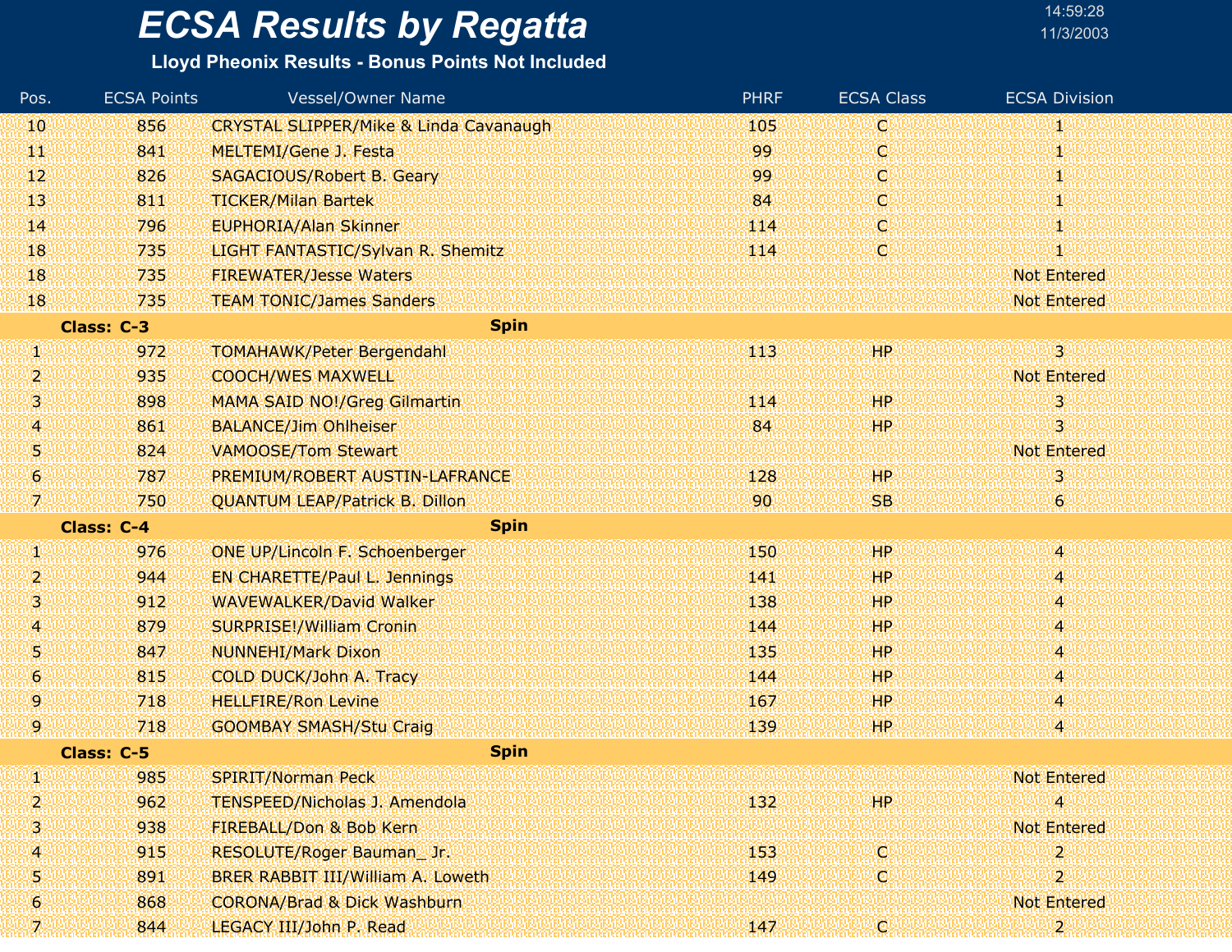# ECSA Results by Regatta

14:59:28
11/3/2003

**Lloyd Pheonix Results - Bonus Points Not Included**

| Pos. | ECSA Points | Vessel/Owner Name | PHRF | ECSA Class | ECSA Division |
|---|---|---|---|---|---|
| 10 | 856 | CRYSTAL SLIPPER/Mike & Linda Cavanaugh | 105 | C | 1 |
| 11 | 841 | MELTEMI/Gene J. Festa | 99 | C | 1 |
| 12 | 826 | SAGACIOUS/Robert B. Geary | 99 | C | 1 |
| 13 | 811 | TICKER/Milan Bartek | 84 | C | 1 |
| 14 | 796 | EUPHORIA/Alan Skinner | 114 | C | 1 |
| 18 | 735 | LIGHT FANTASTIC/Sylvan R. Shemitz | 114 | C | 1 |
| 18 | 735 | FIREWATER/Jesse Waters | | | Not Entered |
| 18 | 735 | TEAM TONIC/James Sanders | | | Not Entered |
| **Class: C-3** | | **Spin** | | | |
| 1 | 972 | TOMAHAWK/Peter Bergendahl | 113 | HP | 3 |
| 2 | 935 | COOCH/WES MAXWELL | | | Not Entered |
| 3 | 898 | MAMA SAID NO!/Greg Gilmartin | 114 | HP | 3 |
| 4 | 861 | BALANCE/Jim Ohlheiser | 84 | HP | 3 |
| 5 | 824 | VAMOOSE/Tom Stewart | | | Not Entered |
| 6 | 787 | PREMIUM/ROBERT AUSTIN-LAFRANCE | 128 | HP | 3 |
| 7 | 750 | QUANTUM LEAP/Patrick B. Dillon | 90 | SB | 6 |
| **Class: C-4** | | **Spin** | | | |
| 1 | 976 | ONE UP/Lincoln F. Schoenberger | 150 | HP | 4 |
| 2 | 944 | EN CHARETTE/Paul L. Jennings | 141 | HP | 4 |
| 3 | 912 | WAVEWALKER/David Walker | 138 | HP | 4 |
| 4 | 879 | SURPRISE!/William Cronin | 144 | HP | 4 |
| 5 | 847 | NUNNEHI/Mark Dixon | 135 | HP | 4 |
| 6 | 815 | COLD DUCK/John A. Tracy | 144 | HP | 4 |
| 9 | 718 | HELLFIRE/Ron Levine | 167 | HP | 4 |
| 9 | 718 | GOOMBAY SMASH/Stu Craig | 139 | HP | 4 |
| **Class: C-5** | | **Spin** | | | |
| 1 | 985 | SPIRIT/Norman Peck | | | Not Entered |
| 2 | 962 | TENSPEED/Nicholas J. Amendola | 132 | HP | 4 |
| 3 | 938 | FIREBALL/Don & Bob Kern | | | Not Entered |
| 4 | 915 | RESOLUTE/Roger Bauman_ Jr. | 153 | C | 2 |
| 5 | 891 | BRER RABBIT III/William A. Loweth | 149 | C | 2 |
| 6 | 868 | CORONA/Brad & Dick Washburn | | | Not Entered |
| 7 | 844 | LEGACY III/John P. Read | 147 | C | 2 |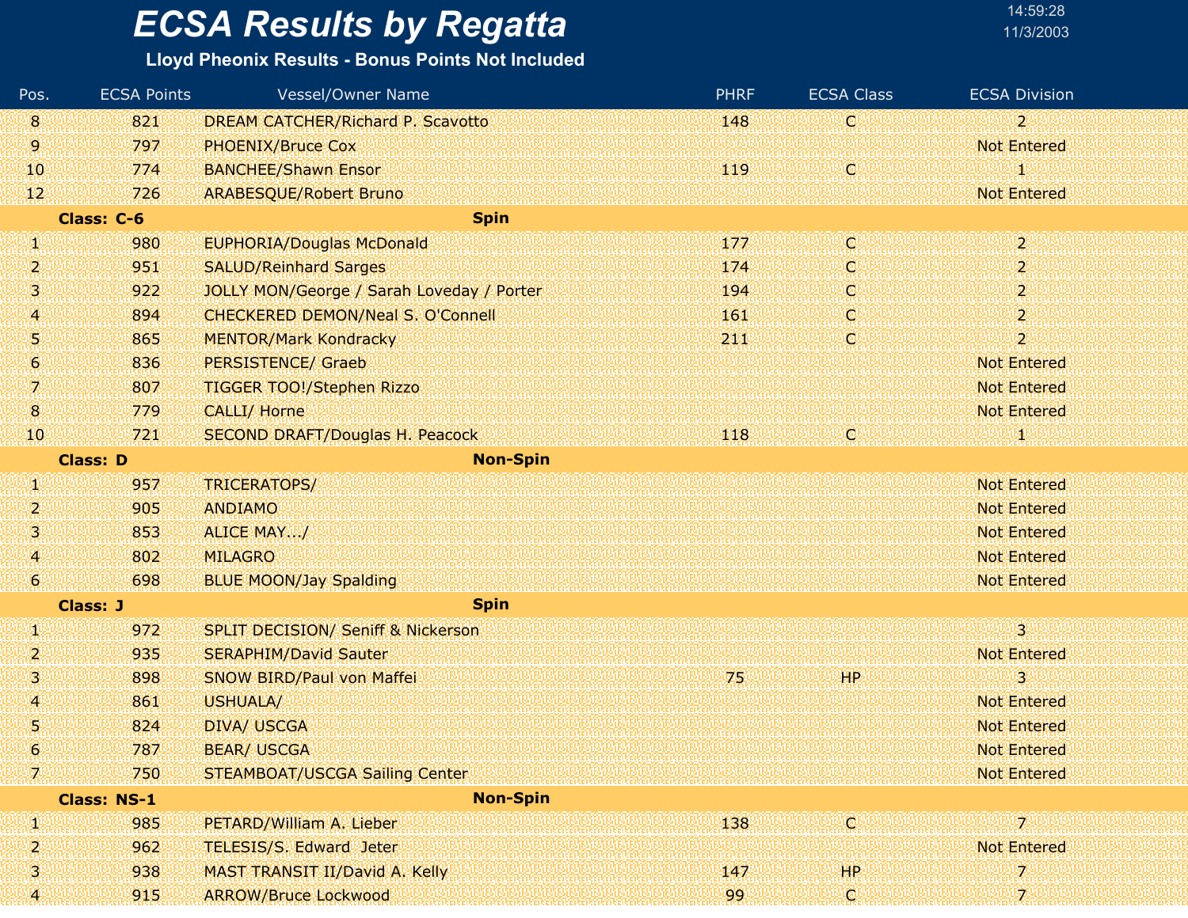# ECSA Results by Regatta

**Lloyd Pheonix Results - Bonus Points Not Included**

| Pos. | ECSA Points | Vessel/Owner Name | PHRF | ECSA Class | ECSA Division |
|---|---|---|---|---|---|
| 8 | 821 | DREAM CATCHER/Richard P. Scavotto | 148 | C | 2 |
| 9 | 797 | PHOENIX/Bruce Cox | | | Not Entered |
| 10 | 774 | BANCHEE/Shawn Ensor | 119 | C | 1 |
| 12 | 726 | ARABESQUE/Robert Bruno | | | Not Entered |
| **Class: C-6** | | **Spin** | | | |
| 1 | 980 | EUPHORIA/Douglas McDonald | 177 | C | 2 |
| 2 | 951 | SALUD/Reinhard Sarges | 174 | C | 2 |
| 3 | 922 | JOLLY MON/George / Sarah Loveday / Porter | 194 | C | 2 |
| 4 | 894 | CHECKERED DEMON/Neal S. O'Connell | 161 | C | 2 |
| 5 | 865 | MENTOR/Mark Kondracky | 211 | C | 2 |
| 6 | 836 | PERSISTENCE/ Graeb | | | Not Entered |
| 7 | 807 | TIGGER TOO!/Stephen Rizzo | | | Not Entered |
| 8 | 779 | CALLI/ Horne | | | Not Entered |
| 10 | 721 | SECOND DRAFT/Douglas H. Peacock | 118 | C | 1 |
| **Class: D** | | **Non-Spin** | | | |
| 1 | 957 | TRICERATOPS/ | | | Not Entered |
| 2 | 905 | ANDIAMO | | | Not Entered |
| 3 | 853 | ALICE MAY.../ | | | Not Entered |
| 4 | 802 | MILAGRO | | | Not Entered |
| 6 | 698 | BLUE MOON/Jay Spalding | | | Not Entered |
| **Class: J** | | **Spin** | | | |
| 1 | 972 | SPLIT DECISION/ Seniff & Nickerson | | | 3 |
| 2 | 935 | SERAPHIM/David Sauter | | | Not Entered |
| 3 | 898 | SNOW BIRD/Paul von Maffei | 75 | HP | 3 |
| 4 | 861 | USHUALA/ | | | Not Entered |
| 5 | 824 | DIVA/ USCGA | | | Not Entered |
| 6 | 787 | BEAR/ USCGA | | | Not Entered |
| 7 | 750 | STEAMBOAT/USCGA Sailing Center | | | Not Entered |
| **Class: NS-1** | | **Non-Spin** | | | |
| 1 | 985 | PETARD/William A. Lieber | 138 | C | 7 |
| 2 | 962 | TELESIS/S. Edward Jeter | | | Not Entered |
| 3 | 938 | MAST TRANSIT II/David A. Kelly | 147 | HP | 7 |
| 4 | 915 | ARROW/Bruce Lockwood | 99 | C | 7 |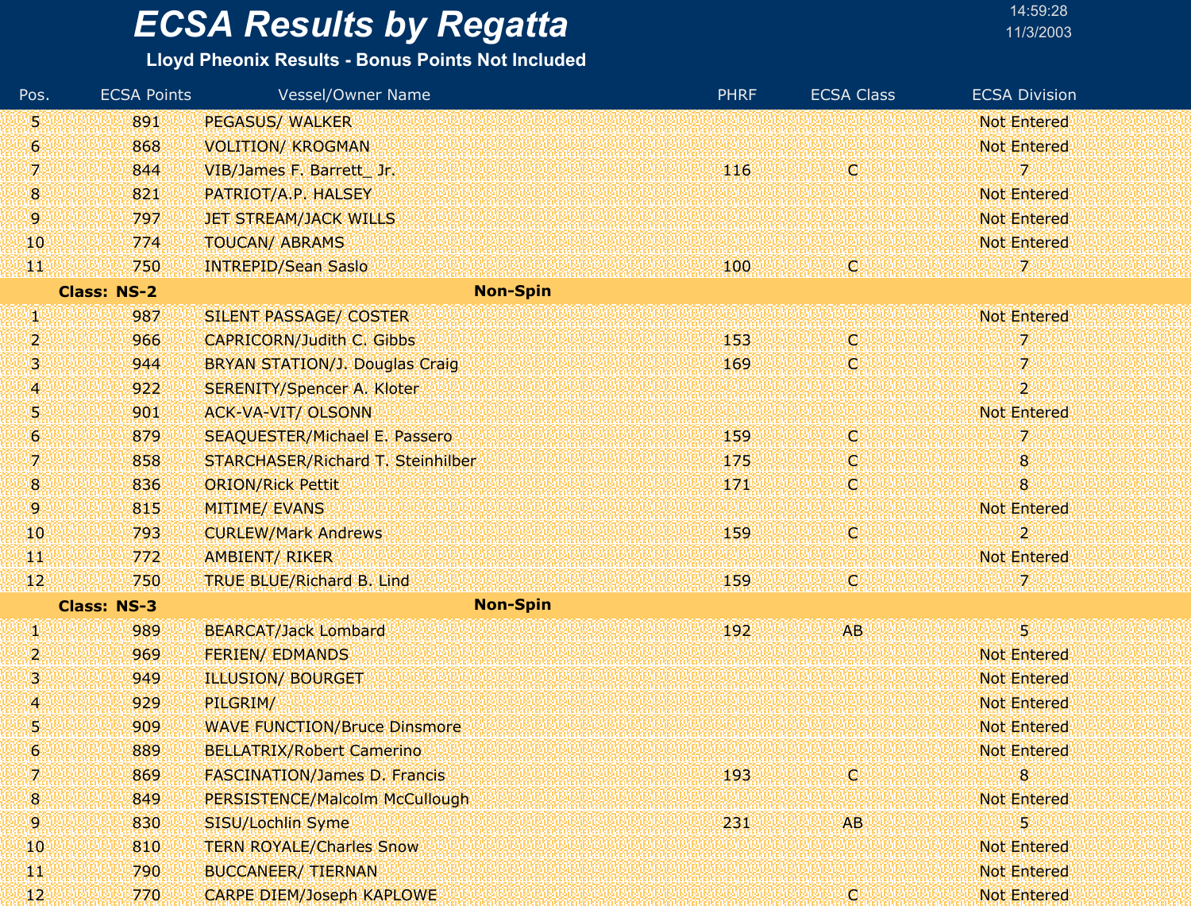# ECSA Results by Regatta

**Lloyd Pheonix Results - Bonus Points Not Included**

| Pos. | ECSA Points | Vessel/Owner Name | PHRF | ECSA Class | ECSA Division |
|---|---|---|---|---|---|
| 5 | 891 | PEGASUS/ WALKER | | | Not Entered |
| 6 | 868 | VOLITION/ KROGMAN | | | Not Entered |
| 7 | 844 | VIB/James F. Barrett_ Jr. | 116 | C | 7 |
| 8 | 821 | PATRIOT/A.P. HALSEY | | | Not Entered |
| 9 | 797 | JET STREAM/JACK WILLS | | | Not Entered |
| 10 | 774 | TOUCAN/ ABRAMS | | | Not Entered |
| 11 | 750 | INTREPID/Sean Saslo | 100 | C | 7 |
| **Class: NS-2** | | **Non-Spin** | | | |
| 1 | 987 | SILENT PASSAGE/ COSTER | | | Not Entered |
| 2 | 966 | CAPRICORN/Judith C. Gibbs | 153 | C | 7 |
| 3 | 944 | BRYAN STATION/J. Douglas Craig | 169 | C | 7 |
| 4 | 922 | SERENITY/Spencer A. Kloter | | | 2 |
| 5 | 901 | ACK-VA-VIT/ OLSONN | | | Not Entered |
| 6 | 879 | SEAQUESTER/Michael E. Passero | 159 | C | 7 |
| 7 | 858 | STARCHASER/Richard T. Steinhilber | 175 | C | 8 |
| 8 | 836 | ORION/Rick Pettit | 171 | C | 8 |
| 9 | 815 | MITIME/ EVANS | | | Not Entered |
| 10 | 793 | CURLEW/Mark Andrews | 159 | C | 2 |
| 11 | 772 | AMBIENT/ RIKER | | | Not Entered |
| 12 | 750 | TRUE BLUE/Richard B. Lind | 159 | C | 7 |
| **Class: NS-3** | | **Non-Spin** | | | |
| 1 | 989 | BEARCAT/Jack Lombard | 192 | AB | 5 |
| 2 | 969 | FERIEN/ EDMANDS | | | Not Entered |
| 3 | 949 | ILLUSION/ BOURGET | | | Not Entered |
| 4 | 929 | PILGRIM/ | | | Not Entered |
| 5 | 909 | WAVE FUNCTION/Bruce Dinsmore | | | Not Entered |
| 6 | 889 | BELLATRIX/Robert Camerino | | | Not Entered |
| 7 | 869 | FASCINATION/James D. Francis | 193 | C | 8 |
| 8 | 849 | PERSISTENCE/Malcolm McCullough | | | Not Entered |
| 9 | 830 | SISU/Lochlin Syme | 231 | AB | 5 |
| 10 | 810 | TERN ROYALE/Charles Snow | | | Not Entered |
| 11 | 790 | BUCCANEER/ TIERNAN | | | Not Entered |
| 12 | 770 | CARPE DIEM/Joseph KAPLOWE | | C | Not Entered |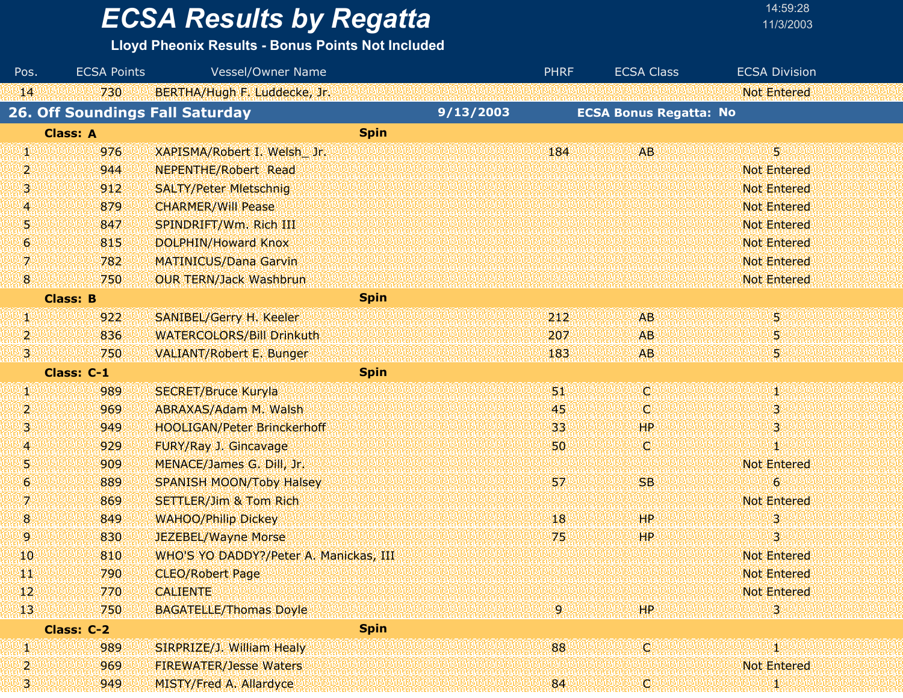# ECSA Results by Regatta

**Lloyd Pheonix Results - Bonus Points Not Included**

| Pos. | ECSA Points | Vessel/Owner Name | PHRF | ECSA Class | ECSA Division |
|---|---|---|---|---|---|
| 14 | 730 | BERTHA/Hugh F. Luddecke, Jr. | | | Not Entered |

## 26. Off Soundings Fall Saturday — 9/13/2003 — ECSA Bonus Regatta: No

**Class: A** — Spin

| Pos. | ECSA Points | Vessel/Owner Name | PHRF | ECSA Class | ECSA Division |
|---|---|---|---|---|---|
| 1 | 976 | XAPISMA/Robert I. Welsh_ Jr. | 184 | AB | 5 |
| 2 | 944 | NEPENTHE/Robert Read | | | Not Entered |
| 3 | 912 | SALTY/Peter Mletschnig | | | Not Entered |
| 4 | 879 | CHARMER/Will Pease | | | Not Entered |
| 5 | 847 | SPINDRIFT/Wm. Rich III | | | Not Entered |
| 6 | 815 | DOLPHIN/Howard Knox | | | Not Entered |
| 7 | 782 | MATINICUS/Dana Garvin | | | Not Entered |
| 8 | 750 | OUR TERN/Jack Washbrun | | | Not Entered |

**Class: B** — Spin

| Pos. | ECSA Points | Vessel/Owner Name | PHRF | ECSA Class | ECSA Division |
|---|---|---|---|---|---|
| 1 | 922 | SANIBEL/Gerry H. Keeler | 212 | AB | 5 |
| 2 | 836 | WATERCOLORS/Bill Drinkuth | 207 | AB | 5 |
| 3 | 750 | VALIANT/Robert E. Bunger | 183 | AB | 5 |

**Class: C-1** — Spin

| Pos. | ECSA Points | Vessel/Owner Name | PHRF | ECSA Class | ECSA Division |
|---|---|---|---|---|---|
| 1 | 989 | SECRET/Bruce Kuryla | 51 | C | 1 |
| 2 | 969 | ABRAXAS/Adam M. Walsh | 45 | C | 3 |
| 3 | 949 | HOOLIGAN/Peter Brinckerhoff | 33 | HP | 3 |
| 4 | 929 | FURY/Ray J. Gincavage | 50 | C | 1 |
| 5 | 909 | MENACE/James G. Dill, Jr. | | | Not Entered |
| 6 | 889 | SPANISH MOON/Toby Halsey | 57 | SB | 6 |
| 7 | 869 | SETTLER/Jim & Tom Rich | | | Not Entered |
| 8 | 849 | WAHOO/Philip Dickey | 18 | HP | 3 |
| 9 | 830 | JEZEBEL/Wayne Morse | 75 | HP | 3 |
| 10 | 810 | WHO'S YO DADDY?/Peter A. Manickas, III | | | Not Entered |
| 11 | 790 | CLEO/Robert Page | | | Not Entered |
| 12 | 770 | CALIENTE | | | Not Entered |
| 13 | 750 | BAGATELLE/Thomas Doyle | 9 | HP | 3 |

**Class: C-2** — Spin

| Pos. | ECSA Points | Vessel/Owner Name | PHRF | ECSA Class | ECSA Division |
|---|---|---|---|---|---|
| 1 | 989 | SIRPRIZE/J. William Healy | 88 | C | 1 |
| 2 | 969 | FIREWATER/Jesse Waters | | | Not Entered |
| 3 | 949 | MISTY/Fred A. Allardyce | 84 | C | 1 |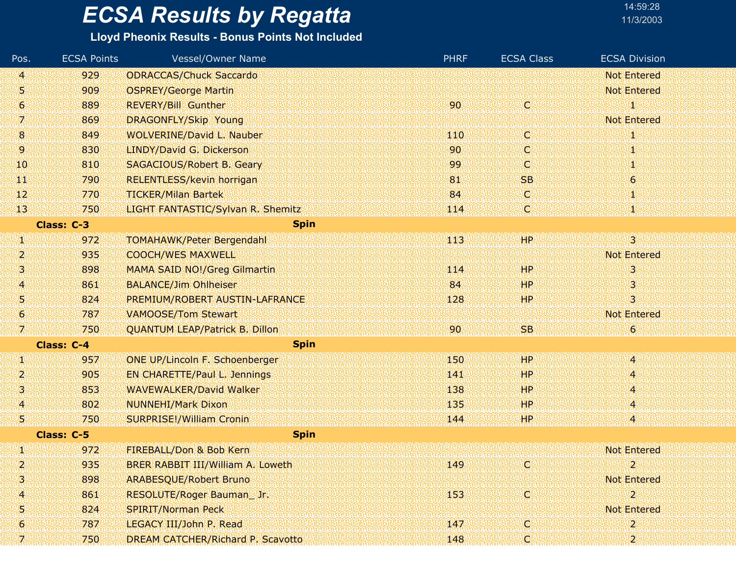# ECSA Results by Regatta

**Lloyd Pheonix Results - Bonus Points Not Included**

| Pos. | ECSA Points | Vessel/Owner Name | PHRF | ECSA Class | ECSA Division |
|---|---|---|---|---|---|
| 4 | 929 | ODRACCAS/Chuck Saccardo | | | Not Entered |
| 5 | 909 | OSPREY/George Martin | | | Not Entered |
| 6 | 889 | REVERY/Bill Gunther | 90 | C | 1 |
| 7 | 869 | DRAGONFLY/Skip Young | | | Not Entered |
| 8 | 849 | WOLVERINE/David L. Nauber | 110 | C | 1 |
| 9 | 830 | LINDY/David G. Dickerson | 90 | C | 1 |
| 10 | 810 | SAGACIOUS/Robert B. Geary | 99 | C | 1 |
| 11 | 790 | RELENTLESS/kevin horrigan | 81 | SB | 6 |
| 12 | 770 | TICKER/Milan Bartek | 84 | C | 1 |
| 13 | 750 | LIGHT FANTASTIC/Sylvan R. Shemitz | 114 | C | 1 |
| **Class: C-3** | | **Spin** | | | |
| 1 | 972 | TOMAHAWK/Peter Bergendahl | 113 | HP | 3 |
| 2 | 935 | COOCH/WES MAXWELL | | | Not Entered |
| 3 | 898 | MAMA SAID NO!/Greg Gilmartin | 114 | HP | 3 |
| 4 | 861 | BALANCE/Jim Ohlheiser | 84 | HP | 3 |
| 5 | 824 | PREMIUM/ROBERT AUSTIN-LAFRANCE | 128 | HP | 3 |
| 6 | 787 | VAMOOSE/Tom Stewart | | | Not Entered |
| 7 | 750 | QUANTUM LEAP/Patrick B. Dillon | 90 | SB | 6 |
| **Class: C-4** | | **Spin** | | | |
| 1 | 957 | ONE UP/Lincoln F. Schoenberger | 150 | HP | 4 |
| 2 | 905 | EN CHARETTE/Paul L. Jennings | 141 | HP | 4 |
| 3 | 853 | WAVEWALKER/David Walker | 138 | HP | 4 |
| 4 | 802 | NUNNEHI/Mark Dixon | 135 | HP | 4 |
| 5 | 750 | SURPRISE!/William Cronin | 144 | HP | 4 |
| **Class: C-5** | | **Spin** | | | |
| 1 | 972 | FIREBALL/Don & Bob Kern | | | Not Entered |
| 2 | 935 | BRER RABBIT III/William A. Loweth | 149 | C | 2 |
| 3 | 898 | ARABESQUE/Robert Bruno | | | Not Entered |
| 4 | 861 | RESOLUTE/Roger Bauman_ Jr. | 153 | C | 2 |
| 5 | 824 | SPIRIT/Norman Peck | | | Not Entered |
| 6 | 787 | LEGACY III/John P. Read | 147 | C | 2 |
| 7 | 750 | DREAM CATCHER/Richard P. Scavotto | 148 | C | 2 |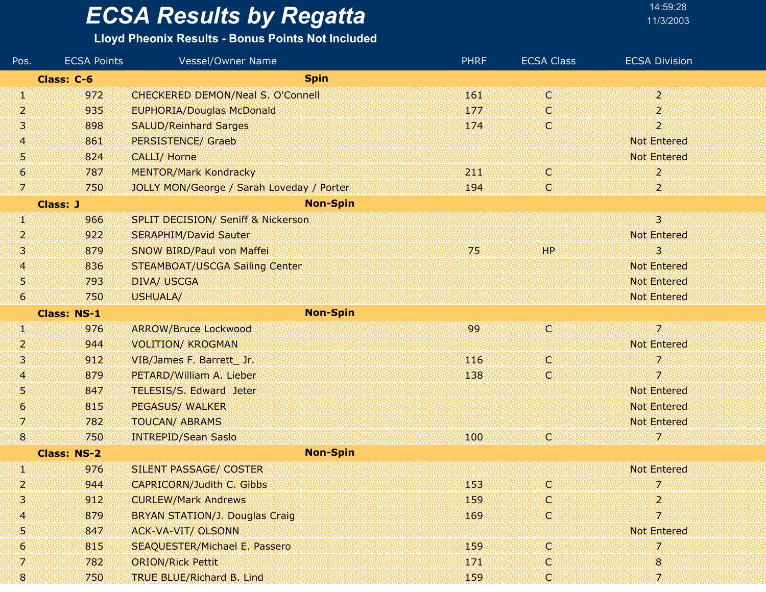# ECSA Results by Regatta

**Lloyd Pheonix Results - Bonus Points Not Included**

14:59:28
11/3/2003

| Pos. | ECSA Points | Vessel/Owner Name | PHRF | ECSA Class | ECSA Division |
|---|---|---|---|---|---|
| **Class: C-6** | | **Spin** | | | |
| 1 | 972 | CHECKERED DEMON/Neal S. O'Connell | 161 | C | 2 |
| 2 | 935 | EUPHORIA/Douglas McDonald | 177 | C | 2 |
| 3 | 898 | SALUD/Reinhard Sarges | 174 | C | 2 |
| 4 | 861 | PERSISTENCE/ Graeb | | | Not Entered |
| 5 | 824 | CALLI/ Horne | | | Not Entered |
| 6 | 787 | MENTOR/Mark Kondracky | 211 | C | 2 |
| 7 | 750 | JOLLY MON/George / Sarah Loveday / Porter | 194 | C | 2 |
| **Class: J** | | **Non-Spin** | | | |
| 1 | 966 | SPLIT DECISION/ Seniff & Nickerson | | | 3 |
| 2 | 922 | SERAPHIM/David Sauter | | | Not Entered |
| 3 | 879 | SNOW BIRD/Paul von Maffei | 75 | HP | 3 |
| 4 | 836 | STEAMBOAT/USCGA Sailing Center | | | Not Entered |
| 5 | 793 | DIVA/ USCGA | | | Not Entered |
| 6 | 750 | USHUALA/ | | | Not Entered |
| **Class: NS-1** | | **Non-Spin** | | | |
| 1 | 976 | ARROW/Bruce Lockwood | 99 | C | 7 |
| 2 | 944 | VOLITION/ KROGMAN | | | Not Entered |
| 3 | 912 | VIB/James F. Barrett_ Jr. | 116 | C | 7 |
| 4 | 879 | PETARD/William A. Lieber | 138 | C | 7 |
| 5 | 847 | TELESIS/S. Edward Jeter | | | Not Entered |
| 6 | 815 | PEGASUS/ WALKER | | | Not Entered |
| 7 | 782 | TOUCAN/ ABRAMS | | | Not Entered |
| 8 | 750 | INTREPID/Sean Saslo | 100 | C | 7 |
| **Class: NS-2** | | **Non-Spin** | | | |
| 1 | 976 | SILENT PASSAGE/ COSTER | | | Not Entered |
| 2 | 944 | CAPRICORN/Judith C. Gibbs | 153 | C | 7 |
| 3 | 912 | CURLEW/Mark Andrews | 159 | C | 2 |
| 4 | 879 | BRYAN STATION/J. Douglas Craig | 169 | C | 7 |
| 5 | 847 | ACK-VA-VIT/ OLSONN | | | Not Entered |
| 6 | 815 | SEAQUESTER/Michael E. Passero | 159 | C | 7 |
| 7 | 782 | ORION/Rick Pettit | 171 | C | 8 |
| 8 | 750 | TRUE BLUE/Richard B. Lind | 159 | C | 7 |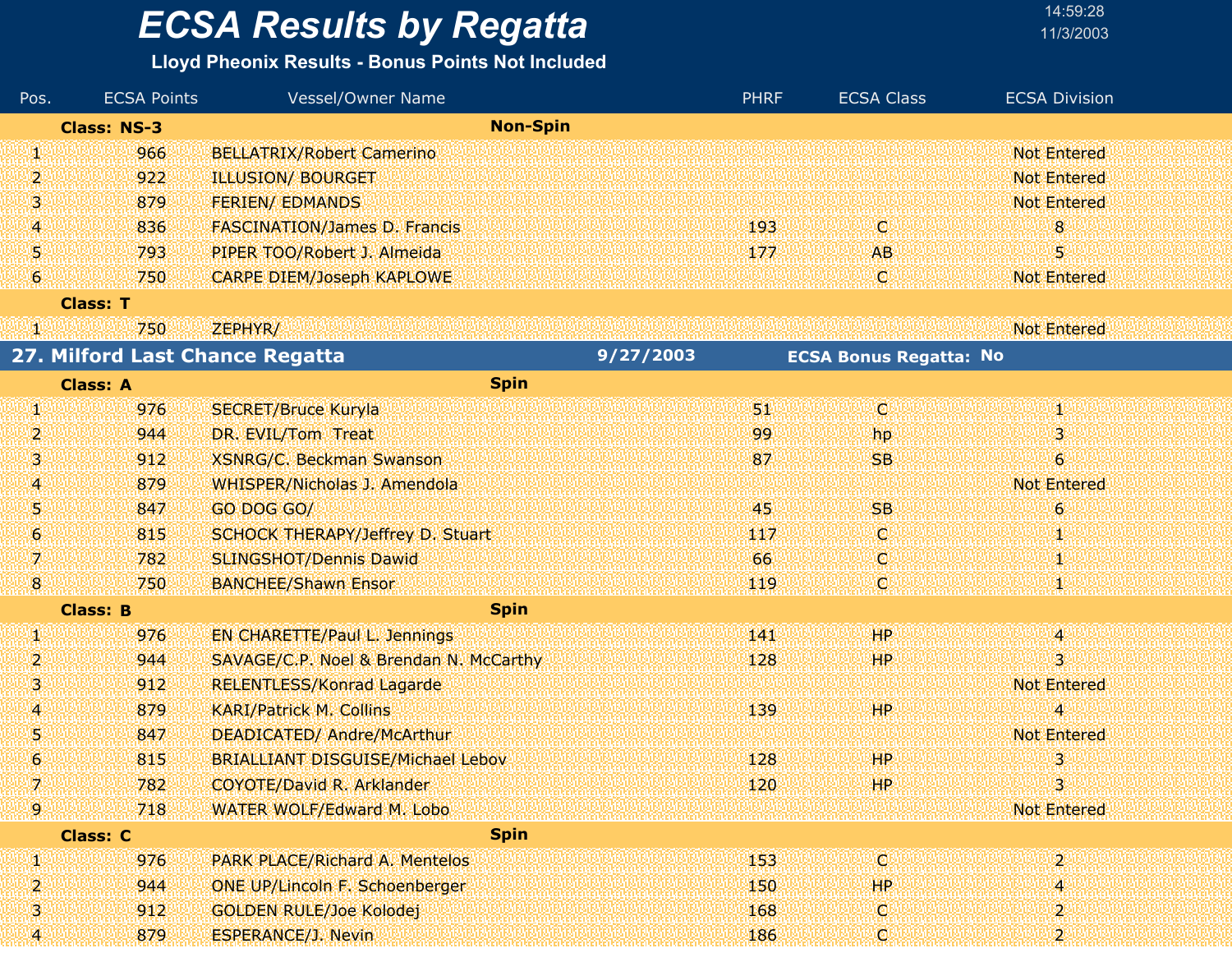# ECSA Results by Regatta

**Lloyd Pheonix Results - Bonus Points Not Included**

| Pos. | ECSA Points | Vessel/Owner Name | PHRF | ECSA Class | ECSA Division |
|---|---|---|---|---|---|
| **Class: NS-3** | | **Non-Spin** | | | |
| 1 | 966 | BELLATRIX/Robert Camerino | | | Not Entered |
| 2 | 922 | ILLUSION/ BOURGET | | | Not Entered |
| 3 | 879 | FERIEN/ EDMANDS | | | Not Entered |
| 4 | 836 | FASCINATION/James D. Francis | 193 | C | 8 |
| 5 | 793 | PIPER TOO/Robert J. Almeida | 177 | AB | 5 |
| 6 | 750 | CARPE DIEM/Joseph KAPLOWE | | C | Not Entered |
| **Class: T** | | | | | |
| 1 | 750 | ZEPHYR/ | | | Not Entered |

## 27. Milford Last Chance Regatta — 9/27/2003 — ECSA Bonus Regatta: No

| Pos. | ECSA Points | Vessel/Owner Name | PHRF | ECSA Class | ECSA Division |
|---|---|---|---|---|---|
| **Class: A** | | **Spin** | | | |
| 1 | 976 | SECRET/Bruce Kuryla | 51 | C | 1 |
| 2 | 944 | DR. EVIL/Tom Treat | 99 | hp | 3 |
| 3 | 912 | XSNRG/C. Beckman Swanson | 87 | SB | 6 |
| 4 | 879 | WHISPER/Nicholas J. Amendola | | | Not Entered |
| 5 | 847 | GO DOG GO/ | 45 | SB | 6 |
| 6 | 815 | SCHOCK THERAPY/Jeffrey D. Stuart | 117 | C | 1 |
| 7 | 782 | SLINGSHOT/Dennis Dawid | 66 | C | 1 |
| 8 | 750 | BANCHEE/Shawn Ensor | 119 | C | 1 |
| **Class: B** | | **Spin** | | | |
| 1 | 976 | EN CHARETTE/Paul L. Jennings | 141 | HP | 4 |
| 2 | 944 | SAVAGE/C.P. Noel & Brendan N. McCarthy | 128 | HP | 3 |
| 3 | 912 | RELENTLESS/Konrad Lagarde | | | Not Entered |
| 4 | 879 | KARI/Patrick M. Collins | 139 | HP | 4 |
| 5 | 847 | DEADICATED/ Andre/McArthur | | | Not Entered |
| 6 | 815 | BRIALLIANT DISGUISE/Michael Lebov | 128 | HP | 3 |
| 7 | 782 | COYOTE/David R. Arklander | 120 | HP | 3 |
| 9 | 718 | WATER WOLF/Edward M. Lobo | | | Not Entered |
| **Class: C** | | **Spin** | | | |
| 1 | 976 | PARK PLACE/Richard A. Mentelos | 153 | C | 2 |
| 2 | 944 | ONE UP/Lincoln F. Schoenberger | 150 | HP | 4 |
| 3 | 912 | GOLDEN RULE/Joe Kolodej | 168 | C | 2 |
| 4 | 879 | ESPERANCE/J. Nevin | 186 | C | 2 |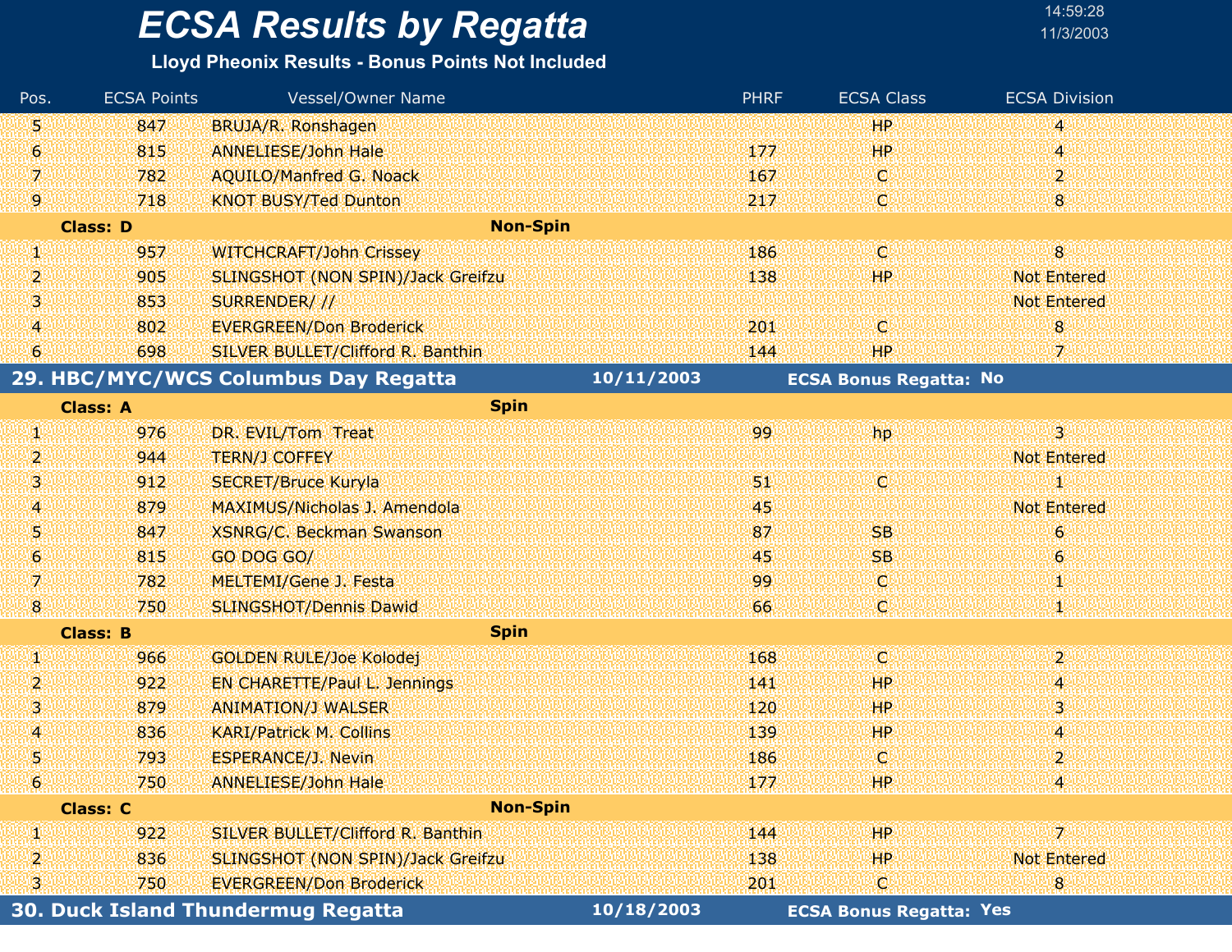# ECSA Results by Regatta

**Lloyd Pheonix Results - Bonus Points Not Included**

| Pos. | ECSA Points | Vessel/Owner Name | PHRF | ECSA Class | ECSA Division |
|---|---|---|---|---|---|
| 5 | 847 | BRUJA/R. Ronshagen | | HP | 4 |
| 6 | 815 | ANNELIESE/John Hale | 177 | HP | 4 |
| 7 | 782 | AQUILO/Manfred G. Noack | 167 | C | 2 |
| 9 | 718 | KNOT BUSY/Ted Dunton | 217 | C | 8 |
| **Class: D** | | **Non-Spin** | | | |
| 1 | 957 | WITCHCRAFT/John Crissey | 186 | C | 8 |
| 2 | 905 | SLINGSHOT (NON SPIN)/Jack Greifzu | 138 | HP | Not Entered |
| 3 | 853 | SURRENDER/ // | | | Not Entered |
| 4 | 802 | EVERGREEN/Don Broderick | 201 | C | 8 |
| 6 | 698 | SILVER BULLET/Clifford R. Banthin | 144 | HP | 7 |

## 29. HBC/MYC/WCS Columbus Day Regatta — 10/11/2003 — ECSA Bonus Regatta: No

| Pos. | ECSA Points | Vessel/Owner Name | PHRF | ECSA Class | ECSA Division |
|---|---|---|---|---|---|
| **Class: A** | | **Spin** | | | |
| 1 | 976 | DR. EVIL/Tom Treat | 99 | hp | 3 |
| 2 | 944 | TERN/J COFFEY | | | Not Entered |
| 3 | 912 | SECRET/Bruce Kuryla | 51 | C | 1 |
| 4 | 879 | MAXIMUS/Nicholas J. Amendola | 45 | | Not Entered |
| 5 | 847 | XSNRG/C. Beckman Swanson | 87 | SB | 6 |
| 6 | 815 | GO DOG GO/ | 45 | SB | 6 |
| 7 | 782 | MELTEMI/Gene J. Festa | 99 | C | 1 |
| 8 | 750 | SLINGSHOT/Dennis Dawid | 66 | C | 1 |
| **Class: B** | | **Spin** | | | |
| 1 | 966 | GOLDEN RULE/Joe Kolodej | 168 | C | 2 |
| 2 | 922 | EN CHARETTE/Paul L. Jennings | 141 | HP | 4 |
| 3 | 879 | ANIMATION/J WALSER | 120 | HP | 3 |
| 4 | 836 | KARI/Patrick M. Collins | 139 | HP | 4 |
| 5 | 793 | ESPERANCE/J. Nevin | 186 | C | 2 |
| 6 | 750 | ANNELIESE/John Hale | 177 | HP | 4 |
| **Class: C** | | **Non-Spin** | | | |
| 1 | 922 | SILVER BULLET/Clifford R. Banthin | 144 | HP | 7 |
| 2 | 836 | SLINGSHOT (NON SPIN)/Jack Greifzu | 138 | HP | Not Entered |
| 3 | 750 | EVERGREEN/Don Broderick | 201 | C | 8 |

## 30. Duck Island Thundermug Regatta — 10/18/2003 — ECSA Bonus Regatta: Yes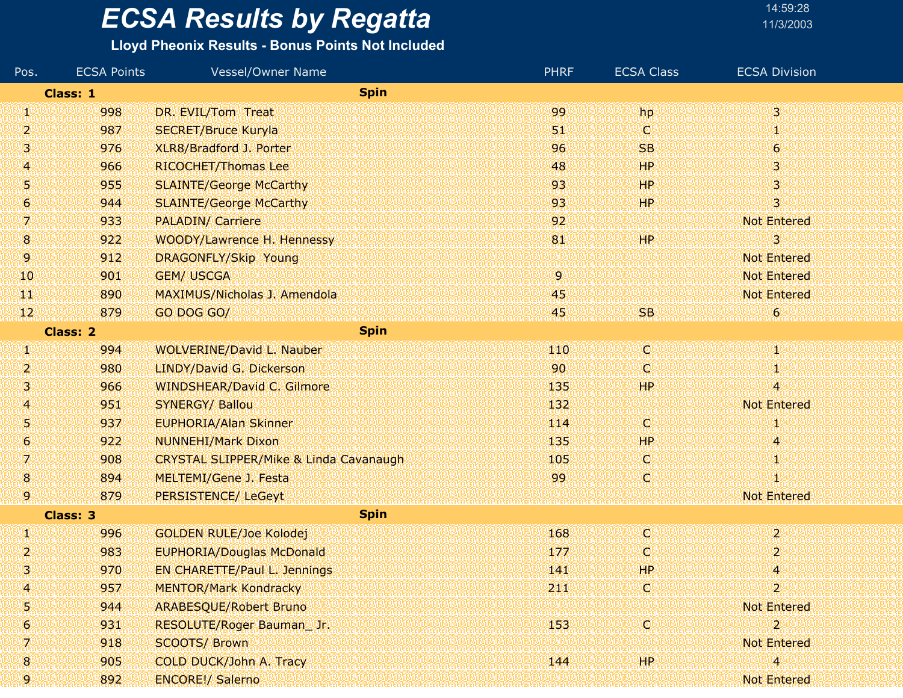# ECSA Results by Regatta

14:59:28
11/3/2003

### Lloyd Pheonix Results - Bonus Points Not Included

| Pos. | ECSA Points | Vessel/Owner Name | PHRF | ECSA Class | ECSA Division |
|---|---|---|---|---|---|
| **Class: 1** | | **Spin** | | | |
| 1 | 998 | DR. EVIL/Tom  Treat | 99 | hp | 3 |
| 2 | 987 | SECRET/Bruce Kuryla | 51 | C | 1 |
| 3 | 976 | XLR8/Bradford J. Porter | 96 | SB | 6 |
| 4 | 966 | RICOCHET/Thomas Lee | 48 | HP | 3 |
| 5 | 955 | SLAINTE/George McCarthy | 93 | HP | 3 |
| 6 | 944 | SLAINTE/George McCarthy | 93 | HP | 3 |
| 7 | 933 | PALADIN/ Carriere | 92 | | Not Entered |
| 8 | 922 | WOODY/Lawrence H. Hennessy | 81 | HP | 3 |
| 9 | 912 | DRAGONFLY/Skip  Young | | | Not Entered |
| 10 | 901 | GEM/ USCGA | 9 | | Not Entered |
| 11 | 890 | MAXIMUS/Nicholas J. Amendola | 45 | | Not Entered |
| 12 | 879 | GO DOG GO/ | 45 | SB | 6 |
| **Class: 2** | | **Spin** | | | |
| 1 | 994 | WOLVERINE/David L. Nauber | 110 | C | 1 |
| 2 | 980 | LINDY/David G. Dickerson | 90 | C | 1 |
| 3 | 966 | WINDSHEAR/David C. Gilmore | 135 | HP | 4 |
| 4 | 951 | SYNERGY/ Ballou | 132 | | Not Entered |
| 5 | 937 | EUPHORIA/Alan Skinner | 114 | C | 1 |
| 6 | 922 | NUNNEHI/Mark Dixon | 135 | HP | 4 |
| 7 | 908 | CRYSTAL SLIPPER/Mike & Linda Cavanaugh | 105 | C | 1 |
| 8 | 894 | MELTEMI/Gene J. Festa | 99 | C | 1 |
| 9 | 879 | PERSISTENCE/ LeGeyt | | | Not Entered |
| **Class: 3** | | **Spin** | | | |
| 1 | 996 | GOLDEN RULE/Joe Kolodej | 168 | C | 2 |
| 2 | 983 | EUPHORIA/Douglas McDonald | 177 | C | 2 |
| 3 | 970 | EN CHARETTE/Paul L. Jennings | 141 | HP | 4 |
| 4 | 957 | MENTOR/Mark Kondracky | 211 | C | 2 |
| 5 | 944 | ARABESQUE/Robert Bruno | | | Not Entered |
| 6 | 931 | RESOLUTE/Roger Bauman_ Jr. | 153 | C | 2 |
| 7 | 918 | SCOOTS/ Brown | | | Not Entered |
| 8 | 905 | COLD DUCK/John A. Tracy | 144 | HP | 4 |
| 9 | 892 | ENCORE!/ Salerno | | | Not Entered |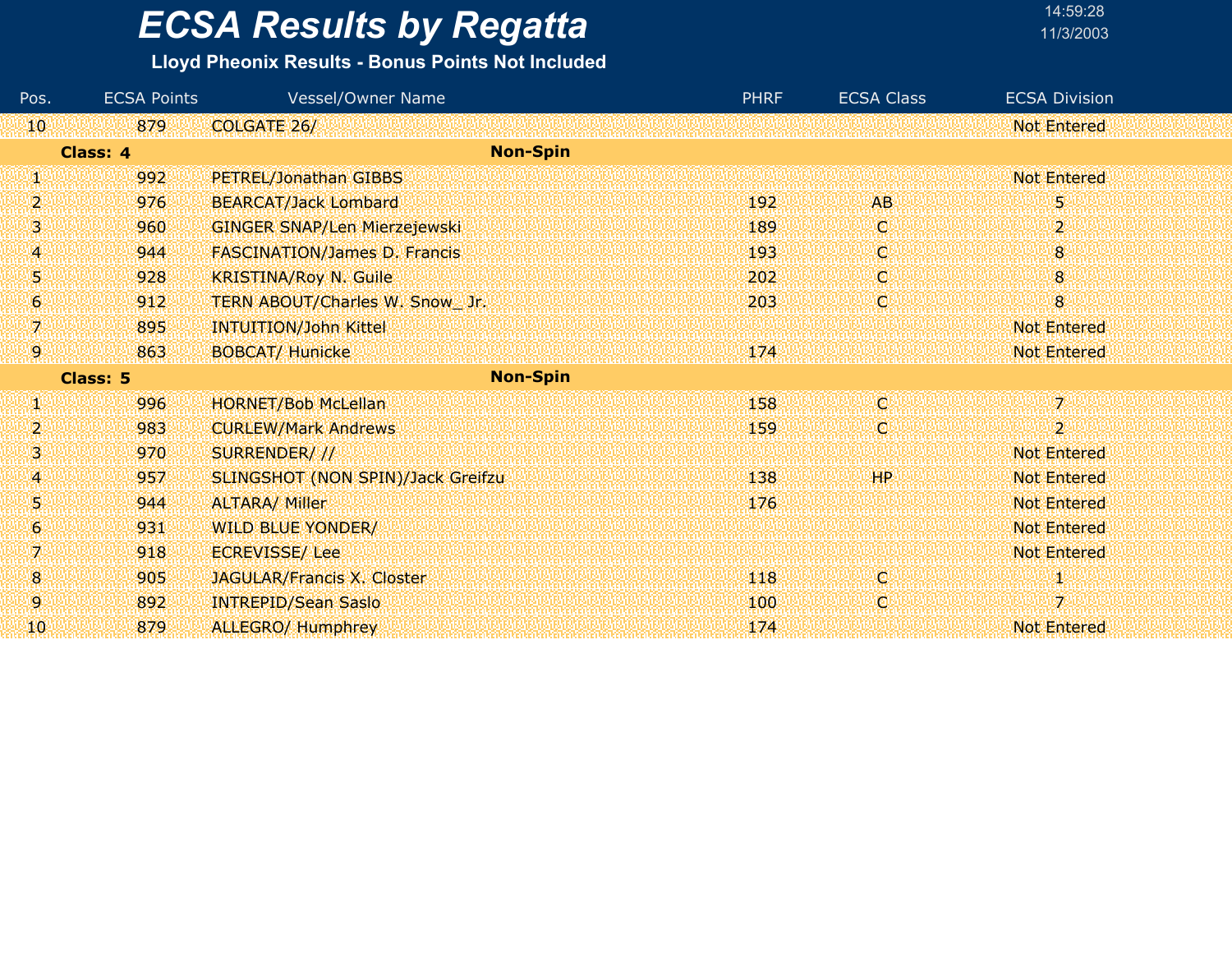# ECSA Results by Regatta

14:59:28
11/3/2003

**Lloyd Pheonix Results - Bonus Points Not Included**

| Pos. | ECSA Points | Vessel/Owner Name | PHRF | ECSA Class | ECSA Division |
|---|---|---|---|---|---|
| 10 | 879 | COLGATE 26/ | | | Not Entered |
| **Class: 4** | | **Non-Spin** | | | |
| 1 | 992 | PETREL/Jonathan GIBBS | | | Not Entered |
| 2 | 976 | BEARCAT/Jack Lombard | 192 | AB | 5 |
| 3 | 960 | GINGER SNAP/Len Mierzejewski | 189 | C | 2 |
| 4 | 944 | FASCINATION/James D. Francis | 193 | C | 8 |
| 5 | 928 | KRISTINA/Roy N. Guile | 202 | C | 8 |
| 6 | 912 | TERN ABOUT/Charles W. Snow_ Jr. | 203 | C | 8 |
| 7 | 895 | INTUITION/John Kittel | | | Not Entered |
| 9 | 863 | BOBCAT/ Hunicke | 174 | | Not Entered |
| **Class: 5** | | **Non-Spin** | | | |
| 1 | 996 | HORNET/Bob McLellan | 158 | C | 7 |
| 2 | 983 | CURLEW/Mark Andrews | 159 | C | 2 |
| 3 | 970 | SURRENDER/ // | | | Not Entered |
| 4 | 957 | SLINGSHOT (NON SPIN)/Jack Greifzu | 138 | HP | Not Entered |
| 5 | 944 | ALTARA/ Miller | 176 | | Not Entered |
| 6 | 931 | WILD BLUE YONDER/ | | | Not Entered |
| 7 | 918 | ECREVISSE/ Lee | | | Not Entered |
| 8 | 905 | JAGULAR/Francis X. Closter | 118 | C | 1 |
| 9 | 892 | INTREPID/Sean Saslo | 100 | C | 7 |
| 10 | 879 | ALLEGRO/ Humphrey | 174 | | Not Entered |